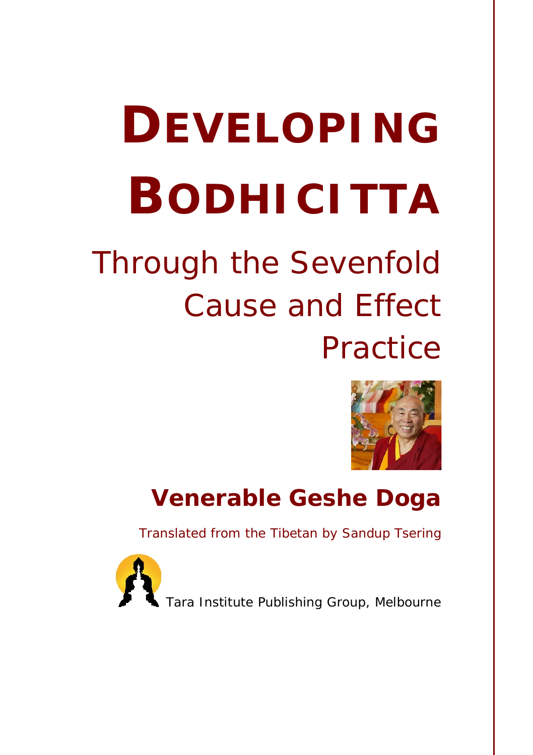# DEVELOPING BODHICITTA

## Through the Sevenfold Cause and Effect Practice

**Venerable Geshe Doga**

*Translated from the Tibetan by Sandup Tsering*

Tara Institute Publishing Group, Melbourne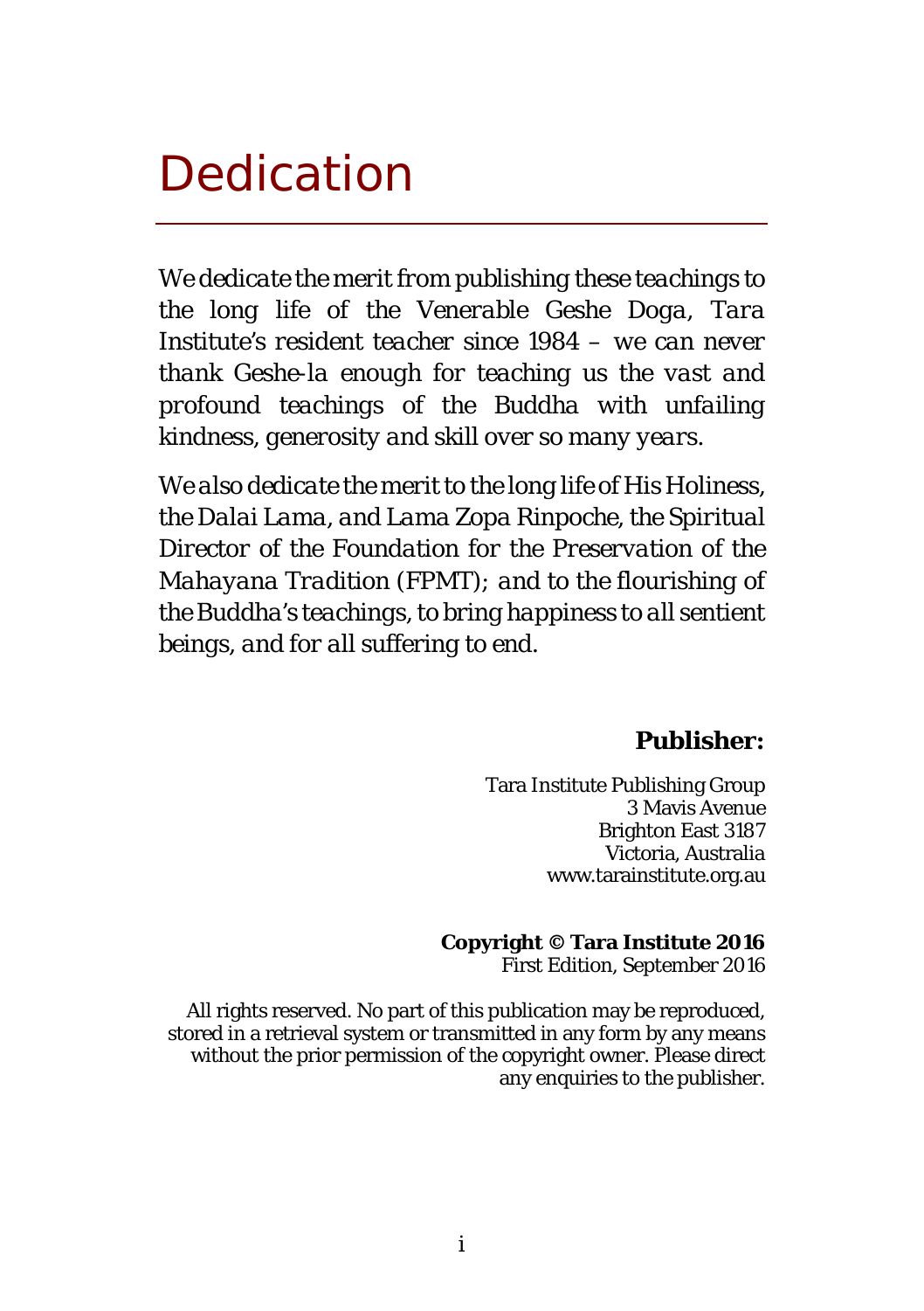# Dedication

*We dedicate the merit from publishing these teachings to the long life of the Venerable Geshe Doga, Tara Institute's resident teacher since 1984 – we can never thank Geshe-la enough for teaching us the vast and profound teachings of the Buddha with unfailing kindness, generosity and skill over so many years.*

*We also dedicate the merit to the long life of His Holiness, the Dalai Lama, and Lama Zopa Rinpoche, the Spiritual Director of the Foundation for the Preservation of the Mahayana Tradition (FPMT); and to the flourishing of the Buddha's teachings, to bring happiness to all sentient beings, and for all suffering to end.*

**Publisher:**

Tara Institute Publishing Group
3 Mavis Avenue
Brighton East 3187
Victoria, Australia
www.tarainstitute.org.au

**Copyright © Tara Institute 2016**
First Edition, September 2016

All rights reserved. No part of this publication may be reproduced, stored in a retrieval system or transmitted in any form by any means without the prior permission of the copyright owner. Please direct any enquiries to the publisher.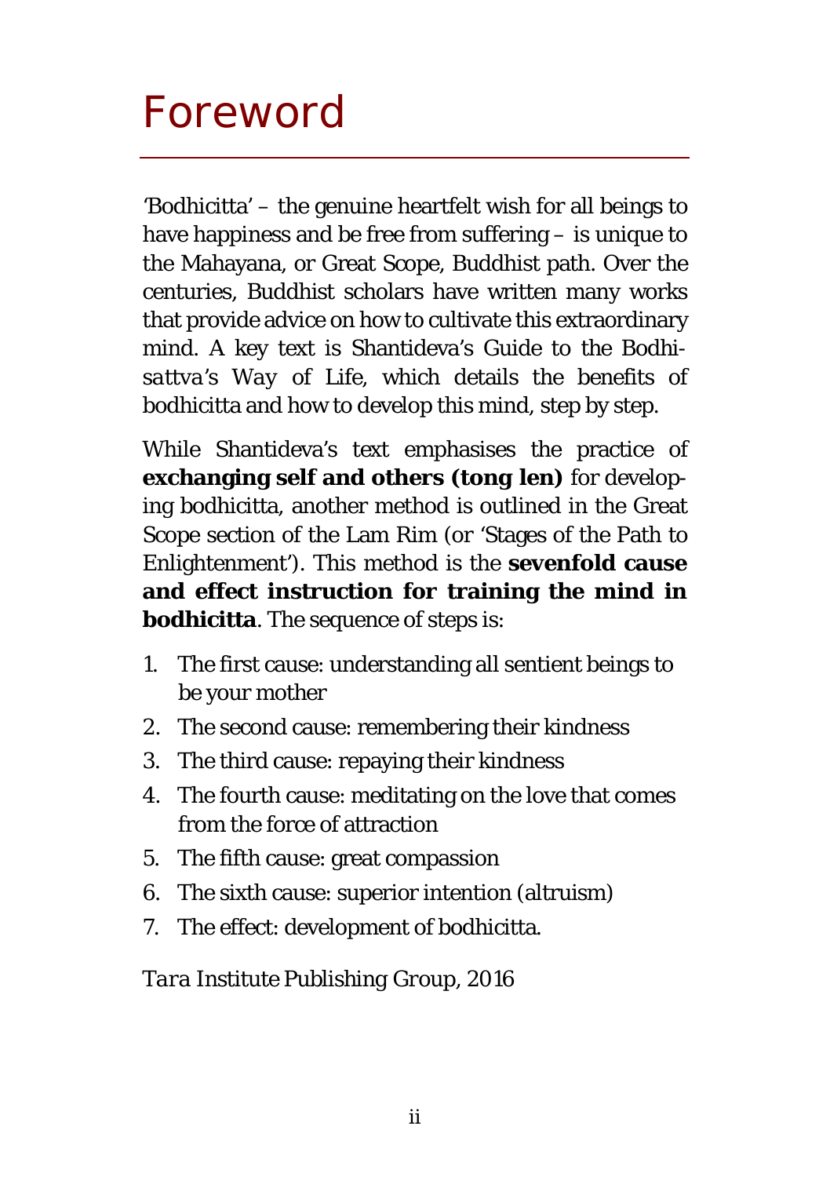# Foreword

'Bodhicitta' – the genuine heartfelt wish for all beings to have happiness and be free from suffering – is unique to the Mahayana, or Great Scope, Buddhist path. Over the centuries, Buddhist scholars have written many works that provide advice on how to cultivate this extraordinary mind. A key text is Shantideva's Guide to the Bodhi*sattva's Way* of *Life*, which details the benefits of bodhicitta and how to develop this mind, step by step.

While Shantideva's text emphasises the practice of **exchanging self and others (tong len)** for developing bodhicitta, another method is outlined in the Great Scope section of the Lam Rim (or 'Stages of the Path to Enlightenment'). This method is the **sevenfold cause and effect instruction for training the mind in bodhicitta**. The sequence of steps is:

1. The first cause: understanding all sentient beings to be your mother
2. The second cause: remembering their kindness
3. The third cause: repaying their kindness
4. The fourth cause: meditating on the love that comes from the force of attraction
5. The fifth cause: great compassion
6. The sixth cause: superior intention (altruism)
7. The effect: development of bodhicitta.

*Tara Institute Publishing Group, 2016*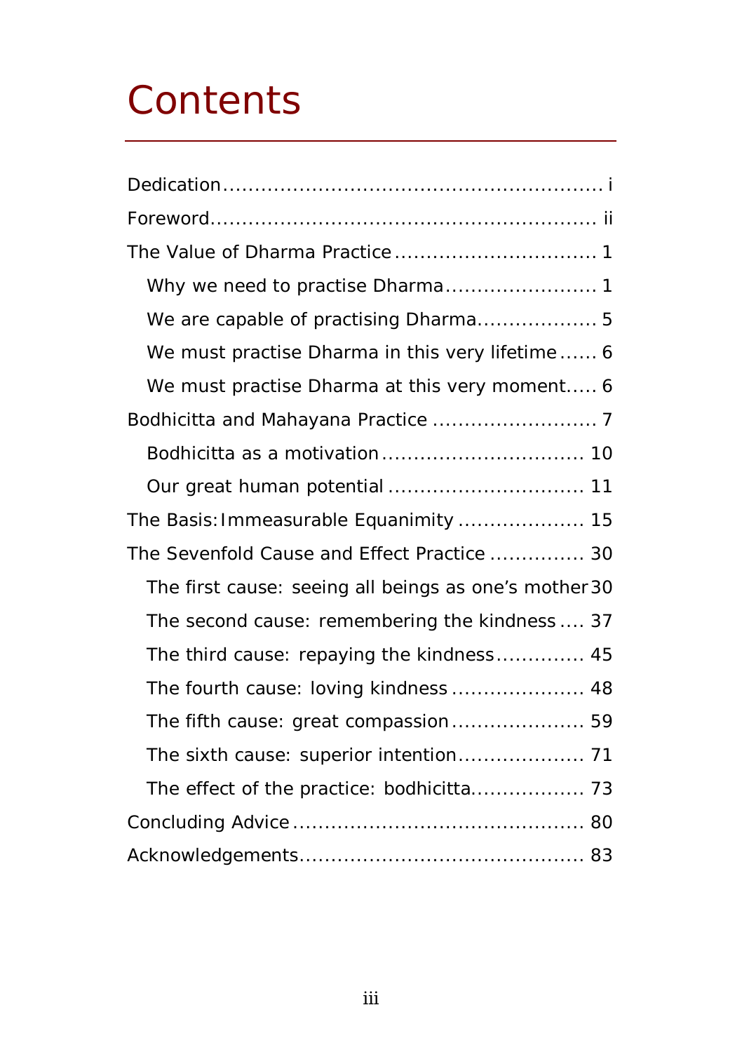# Contents

Dedication ............................................................ i

Foreword ............................................................ ii

The Value of Dharma Practice ................................ 1

- Why we need to practise Dharma ........................ 1
- We are capable of practising Dharma .................. 5
- We must practise Dharma in this very lifetime ...... 6
- We must practise Dharma at this very moment ..... 6

Bodhicitta and Mahayana Practice .......................... 7

- Bodhicitta as a motivation ................................ 10
- Our great human potential ............................... 11

The Basis: Immeasurable Equanimity .................... 15

The Sevenfold Cause and Effect Practice ............... 30

- The first cause: seeing all beings as one's mother 30
- The second cause: remembering the kindness .... 37
- The third cause: repaying the kindness .............. 45
- The fourth cause: loving kindness ..................... 48
- The fifth cause: great compassion ..................... 59
- The sixth cause: superior intention .................... 71
- The effect of the practice: bodhicitta .................. 73

Concluding Advice .............................................. 80

Acknowledgements ............................................. 83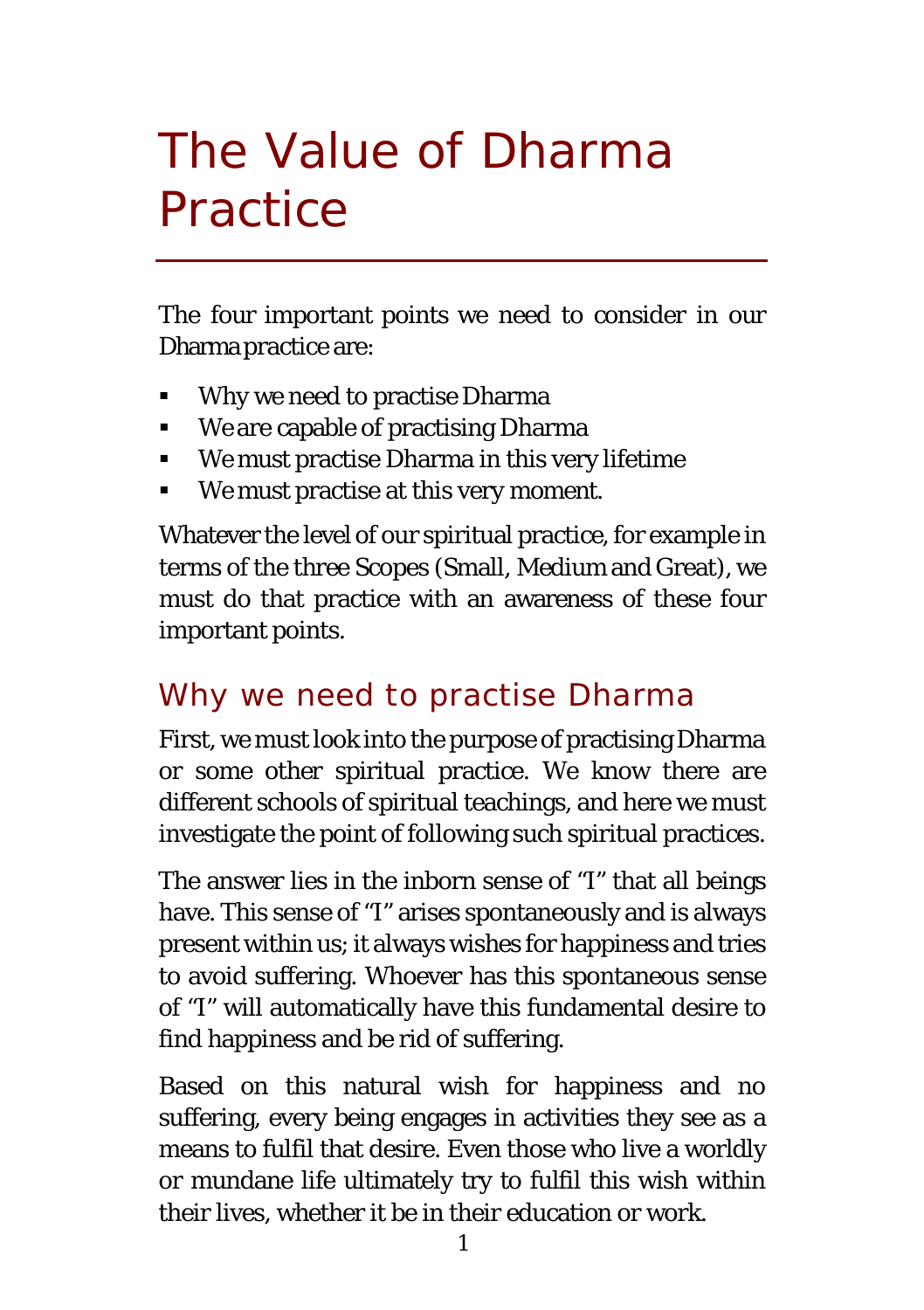# The Value of Dharma Practice

The four important points we need to consider in our Dharma practice are:

- Why we need to practise Dharma
- We are capable of practising Dharma
- We must practise Dharma in this very lifetime
- We must practise at this very moment.

Whatever the level of our spiritual practice, for example in terms of the three Scopes (Small, Medium and Great), we must do that practice with an awareness of these four important points.

## Why we need to practise Dharma

First, we must look into the purpose of practising Dharma or some other spiritual practice. We know there are different schools of spiritual teachings, and here we must investigate the point of following such spiritual practices.

The answer lies in the inborn sense of "I" that all beings have. This sense of "I" arises spontaneously and is always present within us; it always wishes for happiness and tries to avoid suffering. Whoever has this spontaneous sense of "I" will automatically have this fundamental desire to find happiness and be rid of suffering.

Based on this natural wish for happiness and no suffering, every being engages in activities they see as a means to fulfil that desire. Even those who live a worldly or mundane life ultimately try to fulfil this wish within their lives, whether it be in their education or work.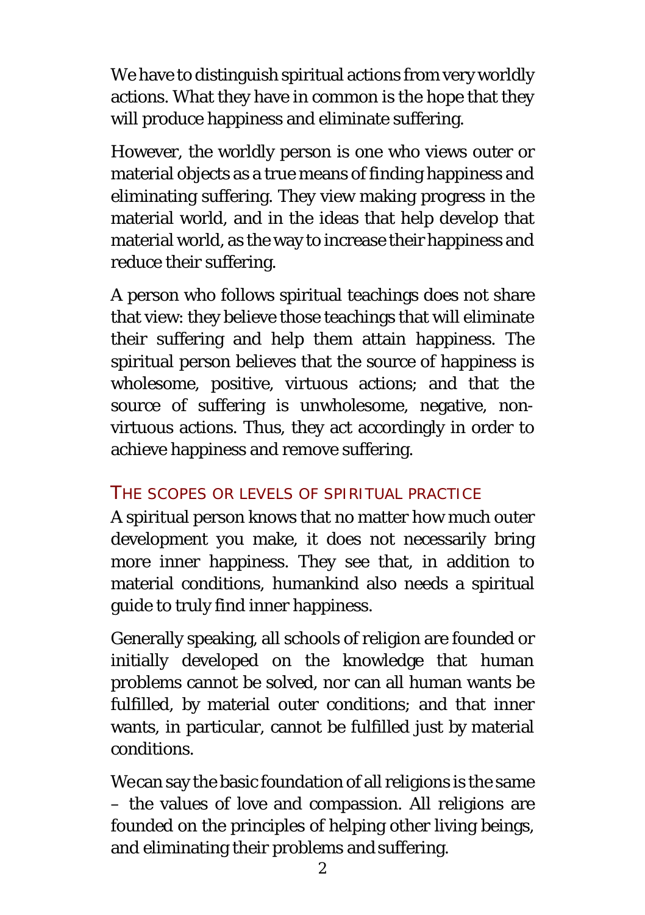We have to distinguish spiritual actions from very worldly actions. What they have in common is the hope that they will produce happiness and eliminate suffering.

However, the worldly person is one who views outer or material objects as a true means of finding happiness and eliminating suffering. They view making progress in the material world, and in the ideas that help develop that material world, as the way to increase their happiness and reduce their suffering.

A person who follows spiritual teachings does not share that view: they believe those teachings that will eliminate their suffering and help them attain happiness. The spiritual person believes that the source of happiness is wholesome, positive, virtuous actions; and that the source of suffering is unwholesome, negative, non-virtuous actions. Thus, they act accordingly in order to achieve happiness and remove suffering.

## THE SCOPES OR LEVELS OF SPIRITUAL PRACTICE

A spiritual person knows that no matter how much outer development you make, it does not necessarily bring more inner happiness. They see that, in addition to material conditions, humankind also needs a spiritual guide to truly find inner happiness.

Generally speaking, all schools of religion are founded or initially developed on the knowledge that human problems cannot be solved, nor can all human wants be fulfilled, by material outer conditions; and that inner wants, in particular, cannot be fulfilled just by material conditions.

We can say the basic foundation of all religions is the same – the values of love and compassion. All religions are founded on the principles of helping other living beings, and eliminating their problems and suffering.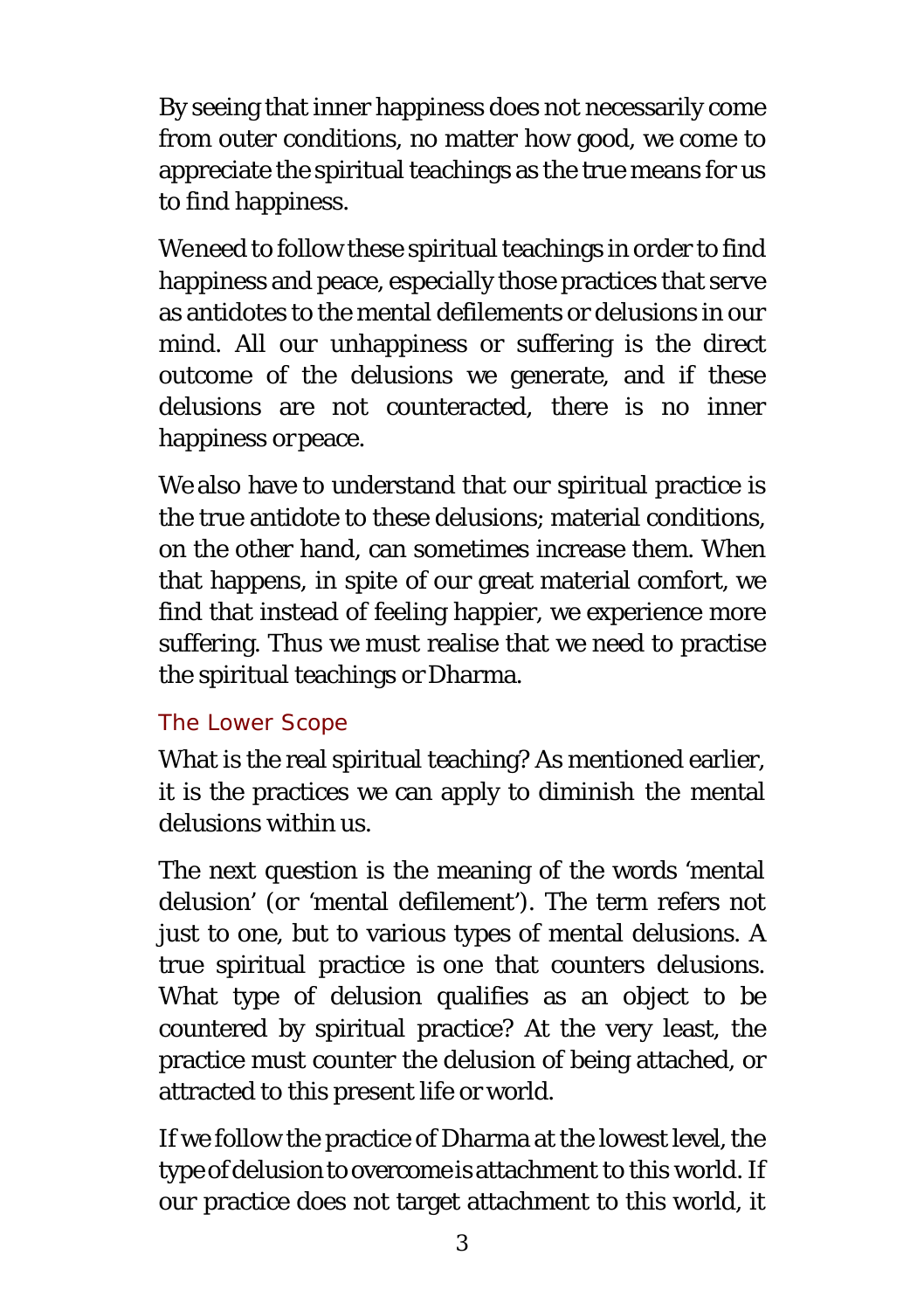By seeing that inner happiness does not necessarily come from outer conditions, no matter how good, we come to appreciate the spiritual teachings as the true means for us to find happiness.

We need to follow these spiritual teachings in order to find happiness and peace, especially those practices that serve as antidotes to the mental defilements or delusions in our mind. All our unhappiness or suffering is the direct outcome of the delusions we generate, and if these delusions are not counteracted, there is no inner happiness or peace.

We also have to understand that our spiritual practice is the true antidote to these delusions; material conditions, on the other hand, can sometimes increase them. When that happens, in spite of our great material comfort, we find that instead of feeling happier, we experience more suffering. Thus we must realise that we need to practise the spiritual teachings or Dharma.

## The Lower Scope

What is the real spiritual teaching? As mentioned earlier, it is the practices we can apply to diminish the mental delusions within us.

The next question is the meaning of the words 'mental delusion' (or 'mental defilement'). The term refers not just to one, but to various types of mental delusions. A true spiritual practice is one that counters delusions. What type of delusion qualifies as an object to be countered by spiritual practice? At the very least, the practice must counter the delusion of being attached, or attracted to this present life or world.

If we follow the practice of Dharma at the lowest level, the type of delusion to overcome is attachment to this world. If our practice does not target attachment to this world, it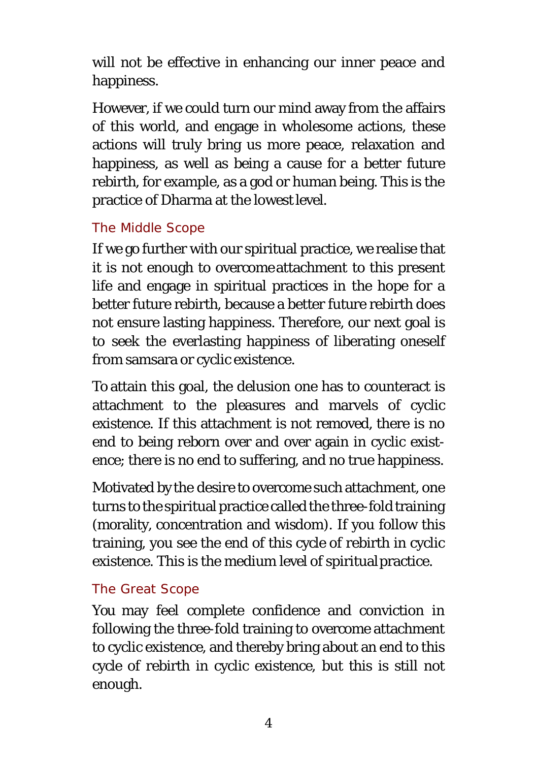will not be effective in enhancing our inner peace and happiness.

However, if we could turn our mind away from the affairs of this world, and engage in wholesome actions, these actions will truly bring us more peace, relaxation and happiness, as well as being a cause for a better future rebirth, for example, as a god or human being. This is the practice of Dharma at the lowest level.

### The Middle Scope

If we go further with our spiritual practice, we realise that it is not enough to overcome attachment to this present life and engage in spiritual practices in the hope for a better future rebirth, because a better future rebirth does not ensure lasting happiness. Therefore, our next goal is to seek the everlasting happiness of liberating oneself from samsara or cyclic existence.

To attain this goal, the delusion one has to counteract is attachment to the pleasures and marvels of cyclic existence. If this attachment is not removed, there is no end to being reborn over and over again in cyclic existence; there is no end to suffering, and no true happiness.

Motivated by the desire to overcome such attachment, one turns to the spiritual practice called the three-fold training (morality, concentration and wisdom). If you follow this training, you see the end of this cycle of rebirth in cyclic existence. This is the medium level of spiritual practice.

### The Great Scope

You may feel complete confidence and conviction in following the three-fold training to overcome attachment to cyclic existence, and thereby bring about an end to this cycle of rebirth in cyclic existence, but this is still not enough.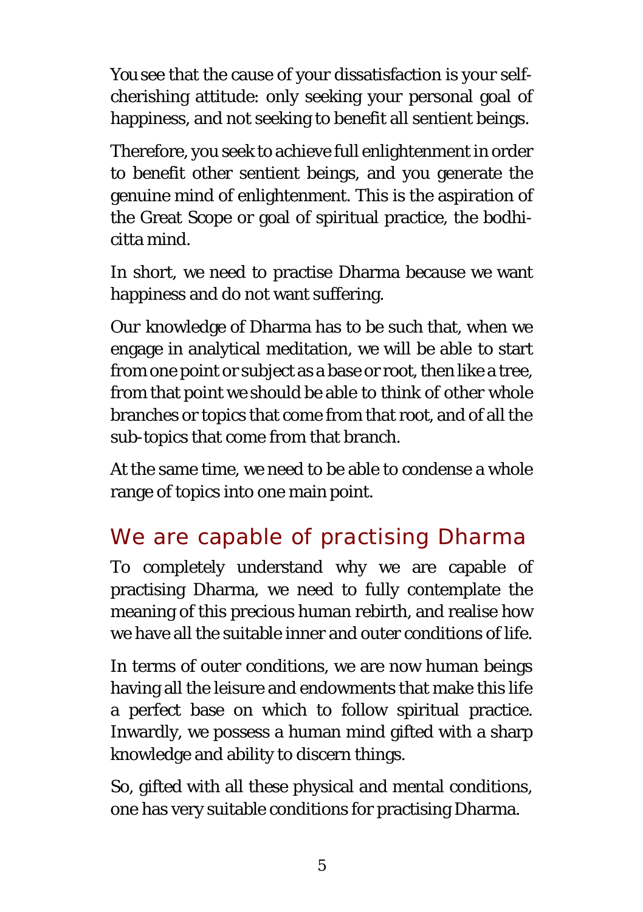You see that the cause of your dissatisfaction is your self-cherishing attitude: only seeking your personal goal of happiness, and not seeking to benefit all sentient beings.

Therefore, you seek to achieve full enlightenment in order to benefit other sentient beings, and you generate the genuine mind of enlightenment. This is the aspiration of the Great Scope or goal of spiritual practice, the bodhicitta mind.

In short, we need to practise Dharma because we want happiness and do not want suffering.

Our knowledge of Dharma has to be such that, when we engage in analytical meditation, we will be able to start from one point or subject as a base or root, then like a tree, from that point we should be able to think of other whole branches or topics that come from that root, and of all the sub-topics that come from that branch.

At the same time, we need to be able to condense a whole range of topics into one main point.

## We are capable of practising Dharma

To completely understand why we are capable of practising Dharma, we need to fully contemplate the meaning of this precious human rebirth, and realise how we have all the suitable inner and outer conditions of life.

In terms of outer conditions, we are now human beings having all the leisure and endowments that make this life a perfect base on which to follow spiritual practice. Inwardly, we possess a human mind gifted with a sharp knowledge and ability to discern things.

So, gifted with all these physical and mental conditions, one has very suitable conditions for practising Dharma.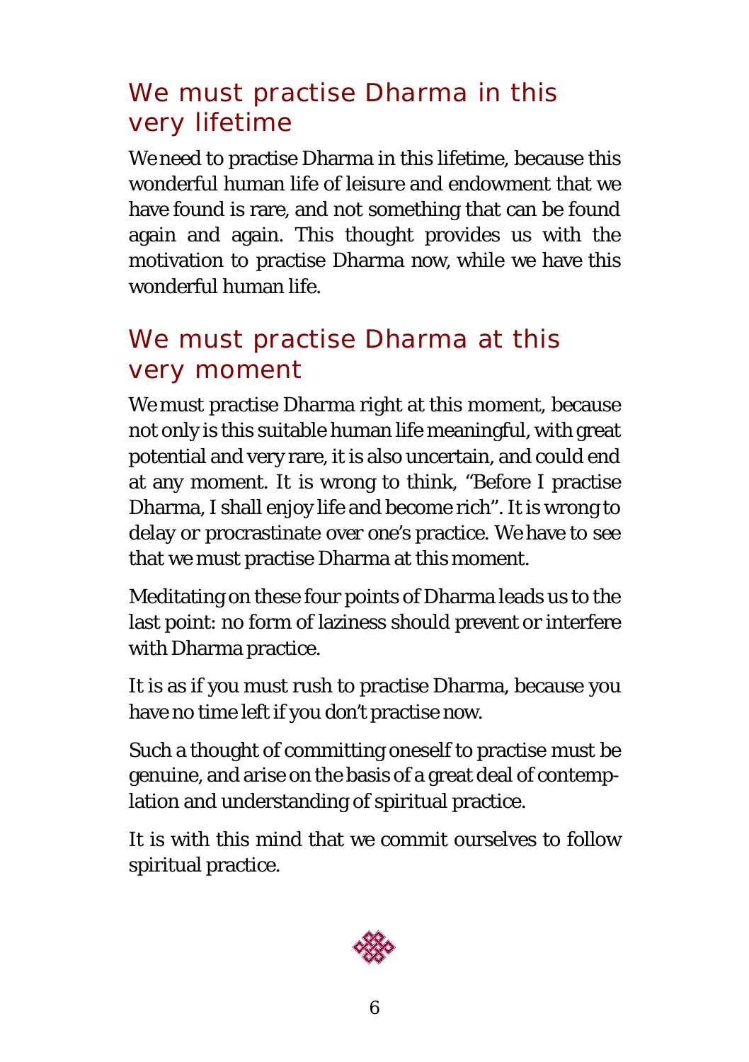## We must practise Dharma in this very lifetime

We need to practise Dharma in this lifetime, because this wonderful human life of leisure and endowment that we have found is rare, and not something that can be found again and again. This thought provides us with the motivation to practise Dharma now, while we have this wonderful human life.

## We must practise Dharma at this very moment

We must practise Dharma right at this moment, because not only is this suitable human life meaningful, with great potential and very rare, it is also uncertain, and could end at any moment. It is wrong to think, "Before I practise Dharma, I shall enjoy life and become rich". It is wrong to delay or procrastinate over one's practice. We have to see that we must practise Dharma at this moment.

Meditating on these four points of Dharma leads us to the last point: no form of laziness should prevent or interfere with Dharma practice.

It is as if you must rush to practise Dharma, because you have no time left if you don't practise now.

Such a thought of committing oneself to practise must be genuine, and arise on the basis of a great deal of contemplation and understanding of spiritual practice.

It is with this mind that we commit ourselves to follow spiritual practice.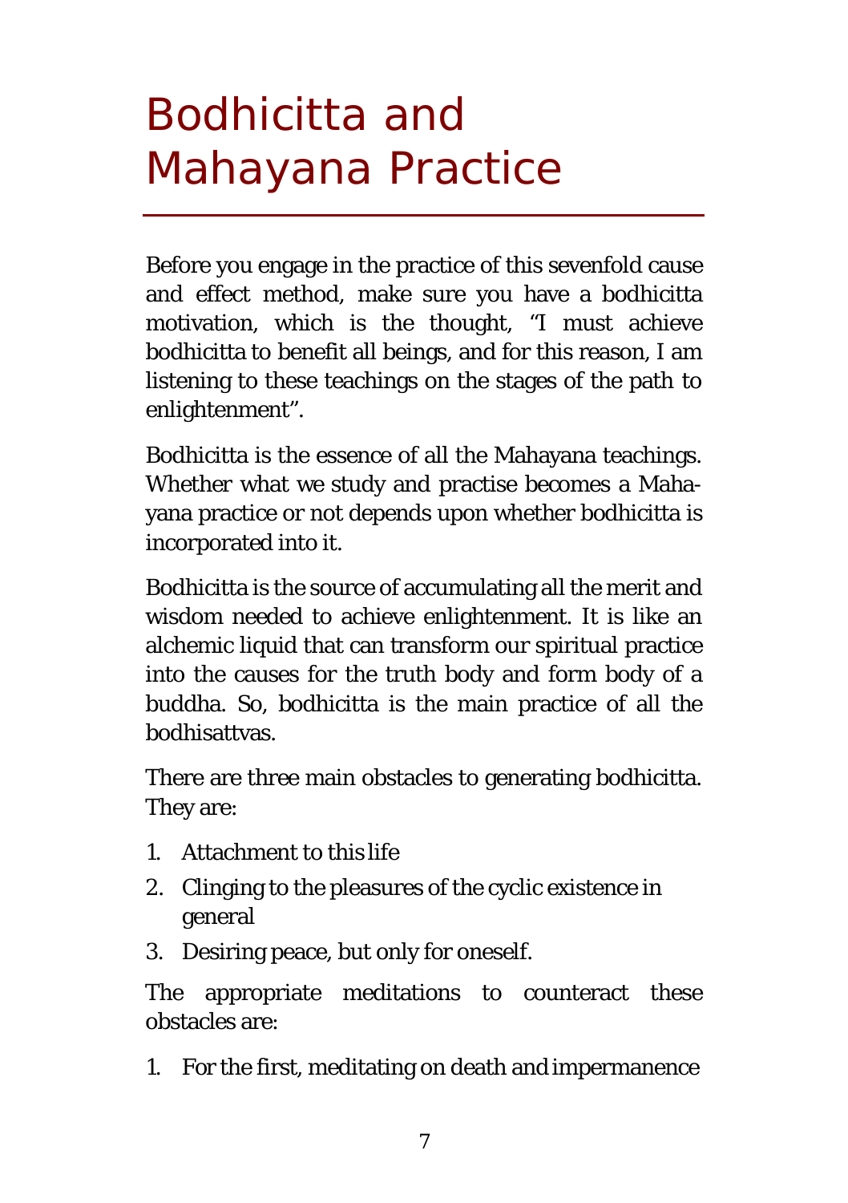# Bodhicitta and Mahayana Practice

Before you engage in the practice of this sevenfold cause and effect method, make sure you have a bodhicitta motivation, which is the thought, "I must achieve bodhicitta to benefit all beings, and for this reason, I am listening to these teachings on the stages of the path to enlightenment".

Bodhicitta is the essence of all the Mahayana teachings. Whether what we study and practise becomes a Mahayana practice or not depends upon whether bodhicitta is incorporated into it.

Bodhicitta is the source of accumulating all the merit and wisdom needed to achieve enlightenment. It is like an alchemic liquid that can transform our spiritual practice into the causes for the truth body and form body of a buddha. So, bodhicitta is the main practice of all the bodhisattvas.

There are three main obstacles to generating bodhicitta. They are:

1. Attachment to this life
2. Clinging to the pleasures of the cyclic existence in general
3. Desiring peace, but only for oneself.

The appropriate meditations to counteract these obstacles are:

1. For the first, meditating on death and impermanence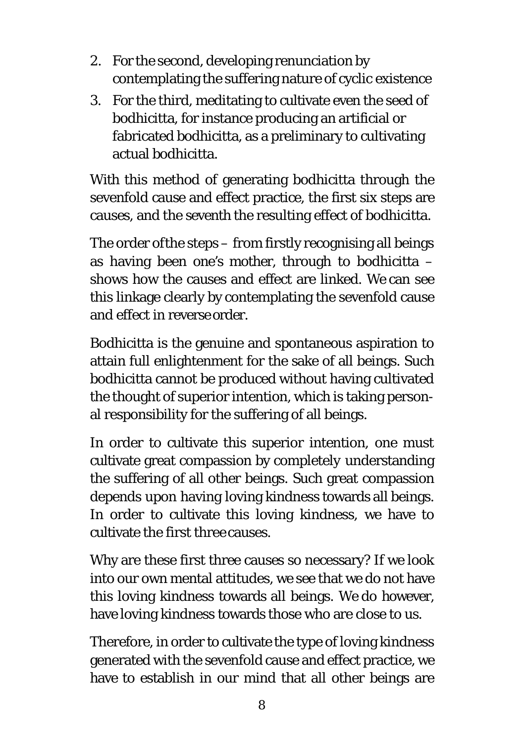2. For the second, developing renunciation by contemplating the suffering nature of cyclic existence
3. For the third, meditating to cultivate even the seed of bodhicitta, for instance producing an artificial or fabricated bodhicitta, as a preliminary to cultivating actual bodhicitta.

With this method of generating bodhicitta through the sevenfold cause and effect practice, the first six steps are causes, and the seventh the resulting effect of bodhicitta.

The order of the steps – from firstly recognising all beings as having been one's mother, through to bodhicitta – shows how the causes and effect are linked. We can see this linkage clearly by contemplating the sevenfold cause and effect in reverse order.

Bodhicitta is the genuine and spontaneous aspiration to attain full enlightenment for the sake of all beings. Such bodhicitta cannot be produced without having cultivated the thought of superior intention, which is taking personal responsibility for the suffering of all beings.

In order to cultivate this superior intention, one must cultivate great compassion by completely understanding the suffering of all other beings. Such great compassion depends upon having loving kindness towards all beings. In order to cultivate this loving kindness, we have to cultivate the first three causes.

Why are these first three causes so necessary? If we look into our own mental attitudes, we see that we do not have this loving kindness towards all beings. We do however, have loving kindness towards those who are close to us.

Therefore, in order to cultivate the type of loving kindness generated with the sevenfold cause and effect practice, we have to establish in our mind that all other beings are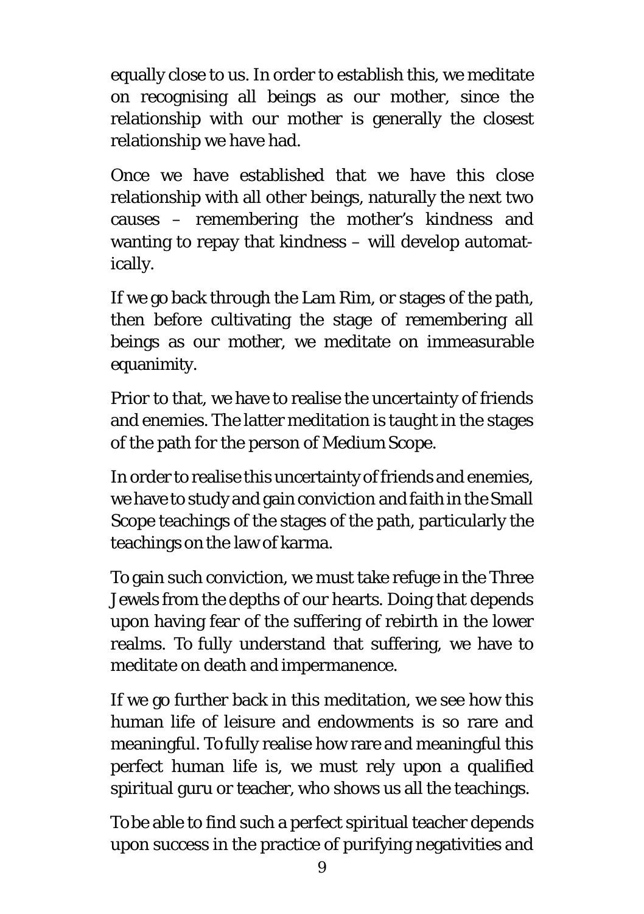equally close to us. In order to establish this, we meditate on recognising all beings as our mother, since the relationship with our mother is generally the closest relationship we have had.

Once we have established that we have this close relationship with all other beings, naturally the next two causes – remembering the mother's kindness and wanting to repay that kindness – will develop automatically.

If we go back through the Lam Rim, or stages of the path, then before cultivating the stage of remembering all beings as our mother, we meditate on immeasurable equanimity.

Prior to that, we have to realise the uncertainty of friends and enemies. The latter meditation is taught in the stages of the path for the person of Medium Scope.

In order to realise this uncertainty of friends and enemies, we have to study and gain conviction and faith in the Small Scope teachings of the stages of the path, particularly the teachings on the law of karma.

To gain such conviction, we must take refuge in the Three Jewels from the depths of our hearts. Doing that depends upon having fear of the suffering of rebirth in the lower realms. To fully understand that suffering, we have to meditate on death and impermanence.

If we go further back in this meditation, we see how this human life of leisure and endowments is so rare and meaningful. To fully realise how rare and meaningful this perfect human life is, we must rely upon a qualified spiritual guru or teacher, who shows us all the teachings.

To be able to find such a perfect spiritual teacher depends upon success in the practice of purifying negativities and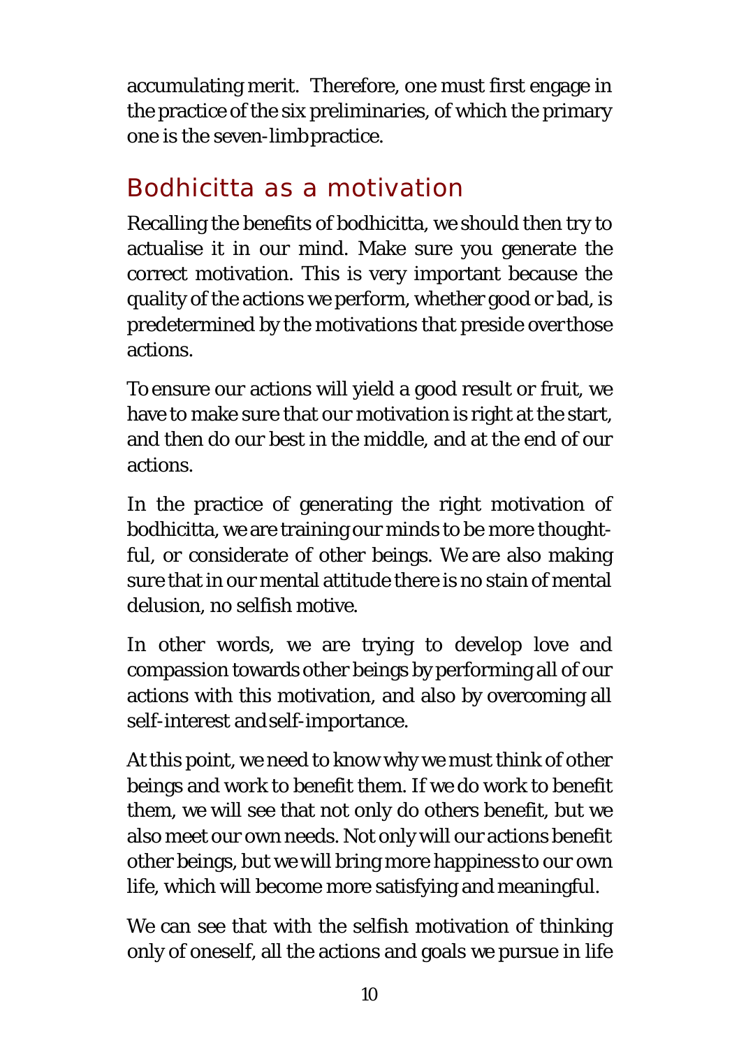accumulating merit. Therefore, one must first engage in the practice of the six preliminaries, of which the primary one is the seven-limb practice.

## Bodhicitta as a motivation

Recalling the benefits of bodhicitta, we should then try to actualise it in our mind. Make sure you generate the correct motivation. This is very important because the quality of the actions we perform, whether good or bad, is predetermined by the motivations that preside over those actions.

To ensure our actions will yield a good result or fruit, we have to make sure that our motivation is right at the start, and then do our best in the middle, and at the end of our actions.

In the practice of generating the right motivation of bodhicitta, we are training our minds to be more thoughtful, or considerate of other beings. We are also making sure that in our mental attitude there is no stain of mental delusion, no selfish motive.

In other words, we are trying to develop love and compassion towards other beings by performing all of our actions with this motivation, and also by overcoming all self-interest and self-importance.

At this point, we need to know why we must think of other beings and work to benefit them. If we do work to benefit them, we will see that not only do others benefit, but we also meet our own needs. Not only will our actions benefit other beings, but we will bring more happiness to our own life, which will become more satisfying and meaningful.

We can see that with the selfish motivation of thinking only of oneself, all the actions and goals we pursue in life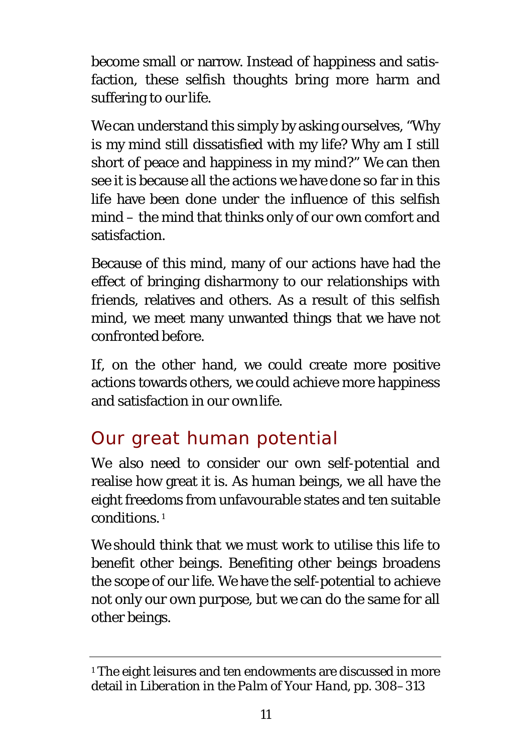become small or narrow. Instead of happiness and satisfaction, these selfish thoughts bring more harm and suffering to our life.

We can understand this simply by asking ourselves, "Why is my mind still dissatisfied with my life? Why am I still short of peace and happiness in my mind?" We can then see it is because all the actions we have done so far in this life have been done under the influence of this selfish mind – the mind that thinks only of our own comfort and satisfaction.

Because of this mind, many of our actions have had the effect of bringing disharmony to our relationships with friends, relatives and others. As a result of this selfish mind, we meet many unwanted things that we have not confronted before.

If, on the other hand, we could create more positive actions towards others, we could achieve more happiness and satisfaction in our own life.

## Our great human potential

We also need to consider our own self-potential and realise how great it is. As human beings, we all have the eight freedoms from unfavourable states and ten suitable conditions.[1]

We should think that we must work to utilise this life to benefit other beings. Benefiting other beings broadens the scope of our life. We have the self-potential to achieve not only our own purpose, but we can do the same for all other beings.

---

[1] The eight leisures and ten endowments are discussed in more detail in *Liberation in the Palm of Your Hand*, pp. 308–313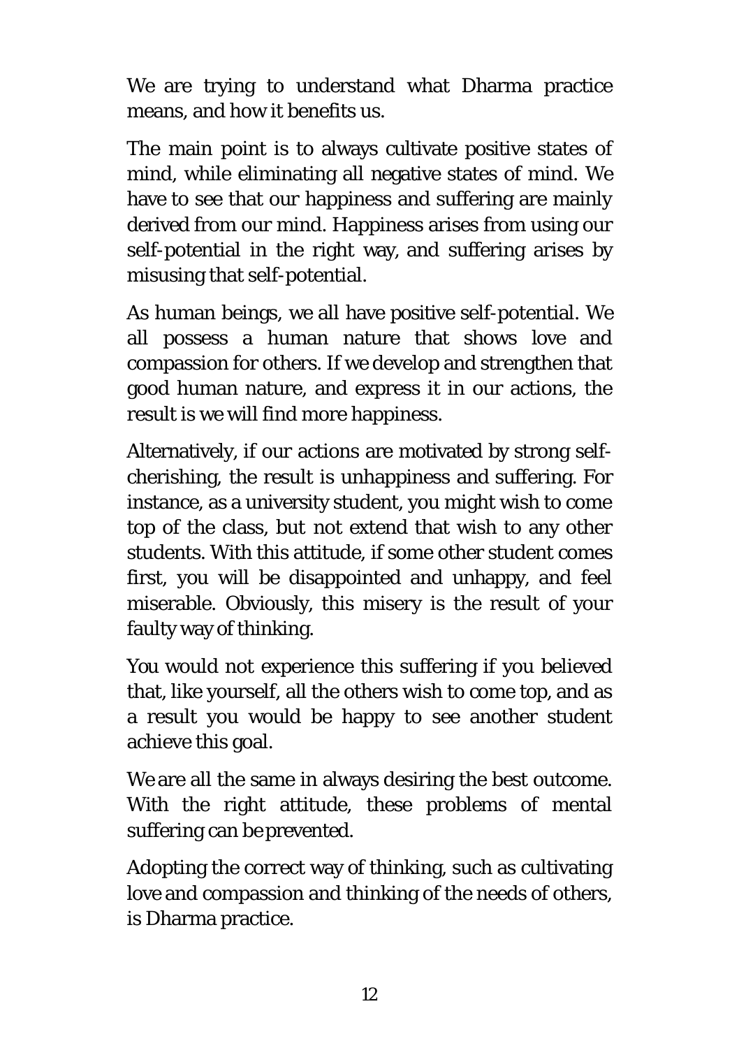We are trying to understand what Dharma practice means, and how it benefits us.

The main point is to always cultivate positive states of mind, while eliminating all negative states of mind. We have to see that our happiness and suffering are mainly derived from our mind. Happiness arises from using our self-potential in the right way, and suffering arises by misusing that self-potential.

As human beings, we all have positive self-potential. We all possess a human nature that shows love and compassion for others. If we develop and strengthen that good human nature, and express it in our actions, the result is we will find more happiness.

Alternatively, if our actions are motivated by strong self-cherishing, the result is unhappiness and suffering. For instance, as a university student, you might wish to come top of the class, but not extend that wish to any other students. With this attitude, if some other student comes first, you will be disappointed and unhappy, and feel miserable. Obviously, this misery is the result of your faulty way of thinking.

You would not experience this suffering if you believed that, like yourself, all the others wish to come top, and as a result you would be happy to see another student achieve this goal.

We are all the same in always desiring the best outcome. With the right attitude, these problems of mental suffering can be prevented.

Adopting the correct way of thinking, such as cultivating love and compassion and thinking of the needs of others, is Dharma practice.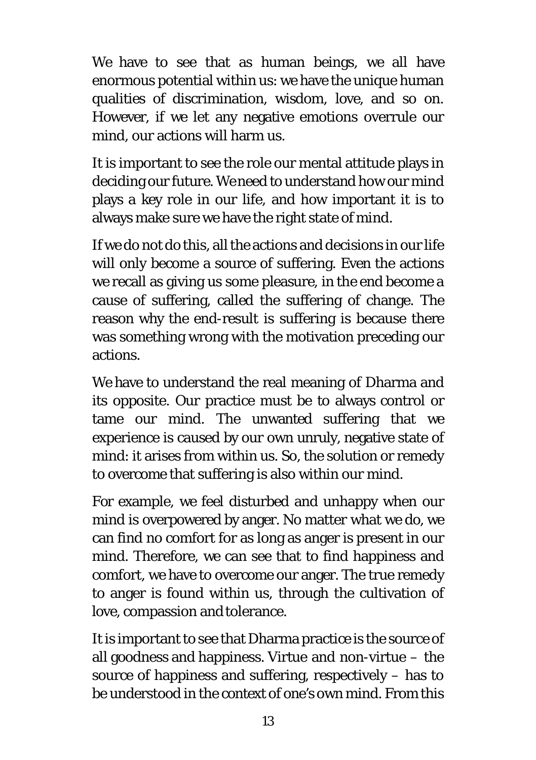We have to see that as human beings, we all have enormous potential within us: we have the unique human qualities of discrimination, wisdom, love, and so on. However, if we let any negative emotions overrule our mind, our actions will harm us.

It is important to see the role our mental attitude plays in deciding our future. We need to understand how our mind plays a key role in our life, and how important it is to always make sure we have the right state of mind.

If we do not do this, all the actions and decisions in our life will only become a source of suffering. Even the actions we recall as giving us some pleasure, in the end become a cause of suffering, called the suffering of change. The reason why the end-result is suffering is because there was something wrong with the motivation preceding our actions.

We have to understand the real meaning of Dharma and its opposite. Our practice must be to always control or tame our mind. The unwanted suffering that we experience is caused by our own unruly, negative state of mind: it arises from within us. So, the solution or remedy to overcome that suffering is also within our mind.

For example, we feel disturbed and unhappy when our mind is overpowered by anger. No matter what we do, we can find no comfort for as long as anger is present in our mind. Therefore, we can see that to find happiness and comfort, we have to overcome our anger. The true remedy to anger is found within us, through the cultivation of love, compassion and tolerance.

It is important to see that Dharma practice is the source of all goodness and happiness. Virtue and non-virtue – the source of happiness and suffering, respectively – has to be understood in the context of one's own mind. From this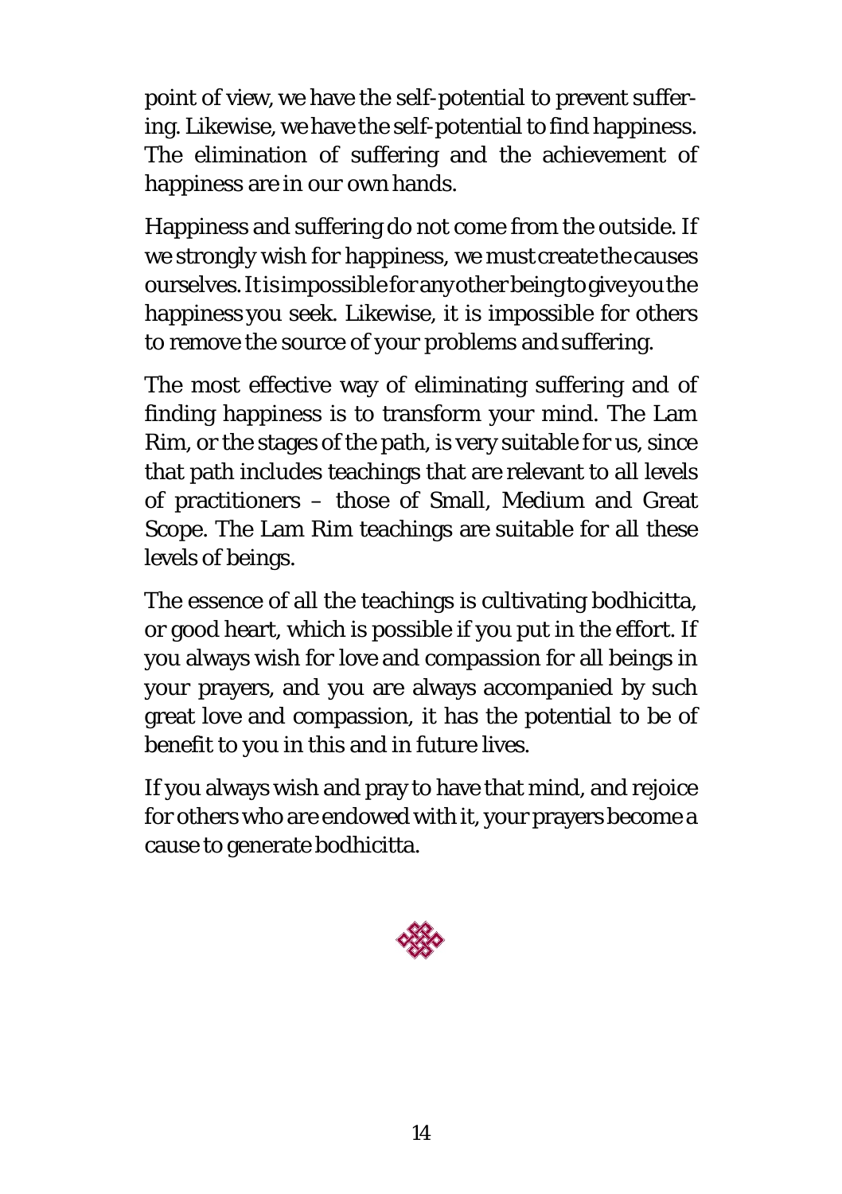point of view, we have the self-potential to prevent suffering. Likewise, we have the self-potential to find happiness. The elimination of suffering and the achievement of happiness are in our own hands.

Happiness and suffering do not come from the outside. If we strongly wish for happiness, we must create the causes ourselves. It is impossible for any other being to give you the happiness you seek. Likewise, it is impossible for others to remove the source of your problems and suffering.

The most effective way of eliminating suffering and of finding happiness is to transform your mind. The Lam Rim, or the stages of the path, is very suitable for us, since that path includes teachings that are relevant to all levels of practitioners – those of Small, Medium and Great Scope. The Lam Rim teachings are suitable for all these levels of beings.

The essence of all the teachings is cultivating bodhicitta, or good heart, which is possible if you put in the effort. If you always wish for love and compassion for all beings in your prayers, and you are always accompanied by such great love and compassion, it has the potential to be of benefit to you in this and in future lives.

If you always wish and pray to have that mind, and rejoice for others who are endowed with it, your prayers become a cause to generate bodhicitta.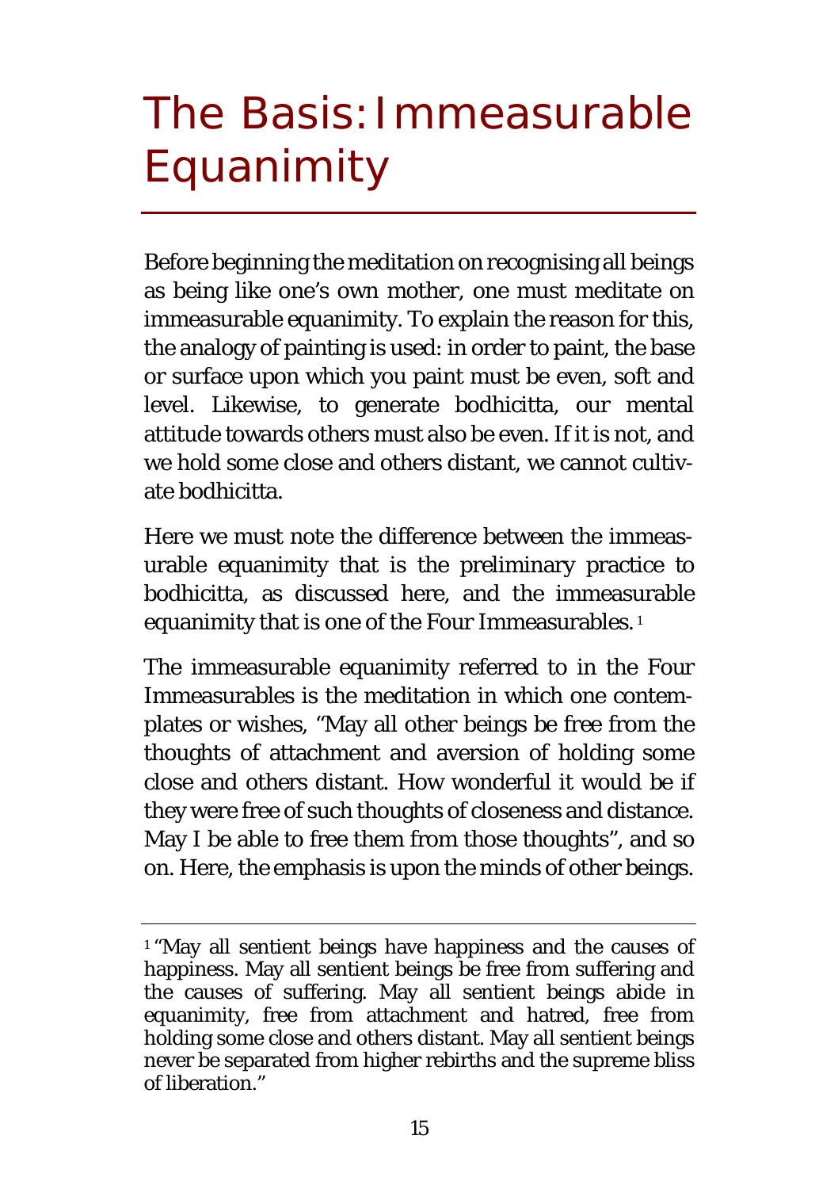# The Basis: Immeasurable Equanimity

Before beginning the meditation on recognising all beings as being like one's own mother, one must meditate on immeasurable equanimity. To explain the reason for this, the analogy of painting is used: in order to paint, the base or surface upon which you paint must be even, soft and level. Likewise, to generate bodhicitta, our mental attitude towards others must also be even. If it is not, and we hold some close and others distant, we cannot cultivate bodhicitta.

Here we must note the difference between the immeasurable equanimity that is the preliminary practice to bodhicitta, as discussed here, and the immeasurable equanimity that is one of the Four Immeasurables.[1]

The immeasurable equanimity referred to in the Four Immeasurables is the meditation in which one contemplates or wishes, "May all other beings be free from the thoughts of attachment and aversion of holding some close and others distant. How wonderful it would be if they were free of such thoughts of closeness and distance. May I be able to free them from those thoughts", and so on. Here, the emphasis is upon the minds of other beings.

---

[1] "May all sentient beings have happiness and the causes of happiness. May all sentient beings be free from suffering and the causes of suffering. May all sentient beings abide in equanimity, free from attachment and hatred, free from holding some close and others distant. May all sentient beings never be separated from higher rebirths and the supreme bliss of liberation."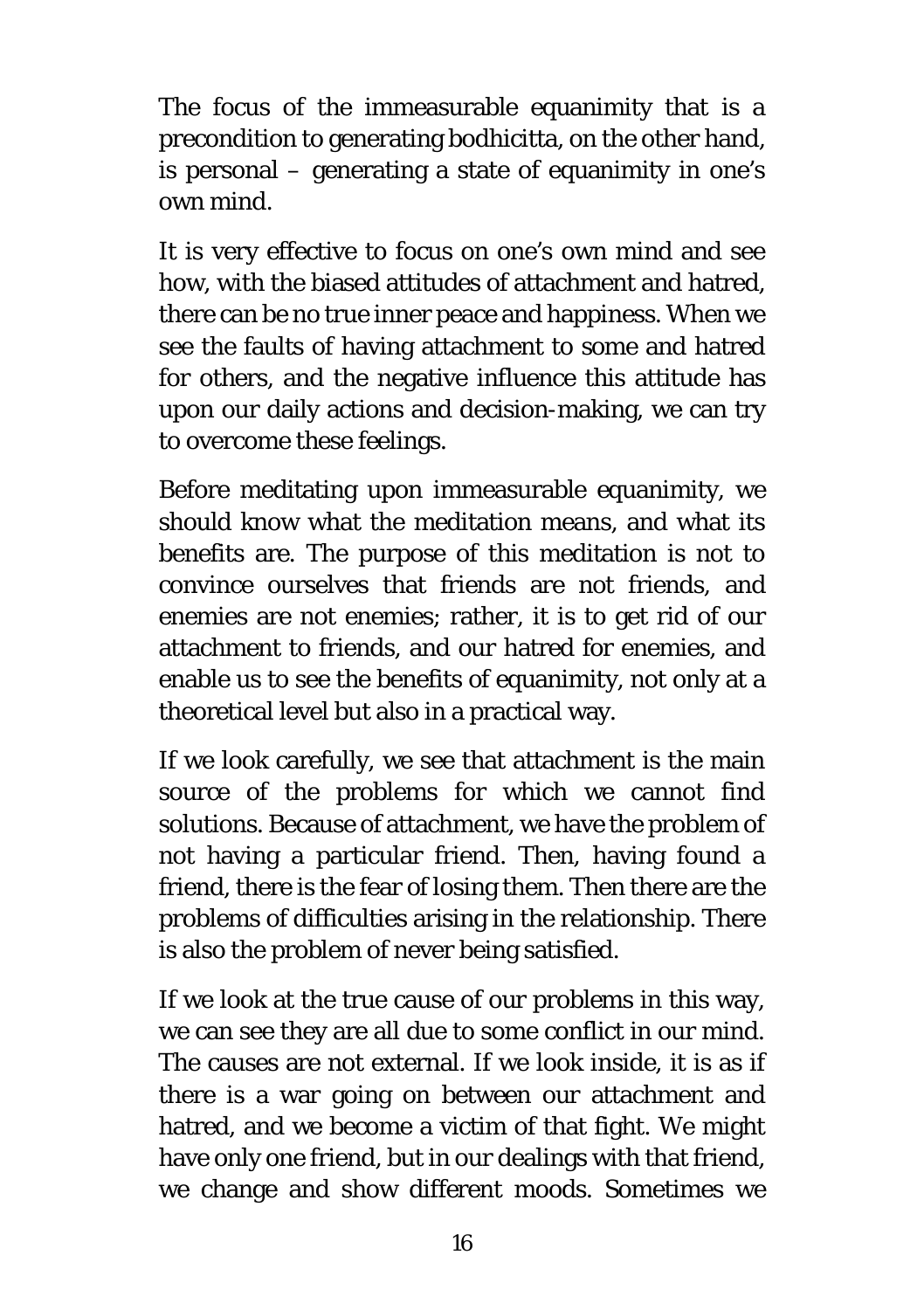The focus of the immeasurable equanimity that is a precondition to generating bodhicitta, on the other hand, is personal – generating a state of equanimity in one's own mind.

It is very effective to focus on one's own mind and see how, with the biased attitudes of attachment and hatred, there can be no true inner peace and happiness. When we see the faults of having attachment to some and hatred for others, and the negative influence this attitude has upon our daily actions and decision-making, we can try to overcome these feelings.

Before meditating upon immeasurable equanimity, we should know what the meditation means, and what its benefits are. The purpose of this meditation is not to convince ourselves that friends are not friends, and enemies are not enemies; rather, it is to get rid of our attachment to friends, and our hatred for enemies, and enable us to see the benefits of equanimity, not only at a theoretical level but also in a practical way.

If we look carefully, we see that attachment is the main source of the problems for which we cannot find solutions. Because of attachment, we have the problem of not having a particular friend. Then, having found a friend, there is the fear of losing them. Then there are the problems of difficulties arising in the relationship. There is also the problem of never being satisfied.

If we look at the true cause of our problems in this way, we can see they are all due to some conflict in our mind. The causes are not external. If we look inside, it is as if there is a war going on between our attachment and hatred, and we become a victim of that fight. We might have only one friend, but in our dealings with that friend, we change and show different moods. Sometimes we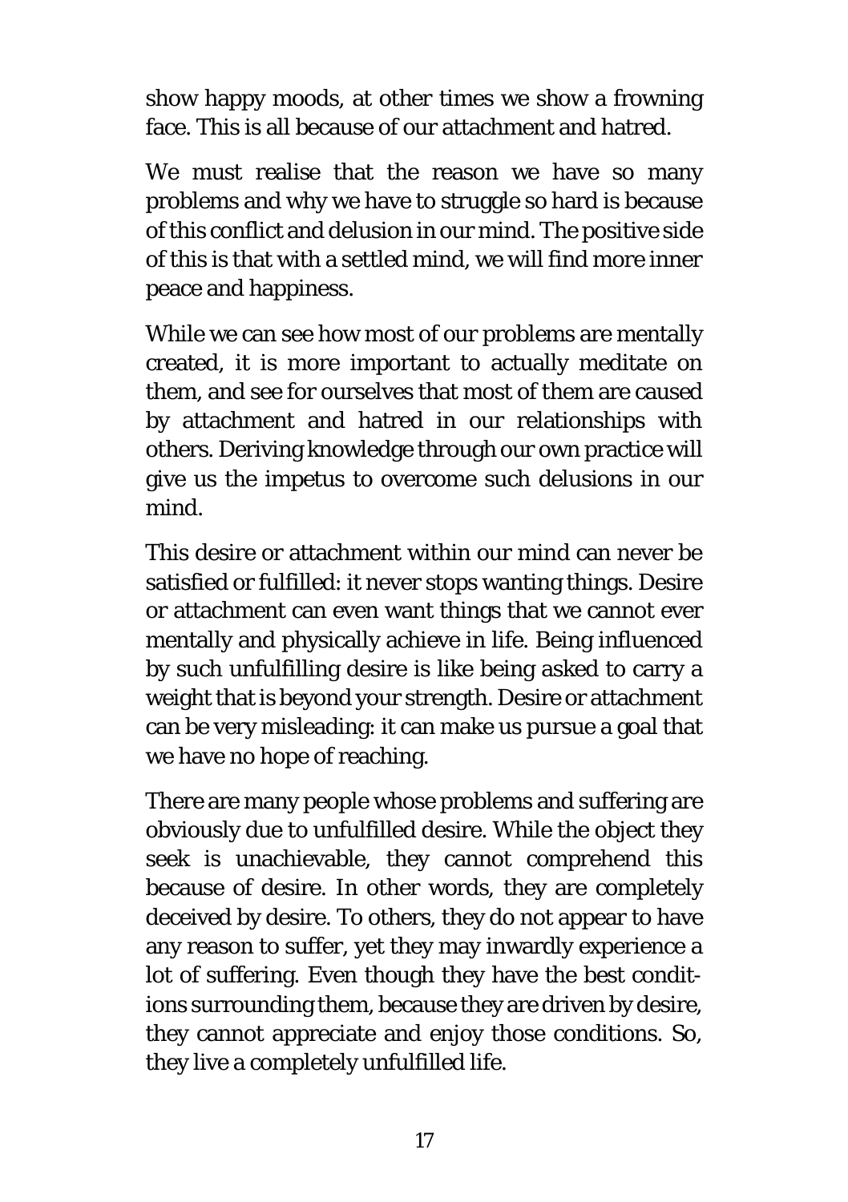show happy moods, at other times we show a frowning face. This is all because of our attachment and hatred.

We must realise that the reason we have so many problems and why we have to struggle so hard is because of this conflict and delusion in our mind. The positive side of this is that with a settled mind, we will find more inner peace and happiness.

While we can see how most of our problems are mentally created, it is more important to actually meditate on them, and see for ourselves that most of them are caused by attachment and hatred in our relationships with others. Deriving knowledge through our own practice will give us the impetus to overcome such delusions in our mind.

This desire or attachment within our mind can never be satisfied or fulfilled: it never stops wanting things. Desire or attachment can even want things that we cannot ever mentally and physically achieve in life. Being influenced by such unfulfilling desire is like being asked to carry a weight that is beyond your strength. Desire or attachment can be very misleading: it can make us pursue a goal that we have no hope of reaching.

There are many people whose problems and suffering are obviously due to unfulfilled desire. While the object they seek is unachievable, they cannot comprehend this because of desire. In other words, they are completely deceived by desire. To others, they do not appear to have any reason to suffer, yet they may inwardly experience a lot of suffering. Even though they have the best conditions surrounding them, because they are driven by desire, they cannot appreciate and enjoy those conditions. So, they live a completely unfulfilled life.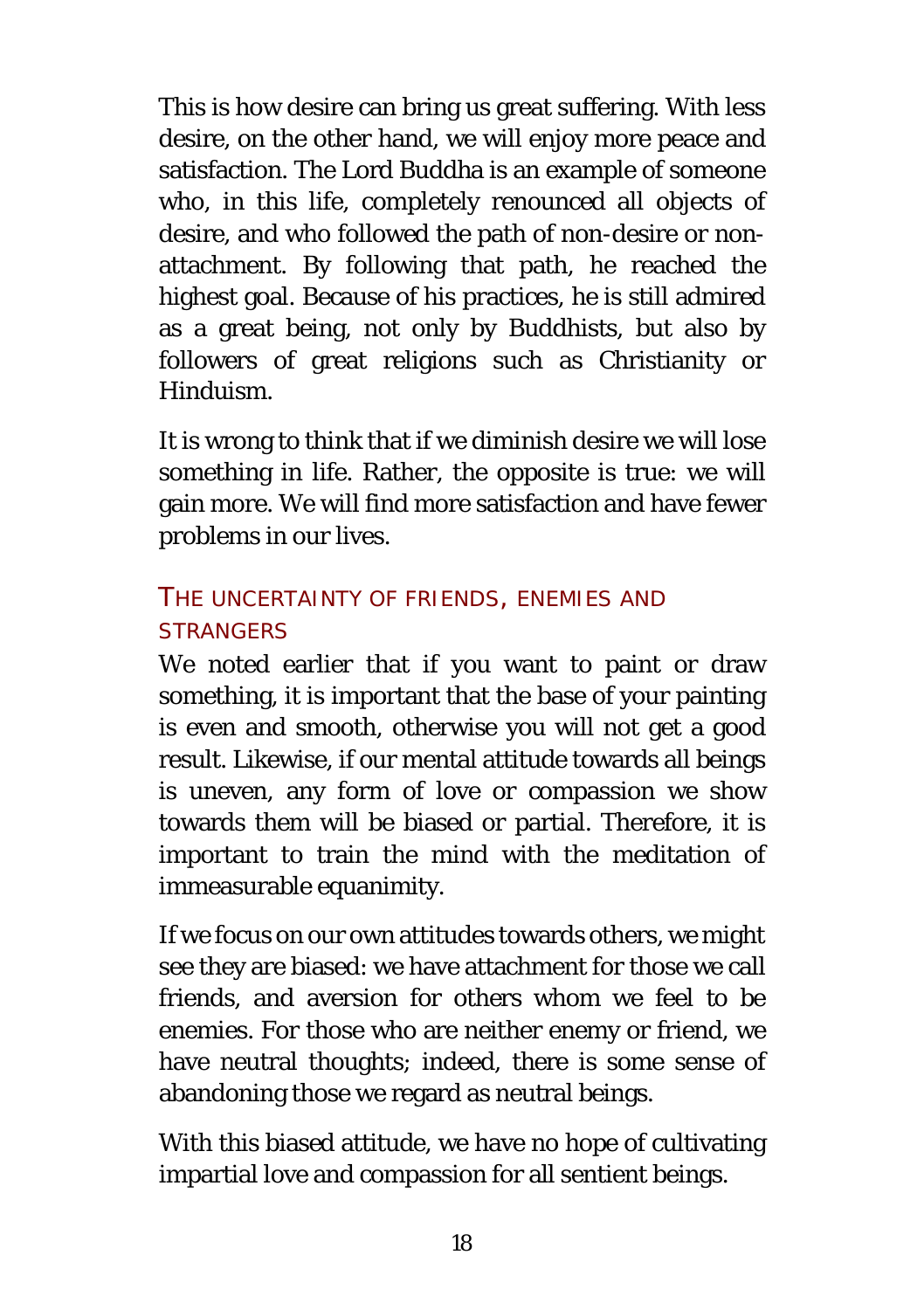This is how desire can bring us great suffering. With less desire, on the other hand, we will enjoy more peace and satisfaction. The Lord Buddha is an example of someone who, in this life, completely renounced all objects of desire, and who followed the path of non-desire or non-attachment. By following that path, he reached the highest goal. Because of his practices, he is still admired as a great being, not only by Buddhists, but also by followers of great religions such as Christianity or Hinduism.

It is wrong to think that if we diminish desire we will lose something in life. Rather, the opposite is true: we will gain more. We will find more satisfaction and have fewer problems in our lives.

## The uncertainty of friends, enemies and strangers

We noted earlier that if you want to paint or draw something, it is important that the base of your painting is even and smooth, otherwise you will not get a good result. Likewise, if our mental attitude towards all beings is uneven, any form of love or compassion we show towards them will be biased or partial. Therefore, it is important to train the mind with the meditation of immeasurable equanimity.

If we focus on our own attitudes towards others, we might see they are biased: we have attachment for those we call friends, and aversion for others whom we feel to be enemies. For those who are neither enemy or friend, we have neutral thoughts; indeed, there is some sense of abandoning those we regard as neutral beings.

With this biased attitude, we have no hope of cultivating impartial love and compassion for all sentient beings.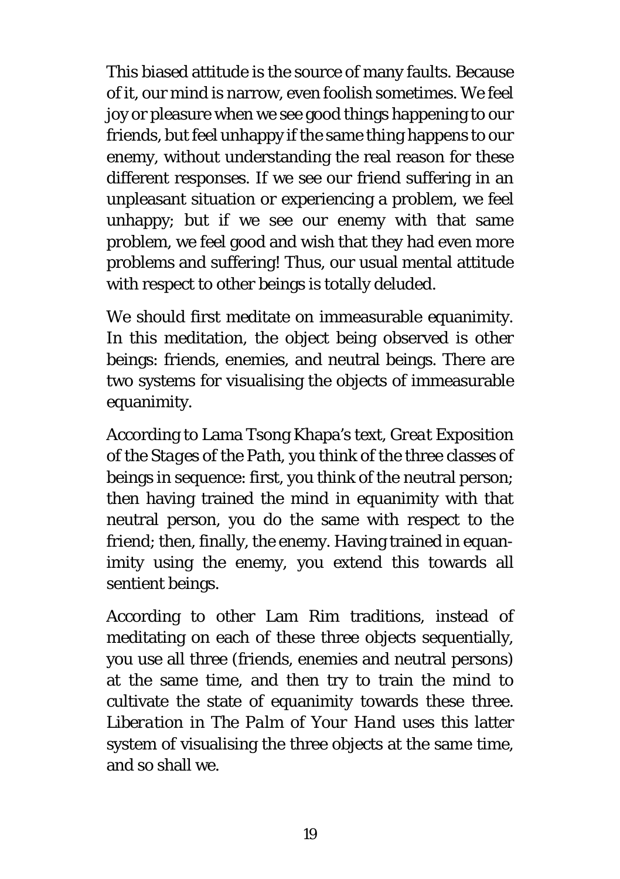This biased attitude is the source of many faults. Because of it, our mind is narrow, even foolish sometimes. We feel joy or pleasure when we see good things happening to our friends, but feel unhappy if the same thing happens to our enemy, without understanding the real reason for these different responses. If we see our friend suffering in an unpleasant situation or experiencing a problem, we feel unhappy; but if we see our enemy with that same problem, we feel good and wish that they had even more problems and suffering! Thus, our usual mental attitude with respect to other beings is totally deluded.

We should first meditate on immeasurable equanimity. In this meditation, the object being observed is other beings: friends, enemies, and neutral beings. There are two systems for visualising the objects of immeasurable equanimity.

According to Lama Tsong Khapa's text, *Great Exposition of the Stages of the Path*, you think of the three classes of beings in sequence: first, you think of the neutral person; then having trained the mind in equanimity with that neutral person, you do the same with respect to the friend; then, finally, the enemy. Having trained in equanimity using the enemy, you extend this towards all sentient beings.

According to other Lam Rim traditions, instead of meditating on each of these three objects sequentially, you use all three (friends, enemies and neutral persons) at the same time, and then try to train the mind to cultivate the state of equanimity towards these three. *Liberation in The Palm of Your Hand* uses this latter system of visualising the three objects at the same time, and so shall we.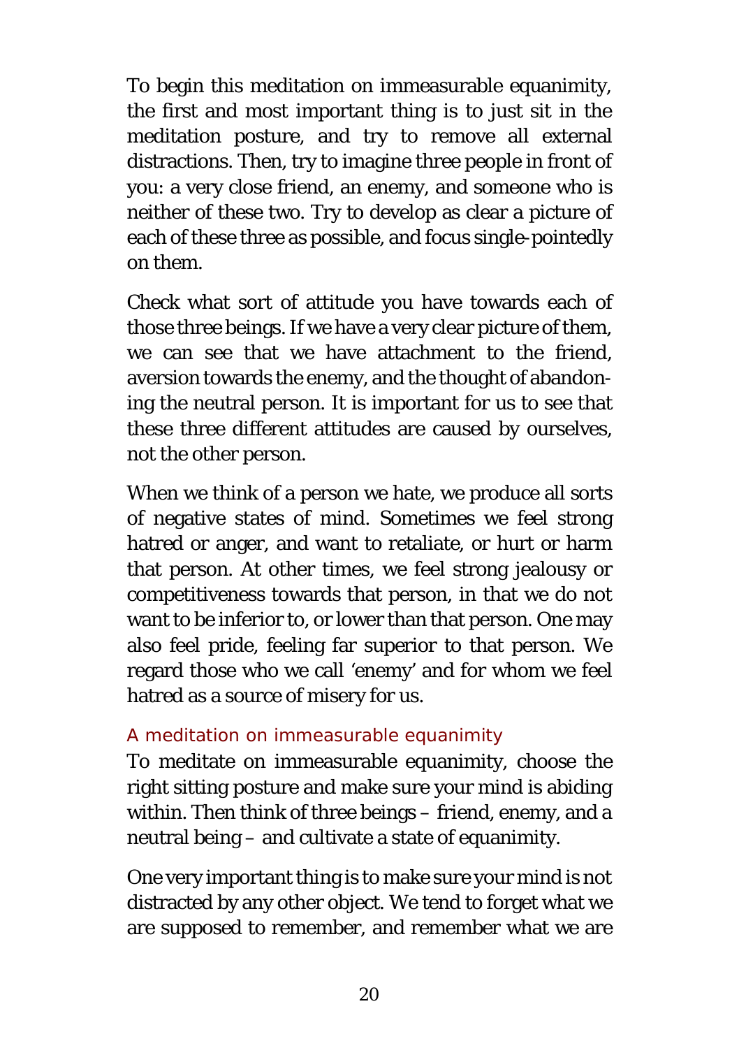To begin this meditation on immeasurable equanimity, the first and most important thing is to just sit in the meditation posture, and try to remove all external distractions. Then, try to imagine three people in front of you: a very close friend, an enemy, and someone who is neither of these two. Try to develop as clear a picture of each of these three as possible, and focus single-pointedly on them.

Check what sort of attitude you have towards each of those three beings. If we have a very clear picture of them, we can see that we have attachment to the friend, aversion towards the enemy, and the thought of abandoning the neutral person. It is important for us to see that these three different attitudes are caused by ourselves, not the other person.

When we think of a person we hate, we produce all sorts of negative states of mind. Sometimes we feel strong hatred or anger, and want to retaliate, or hurt or harm that person. At other times, we feel strong jealousy or competitiveness towards that person, in that we do not want to be inferior to, or lower than that person. One may also feel pride, feeling far superior to that person. We regard those who we call 'enemy' and for whom we feel hatred as a source of misery for us.

### A meditation on immeasurable equanimity

To meditate on immeasurable equanimity, choose the right sitting posture and make sure your mind is abiding within. Then think of three beings – friend, enemy, and a neutral being – and cultivate a state of equanimity.

One very important thing is to make sure your mind is not distracted by any other object. We tend to forget what we are supposed to remember, and remember what we are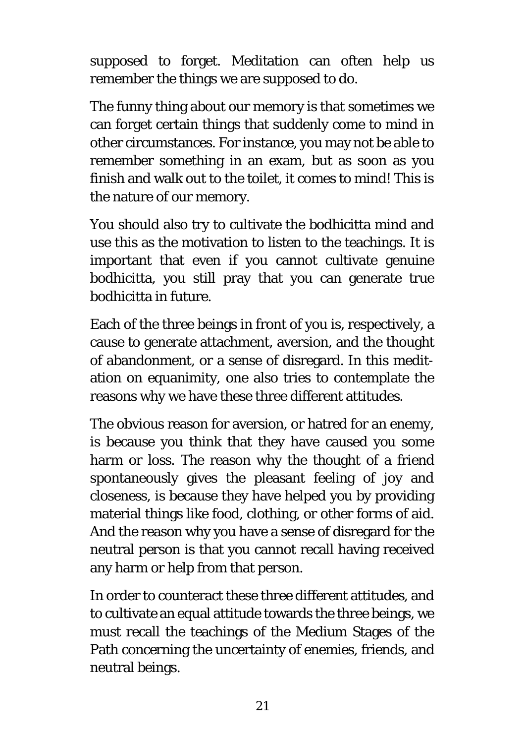supposed to forget. Meditation can often help us remember the things we are supposed to do.

The funny thing about our memory is that sometimes we can forget certain things that suddenly come to mind in other circumstances. For instance, you may not be able to remember something in an exam, but as soon as you finish and walk out to the toilet, it comes to mind! This is the nature of our memory.

You should also try to cultivate the bodhicitta mind and use this as the motivation to listen to the teachings. It is important that even if you cannot cultivate genuine bodhicitta, you still pray that you can generate true bodhicitta in future.

Each of the three beings in front of you is, respectively, a cause to generate attachment, aversion, and the thought of abandonment, or a sense of disregard. In this meditation on equanimity, one also tries to contemplate the reasons why we have these three different attitudes.

The obvious reason for aversion, or hatred for an enemy, is because you think that they have caused you some harm or loss. The reason why the thought of a friend spontaneously gives the pleasant feeling of joy and closeness, is because they have helped you by providing material things like food, clothing, or other forms of aid. And the reason why you have a sense of disregard for the neutral person is that you cannot recall having received any harm or help from that person.

In order to counteract these three different attitudes, and to cultivate an equal attitude towards the three beings, we must recall the teachings of the Medium Stages of the Path concerning the uncertainty of enemies, friends, and neutral beings.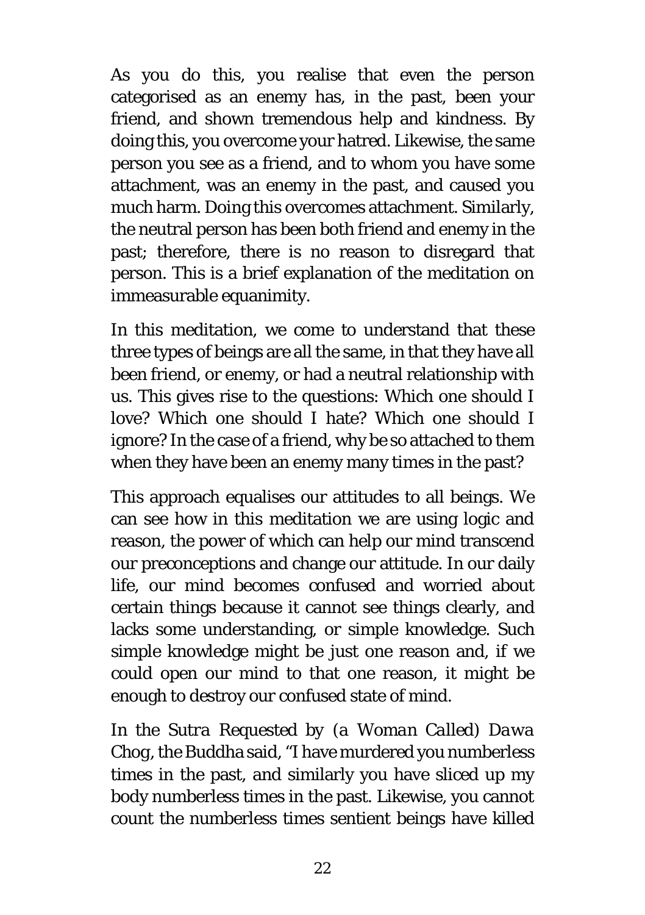As you do this, you realise that even the person categorised as an enemy has, in the past, been your friend, and shown tremendous help and kindness. By doing this, you overcome your hatred. Likewise, the same person you see as a friend, and to whom you have some attachment, was an enemy in the past, and caused you much harm. Doing this overcomes attachment. Similarly, the neutral person has been both friend and enemy in the past; therefore, there is no reason to disregard that person. This is a brief explanation of the meditation on immeasurable equanimity.

In this meditation, we come to understand that these three types of beings are all the same, in that they have all been friend, or enemy, or had a neutral relationship with us. This gives rise to the questions: Which one should I love? Which one should I hate? Which one should I ignore? In the case of a friend, why be so attached to them when they have been an enemy many times in the past?

This approach equalises our attitudes to all beings. We can see how in this meditation we are using logic and reason, the power of which can help our mind transcend our preconceptions and change our attitude. In our daily life, our mind becomes confused and worried about certain things because it cannot see things clearly, and lacks some understanding, or simple knowledge. Such simple knowledge might be just one reason and, if we could open our mind to that one reason, it might be enough to destroy our confused state of mind.

In the *Sutra Requested by (a Woman Called) Dawa Chog*, the Buddha said, "I have murdered you numberless times in the past, and similarly you have sliced up my body numberless times in the past. Likewise, you cannot count the numberless times sentient beings have killed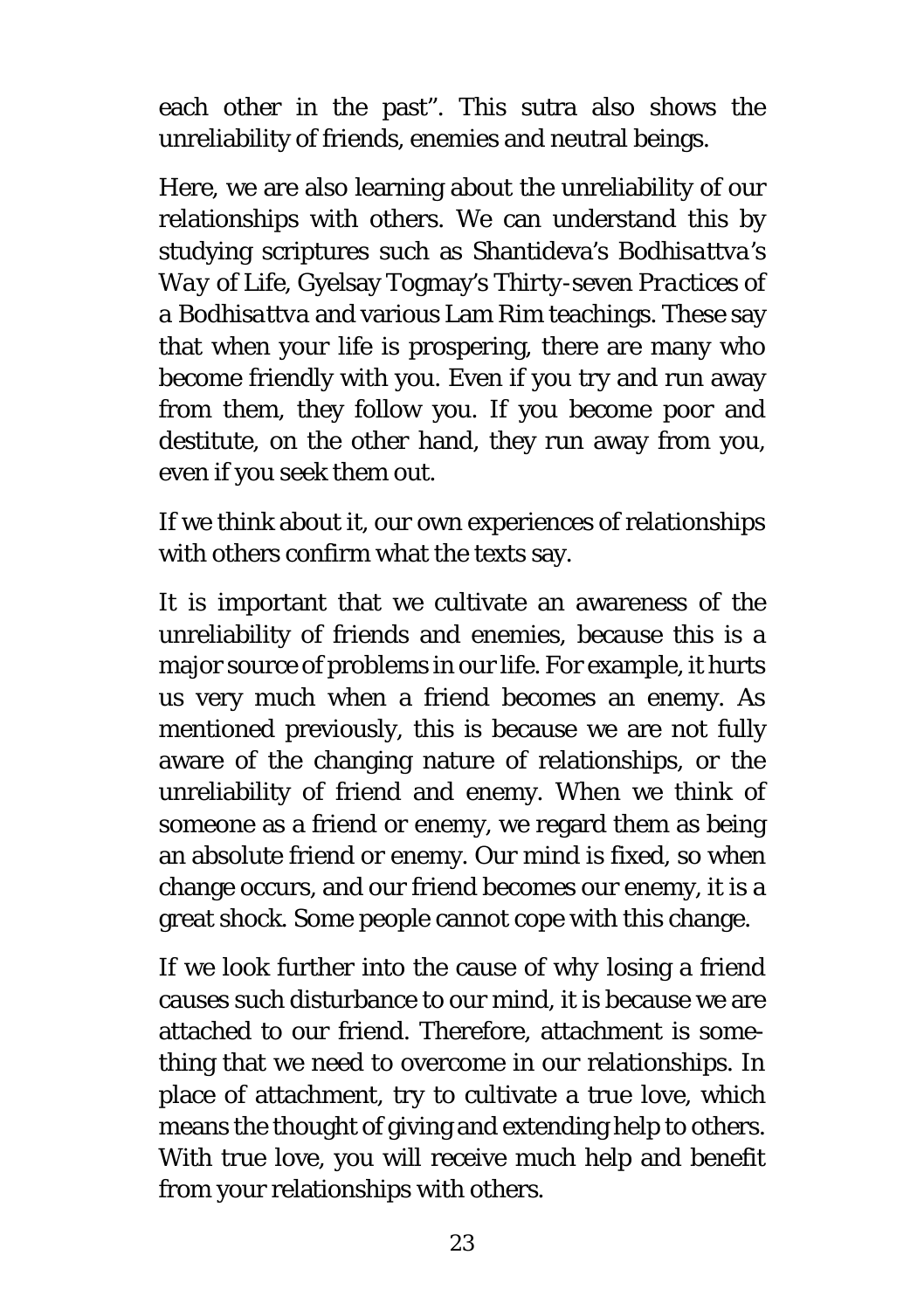each other in the past". This sutra also shows the unreliability of friends, enemies and neutral beings.

Here, we are also learning about the unreliability of our relationships with others. We can understand this by studying scriptures such as Shantideva's *Bodhisattva's Way of Life*, Gyelsay Togmay's *Thirty-seven Practices of a Bodhisattva* and various Lam Rim teachings. These say that when your life is prospering, there are many who become friendly with you. Even if you try and run away from them, they follow you. If you become poor and destitute, on the other hand, they run away from you, even if you seek them out.

If we think about it, our own experiences of relationships with others confirm what the texts say.

It is important that we cultivate an awareness of the unreliability of friends and enemies, because this is a major source of problems in our life. For example, it hurts us very much when a friend becomes an enemy. As mentioned previously, this is because we are not fully aware of the changing nature of relationships, or the unreliability of friend and enemy. When we think of someone as a friend or enemy, we regard them as being an absolute friend or enemy. Our mind is fixed, so when change occurs, and our friend becomes our enemy, it is a great shock. Some people cannot cope with this change.

If we look further into the cause of why losing a friend causes such disturbance to our mind, it is because we are attached to our friend. Therefore, attachment is something that we need to overcome in our relationships. In place of attachment, try to cultivate a true love, which means the thought of giving and extending help to others. With true love, you will receive much help and benefit from your relationships with others.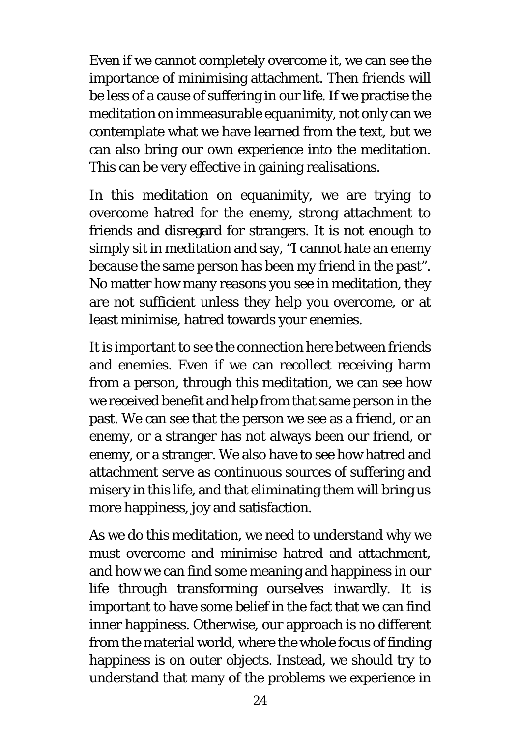Even if we cannot completely overcome it, we can see the importance of minimising attachment. Then friends will be less of a cause of suffering in our life. If we practise the meditation on immeasurable equanimity, not only can we contemplate what we have learned from the text, but we can also bring our own experience into the meditation. This can be very effective in gaining realisations.

In this meditation on equanimity, we are trying to overcome hatred for the enemy, strong attachment to friends and disregard for strangers. It is not enough to simply sit in meditation and say, "I cannot hate an enemy because the same person has been my friend in the past". No matter how many reasons you see in meditation, they are not sufficient unless they help you overcome, or at least minimise, hatred towards your enemies.

It is important to see the connection here between friends and enemies. Even if we can recollect receiving harm from a person, through this meditation, we can see how we received benefit and help from that same person in the past. We can see that the person we see as a friend, or an enemy, or a stranger has not always been our friend, or enemy, or a stranger. We also have to see how hatred and attachment serve as continuous sources of suffering and misery in this life, and that eliminating them will bring us more happiness, joy and satisfaction.

As we do this meditation, we need to understand why we must overcome and minimise hatred and attachment, and how we can find some meaning and happiness in our life through transforming ourselves inwardly. It is important to have some belief in the fact that we can find inner happiness. Otherwise, our approach is no different from the material world, where the whole focus of finding happiness is on outer objects. Instead, we should try to understand that many of the problems we experience in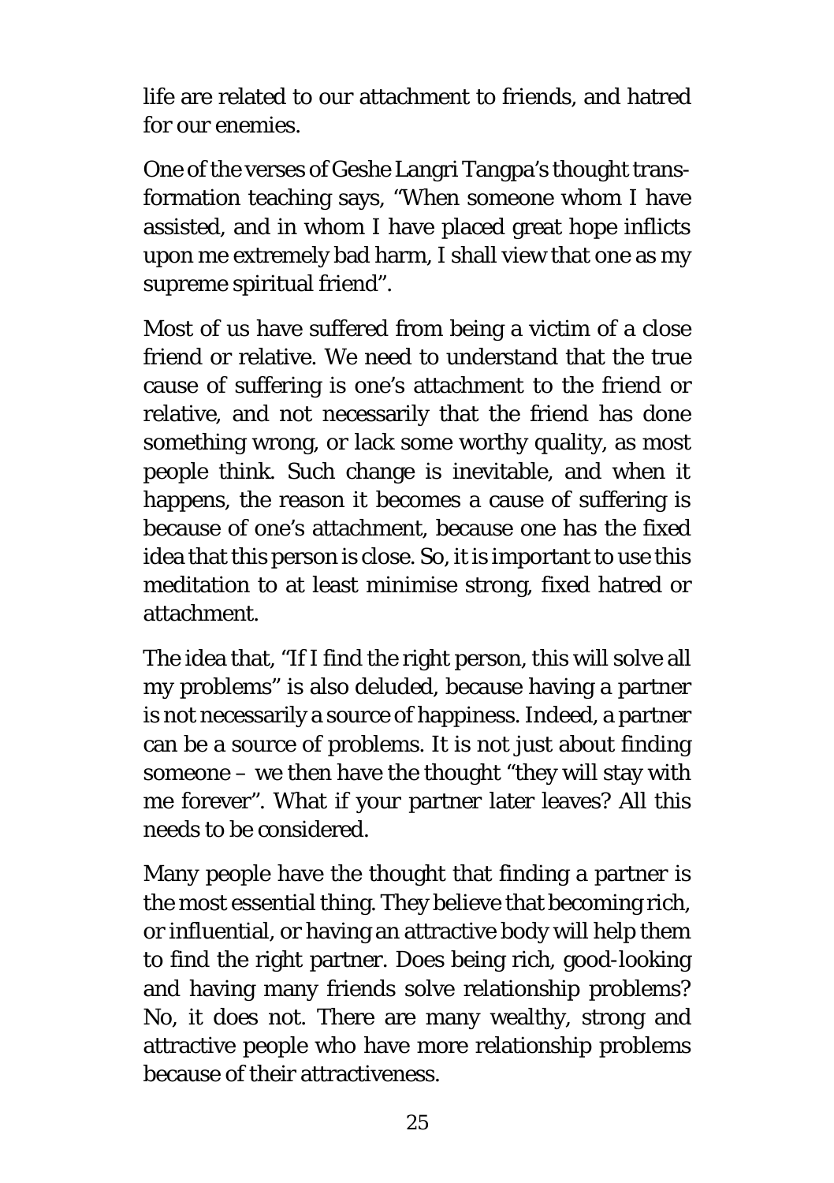life are related to our attachment to friends, and hatred for our enemies.

One of the verses of Geshe Langri Tangpa's thought transformation teaching says, "When someone whom I have assisted, and in whom I have placed great hope inflicts upon me extremely bad harm, I shall view that one as my supreme spiritual friend".

Most of us have suffered from being a victim of a close friend or relative. We need to understand that the true cause of suffering is one's attachment to the friend or relative, and not necessarily that the friend has done something wrong, or lack some worthy quality, as most people think. Such change is inevitable, and when it happens, the reason it becomes a cause of suffering is because of one's attachment, because one has the fixed idea that this person is close. So, it is important to use this meditation to at least minimise strong, fixed hatred or attachment.

The idea that, "If I find the right person, this will solve all my problems" is also deluded, because having a partner is not necessarily a source of happiness. Indeed, a partner can be a source of problems. It is not just about finding someone – we then have the thought "they will stay with me forever". What if your partner later leaves? All this needs to be considered.

Many people have the thought that finding a partner is the most essential thing. They believe that becoming rich, or influential, or having an attractive body will help them to find the right partner. Does being rich, good-looking and having many friends solve relationship problems? No, it does not. There are many wealthy, strong and attractive people who have more relationship problems because of their attractiveness.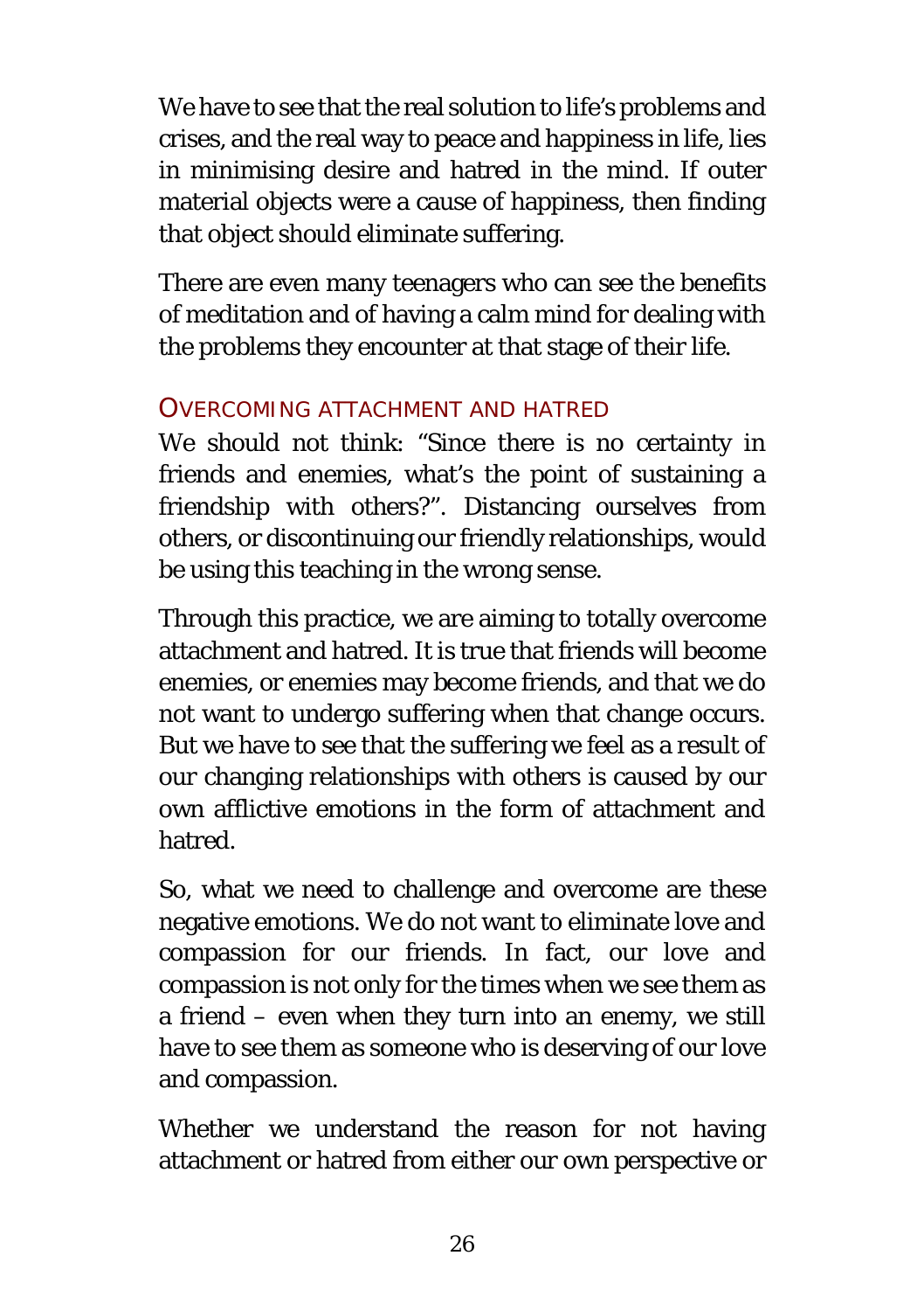We have to see that the real solution to life's problems and crises, and the real way to peace and happiness in life, lies in minimising desire and hatred in the mind. If outer material objects were a cause of happiness, then finding that object should eliminate suffering.

There are even many teenagers who can see the benefits of meditation and of having a calm mind for dealing with the problems they encounter at that stage of their life.

## OVERCOMING ATTACHMENT AND HATRED

We should not think: "Since there is no certainty in friends and enemies, what's the point of sustaining a friendship with others?". Distancing ourselves from others, or discontinuing our friendly relationships, would be using this teaching in the wrong sense.

Through this practice, we are aiming to totally overcome attachment and hatred. It is true that friends will become enemies, or enemies may become friends, and that we do not want to undergo suffering when that change occurs. But we have to see that the suffering we feel as a result of our changing relationships with others is caused by our own afflictive emotions in the form of attachment and hatred.

So, what we need to challenge and overcome are these negative emotions. We do not want to eliminate love and compassion for our friends. In fact, our love and compassion is not only for the times when we see them as a friend – even when they turn into an enemy, we still have to see them as someone who is deserving of our love and compassion.

Whether we understand the reason for not having attachment or hatred from either our own perspective or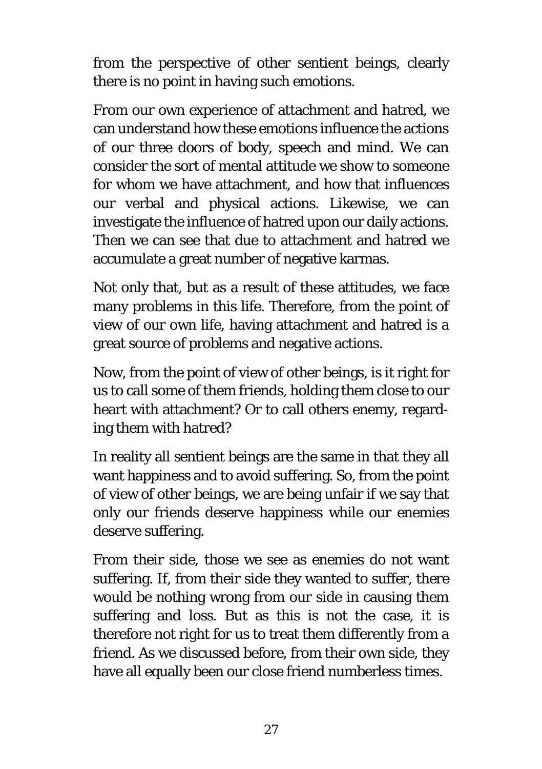from the perspective of other sentient beings, clearly there is no point in having such emotions.

From our own experience of attachment and hatred, we can understand how these emotions influence the actions of our three doors of body, speech and mind. We can consider the sort of mental attitude we show to someone for whom we have attachment, and how that influences our verbal and physical actions. Likewise, we can investigate the influence of hatred upon our daily actions. Then we can see that due to attachment and hatred we accumulate a great number of negative karmas.

Not only that, but as a result of these attitudes, we face many problems in this life. Therefore, from the point of view of our own life, having attachment and hatred is a great source of problems and negative actions.

Now, from the point of view of other beings, is it right for us to call some of them friends, holding them close to our heart with attachment? Or to call others enemy, regarding them with hatred?

In reality all sentient beings are the same in that they all want happiness and to avoid suffering. So, from the point of view of other beings, we are being unfair if we say that only our friends deserve happiness while our enemies deserve suffering.

From their side, those we see as enemies do not want suffering. If, from their side they wanted to suffer, there would be nothing wrong from our side in causing them suffering and loss. But as this is not the case, it is therefore not right for us to treat them differently from a friend. As we discussed before, from their own side, they have all equally been our close friend numberless times.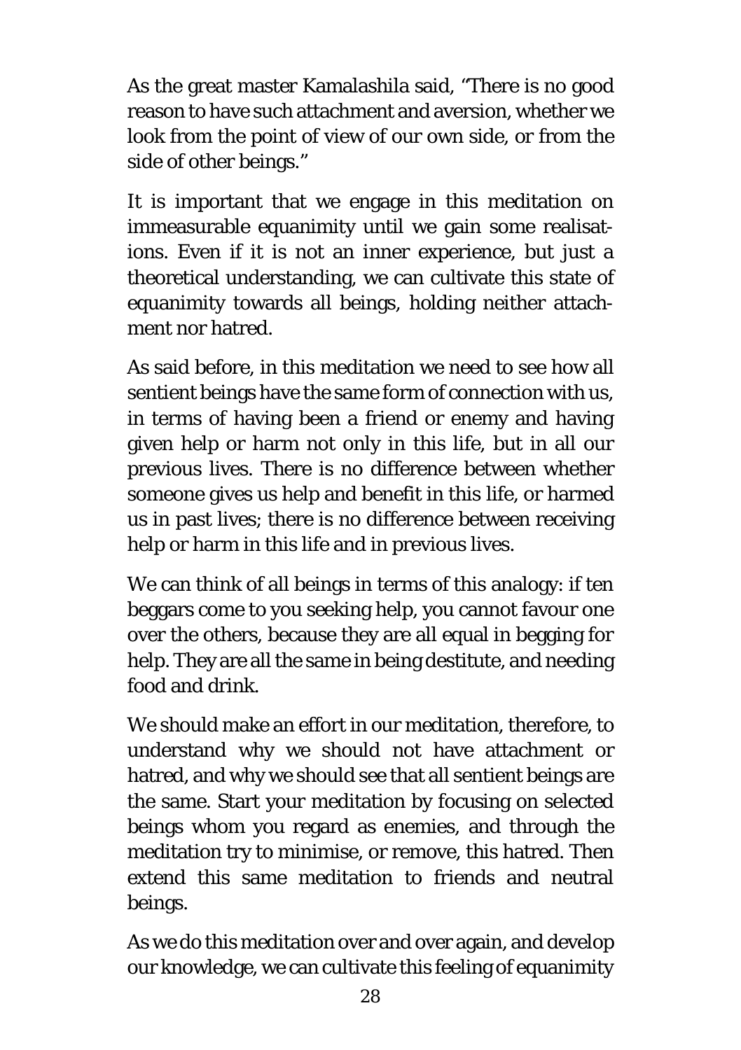As the great master Kamalashila said, "There is no good reason to have such attachment and aversion, whether we look from the point of view of our own side, or from the side of other beings."

It is important that we engage in this meditation on immeasurable equanimity until we gain some realisations. Even if it is not an inner experience, but just a theoretical understanding, we can cultivate this state of equanimity towards all beings, holding neither attachment nor hatred.

As said before, in this meditation we need to see how all sentient beings have the same form of connection with us, in terms of having been a friend or enemy and having given help or harm not only in this life, but in all our previous lives. There is no difference between whether someone gives us help and benefit in this life, or harmed us in past lives; there is no difference between receiving help or harm in this life and in previous lives.

We can think of all beings in terms of this analogy: if ten beggars come to you seeking help, you cannot favour one over the others, because they are all equal in begging for help. They are all the same in being destitute, and needing food and drink.

We should make an effort in our meditation, therefore, to understand why we should not have attachment or hatred, and why we should see that all sentient beings are the same. Start your meditation by focusing on selected beings whom you regard as enemies, and through the meditation try to minimise, or remove, this hatred. Then extend this same meditation to friends and neutral beings.

As we do this meditation over and over again, and develop our knowledge, we can cultivate this feeling of equanimity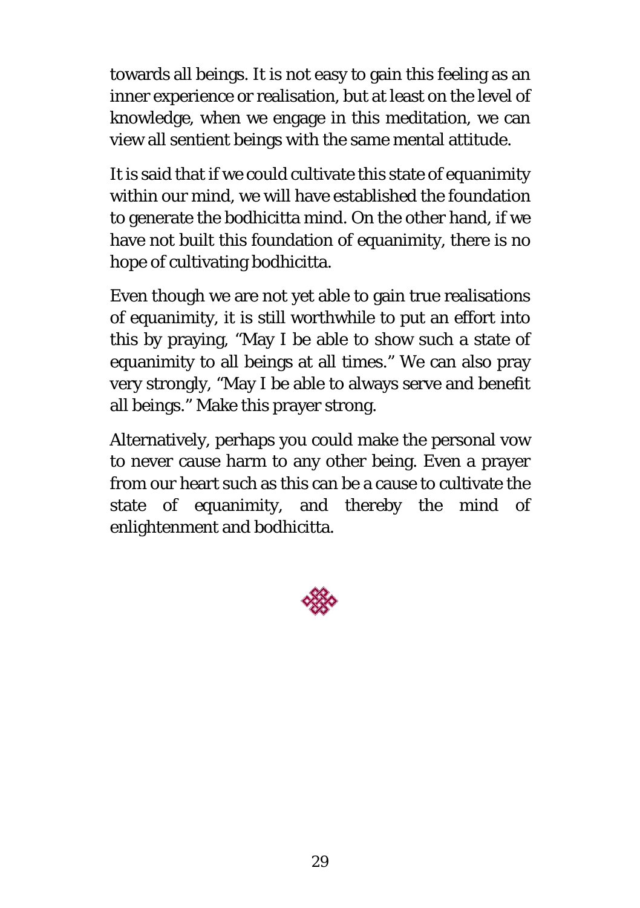towards all beings. It is not easy to gain this feeling as an inner experience or realisation, but at least on the level of knowledge, when we engage in this meditation, we can view all sentient beings with the same mental attitude.

It is said that if we could cultivate this state of equanimity within our mind, we will have established the foundation to generate the bodhicitta mind. On the other hand, if we have not built this foundation of equanimity, there is no hope of cultivating bodhicitta.

Even though we are not yet able to gain true realisations of equanimity, it is still worthwhile to put an effort into this by praying, "May I be able to show such a state of equanimity to all beings at all times." We can also pray very strongly, "May I be able to always serve and benefit all beings." Make this prayer strong.

Alternatively, perhaps you could make the personal vow to never cause harm to any other being. Even a prayer from our heart such as this can be a cause to cultivate the state of equanimity, and thereby the mind of enlightenment and bodhicitta.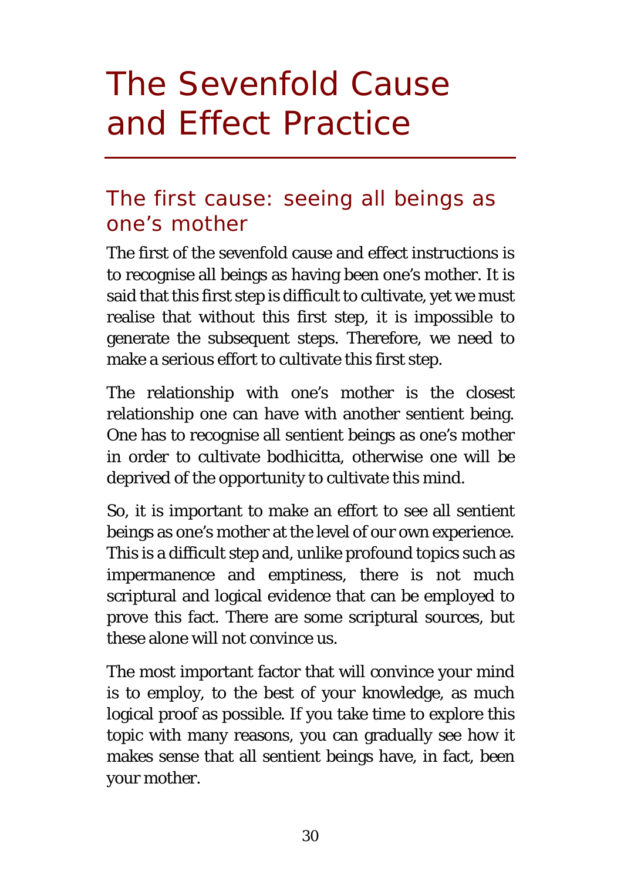# The Sevenfold Cause and Effect Practice

## The first cause: seeing all beings as one's mother

The first of the sevenfold cause and effect instructions is to recognise all beings as having been one's mother. It is said that this first step is difficult to cultivate, yet we must realise that without this first step, it is impossible to generate the subsequent steps. Therefore, we need to make a serious effort to cultivate this first step.

The relationship with one's mother is the closest relationship one can have with another sentient being. One has to recognise all sentient beings as one's mother in order to cultivate bodhicitta, otherwise one will be deprived of the opportunity to cultivate this mind.

So, it is important to make an effort to see all sentient beings as one's mother at the level of our own experience. This is a difficult step and, unlike profound topics such as impermanence and emptiness, there is not much scriptural and logical evidence that can be employed to prove this fact. There are some scriptural sources, but these alone will not convince us.

The most important factor that will convince your mind is to employ, to the best of your knowledge, as much logical proof as possible. If you take time to explore this topic with many reasons, you can gradually see how it makes sense that all sentient beings have, in fact, been your mother.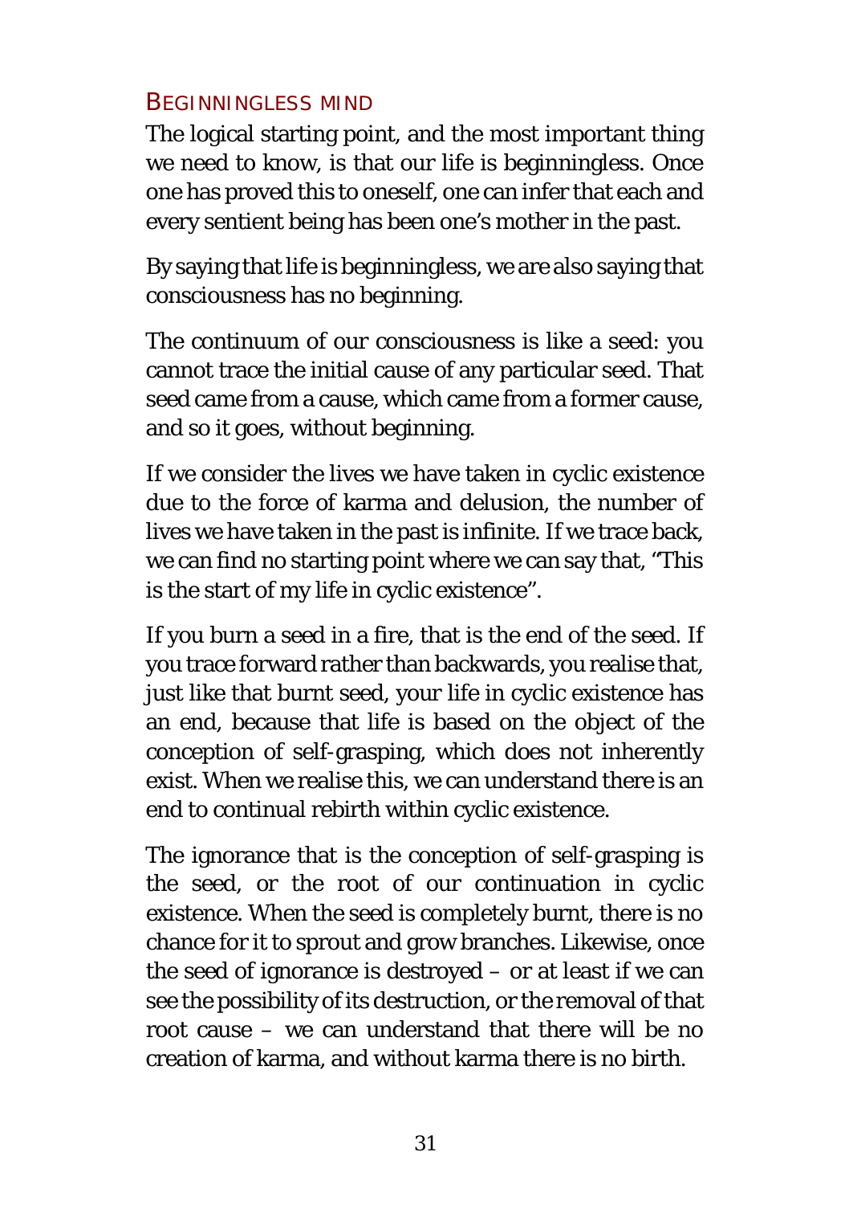## Beginningless mind

The logical starting point, and the most important thing we need to know, is that our life is beginningless. Once one has proved this to oneself, one can infer that each and every sentient being has been one's mother in the past.

By saying that life is beginningless, we are also saying that consciousness has no beginning.

The continuum of our consciousness is like a seed: you cannot trace the initial cause of any particular seed. That seed came from a cause, which came from a former cause, and so it goes, without beginning.

If we consider the lives we have taken in cyclic existence due to the force of karma and delusion, the number of lives we have taken in the past is infinite. If we trace back, we can find no starting point where we can say that, "This is the start of my life in cyclic existence".

If you burn a seed in a fire, that is the end of the seed. If you trace forward rather than backwards, you realise that, just like that burnt seed, your life in cyclic existence has an end, because that life is based on the object of the conception of self-grasping, which does not inherently exist. When we realise this, we can understand there is an end to continual rebirth within cyclic existence.

The ignorance that is the conception of self-grasping is the seed, or the root of our continuation in cyclic existence. When the seed is completely burnt, there is no chance for it to sprout and grow branches. Likewise, once the seed of ignorance is destroyed – or at least if we can see the possibility of its destruction, or the removal of that root cause – we can understand that there will be no creation of karma, and without karma there is no birth.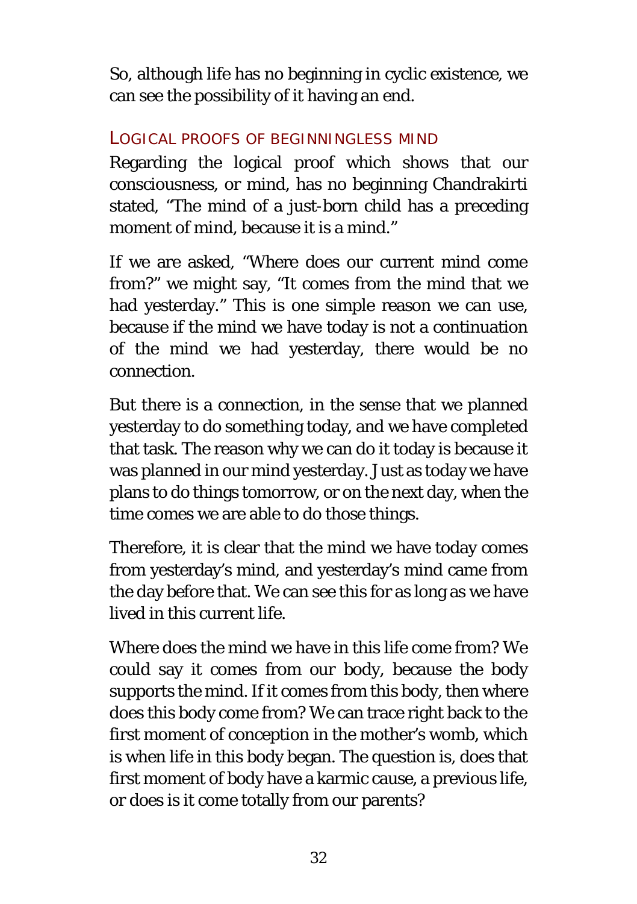So, although life has no beginning in cyclic existence, we can see the possibility of it having an end.

## LOGICAL PROOFS OF BEGINNINGLESS MIND

Regarding the logical proof which shows that our consciousness, or mind, has no beginning Chandrakirti stated, "The mind of a just-born child has a preceding moment of mind, because it is a mind."

If we are asked, "Where does our current mind come from?" we might say, "It comes from the mind that we had yesterday." This is one simple reason we can use, because if the mind we have today is not a continuation of the mind we had yesterday, there would be no connection.

But there is a connection, in the sense that we planned yesterday to do something today, and we have completed that task. The reason why we can do it today is because it was planned in our mind yesterday. Just as today we have plans to do things tomorrow, or on the next day, when the time comes we are able to do those things.

Therefore, it is clear that the mind we have today comes from yesterday's mind, and yesterday's mind came from the day before that. We can see this for as long as we have lived in this current life.

Where does the mind we have in this life come from? We could say it comes from our body, because the body supports the mind. If it comes from this body, then where does this body come from? We can trace right back to the first moment of conception in the mother's womb, which is when life in this body began. The question is, does that first moment of body have a karmic cause, a previous life, or does is it come totally from our parents?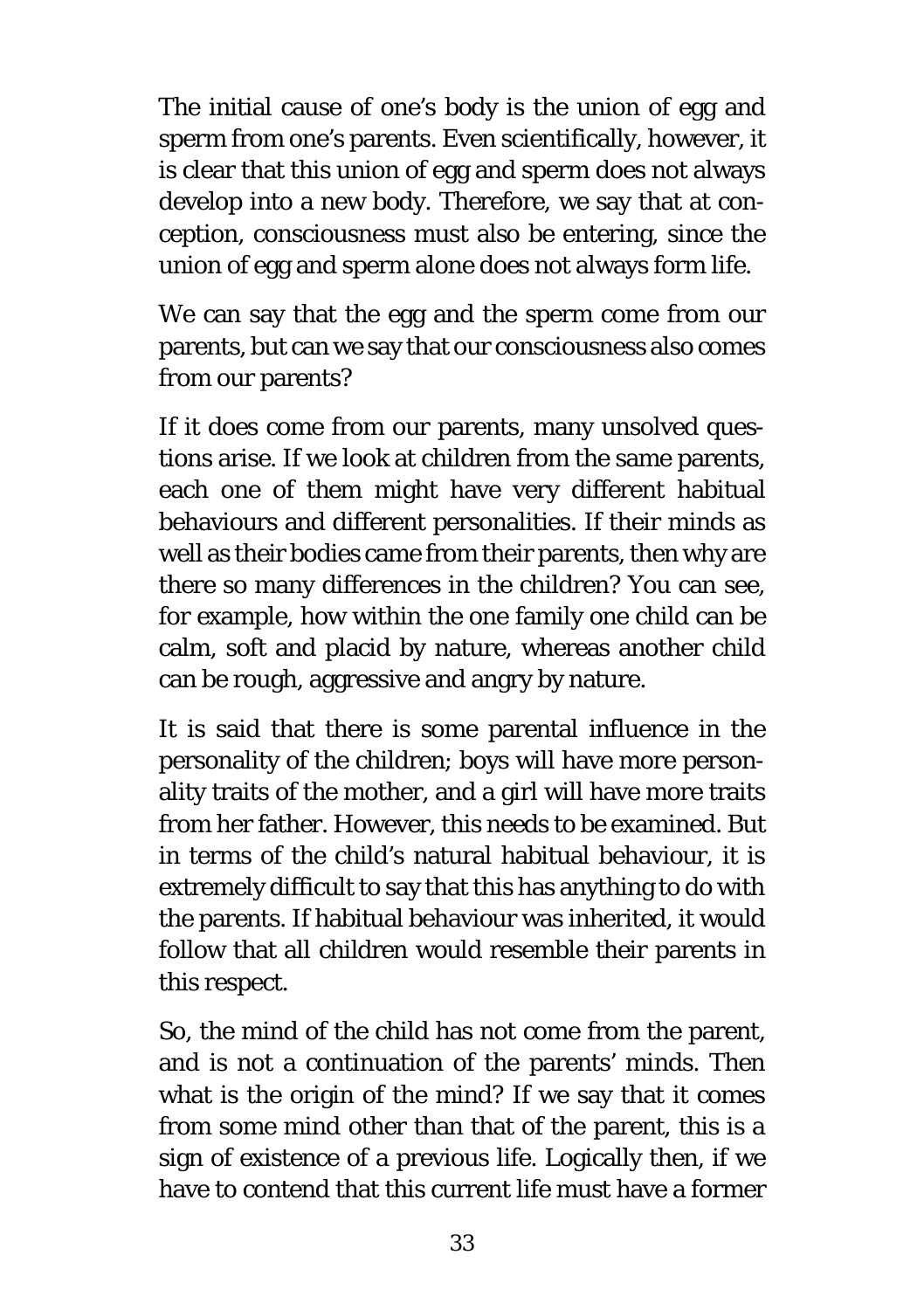The initial cause of one's body is the union of egg and sperm from one's parents. Even scientifically, however, it is clear that this union of egg and sperm does not always develop into a new body. Therefore, we say that at conception, consciousness must also be entering, since the union of egg and sperm alone does not always form life.

We can say that the egg and the sperm come from our parents, but can we say that our consciousness also comes from our parents?

If it does come from our parents, many unsolved questions arise. If we look at children from the same parents, each one of them might have very different habitual behaviours and different personalities. If their minds as well as their bodies came from their parents, then why are there so many differences in the children? You can see, for example, how within the one family one child can be calm, soft and placid by nature, whereas another child can be rough, aggressive and angry by nature.

It is said that there is some parental influence in the personality of the children; boys will have more personality traits of the mother, and a girl will have more traits from her father. However, this needs to be examined. But in terms of the child's natural habitual behaviour, it is extremely difficult to say that this has anything to do with the parents. If habitual behaviour was inherited, it would follow that all children would resemble their parents in this respect.

So, the mind of the child has not come from the parent, and is not a continuation of the parents' minds. Then what is the origin of the mind? If we say that it comes from some mind other than that of the parent, this is a sign of existence of a previous life. Logically then, if we have to contend that this current life must have a former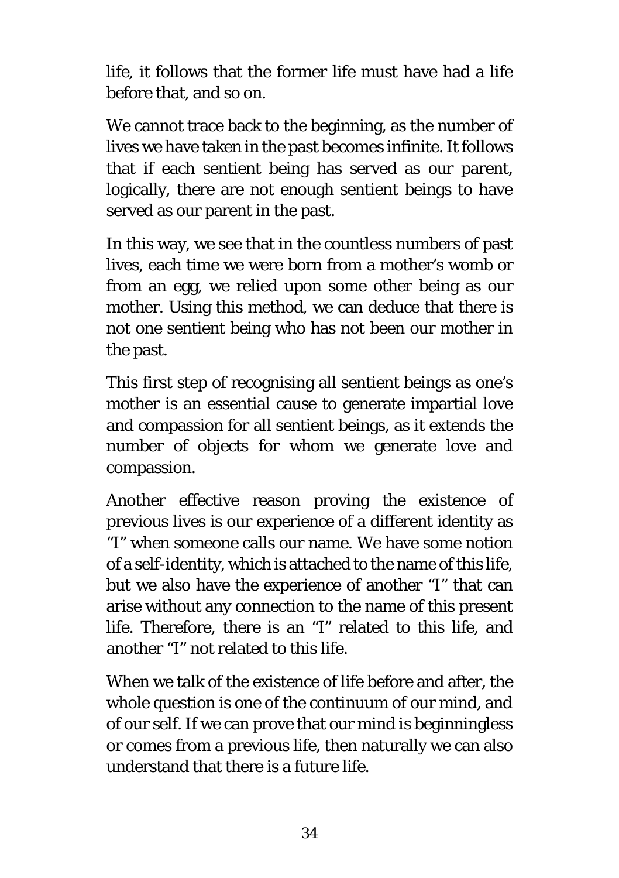life, it follows that the former life must have had a life before that, and so on.

We cannot trace back to the beginning, as the number of lives we have taken in the past becomes infinite. It follows that if each sentient being has served as our parent, logically, there are not enough sentient beings to have served as our parent in the past.

In this way, we see that in the countless numbers of past lives, each time we were born from a mother's womb or from an egg, we relied upon some other being as our mother. Using this method, we can deduce that there is not one sentient being who has not been our mother in the past.

This first step of recognising all sentient beings as one's mother is an essential cause to generate impartial love and compassion for all sentient beings, as it extends the number of objects for whom we generate love and compassion.

Another effective reason proving the existence of previous lives is our experience of a different identity as "I" when someone calls our name. We have some notion of a self-identity, which is attached to the name of this life, but we also have the experience of another "I" that can arise without any connection to the name of this present life. Therefore, there is an "I" related to this life, and another "I" not related to this life.

When we talk of the existence of life before and after, the whole question is one of the continuum of our mind, and of our self. If we can prove that our mind is beginningless or comes from a previous life, then naturally we can also understand that there is a future life.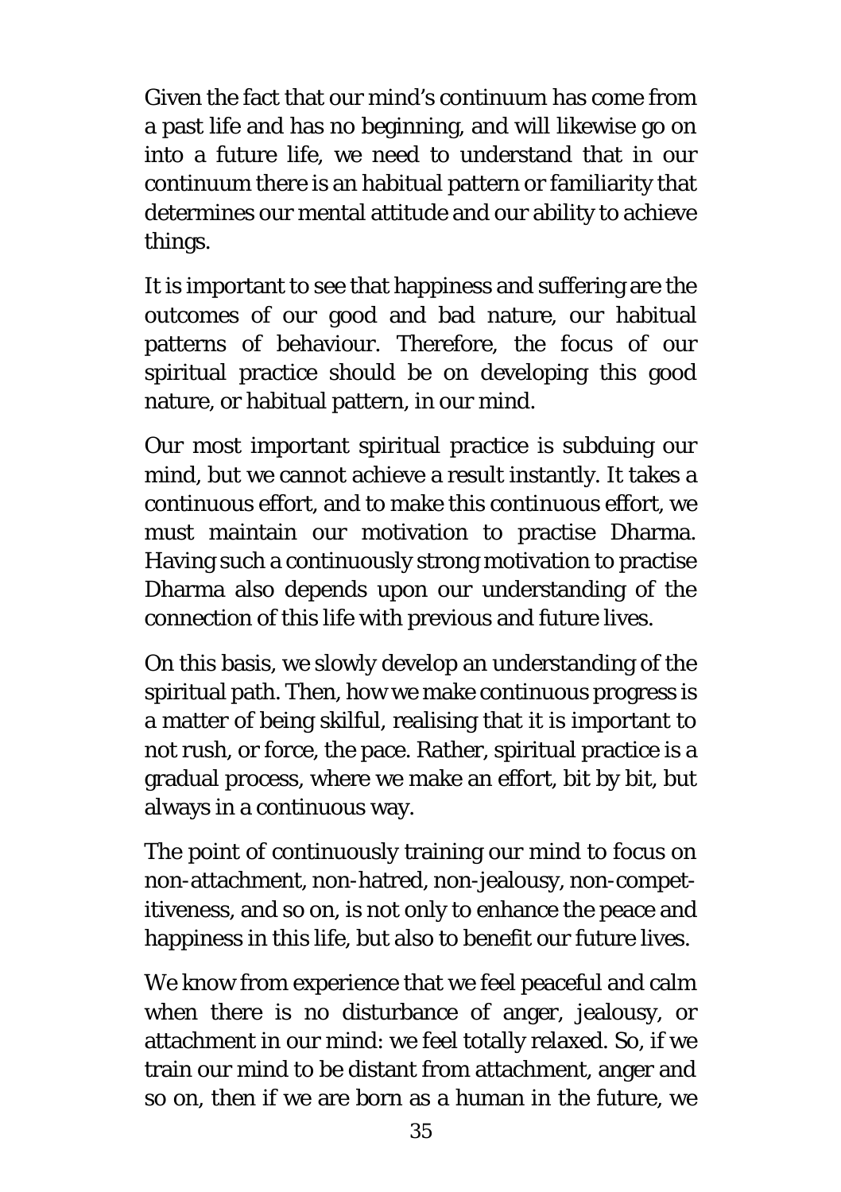Given the fact that our mind's continuum has come from a past life and has no beginning, and will likewise go on into a future life, we need to understand that in our continuum there is an habitual pattern or familiarity that determines our mental attitude and our ability to achieve things.

It is important to see that happiness and suffering are the outcomes of our good and bad nature, our habitual patterns of behaviour. Therefore, the focus of our spiritual practice should be on developing this good nature, or habitual pattern, in our mind.

Our most important spiritual practice is subduing our mind, but we cannot achieve a result instantly. It takes a continuous effort, and to make this continuous effort, we must maintain our motivation to practise Dharma. Having such a continuously strong motivation to practise Dharma also depends upon our understanding of the connection of this life with previous and future lives.

On this basis, we slowly develop an understanding of the spiritual path. Then, how we make continuous progress is a matter of being skilful, realising that it is important to not rush, or force, the pace. Rather, spiritual practice is a gradual process, where we make an effort, bit by bit, but always in a continuous way.

The point of continuously training our mind to focus on non-attachment, non-hatred, non-jealousy, non-competitiveness, and so on, is not only to enhance the peace and happiness in this life, but also to benefit our future lives.

We know from experience that we feel peaceful and calm when there is no disturbance of anger, jealousy, or attachment in our mind: we feel totally relaxed. So, if we train our mind to be distant from attachment, anger and so on, then if we are born as a human in the future, we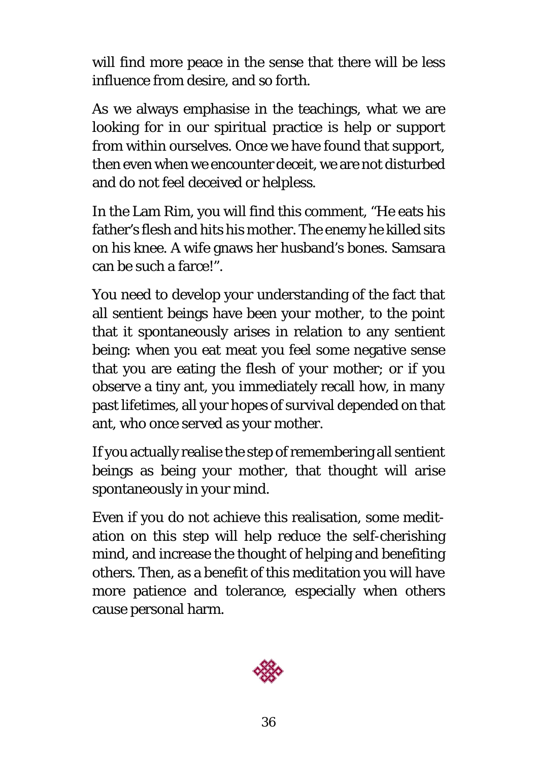will find more peace in the sense that there will be less influence from desire, and so forth.

As we always emphasise in the teachings, what we are looking for in our spiritual practice is help or support from within ourselves. Once we have found that support, then even when we encounter deceit, we are not disturbed and do not feel deceived or helpless.

In the Lam Rim, you will find this comment, "He eats his father's flesh and hits his mother. The enemy he killed sits on his knee. A wife gnaws her husband's bones. Samsara can be such a farce!".

You need to develop your understanding of the fact that all sentient beings have been your mother, to the point that it spontaneously arises in relation to any sentient being: when you eat meat you feel some negative sense that you are eating the flesh of your mother; or if you observe a tiny ant, you immediately recall how, in many past lifetimes, all your hopes of survival depended on that ant, who once served as your mother.

If you actually realise the step of remembering all sentient beings as being your mother, that thought will arise spontaneously in your mind.

Even if you do not achieve this realisation, some meditation on this step will help reduce the self-cherishing mind, and increase the thought of helping and benefiting others. Then, as a benefit of this meditation you will have more patience and tolerance, especially when others cause personal harm.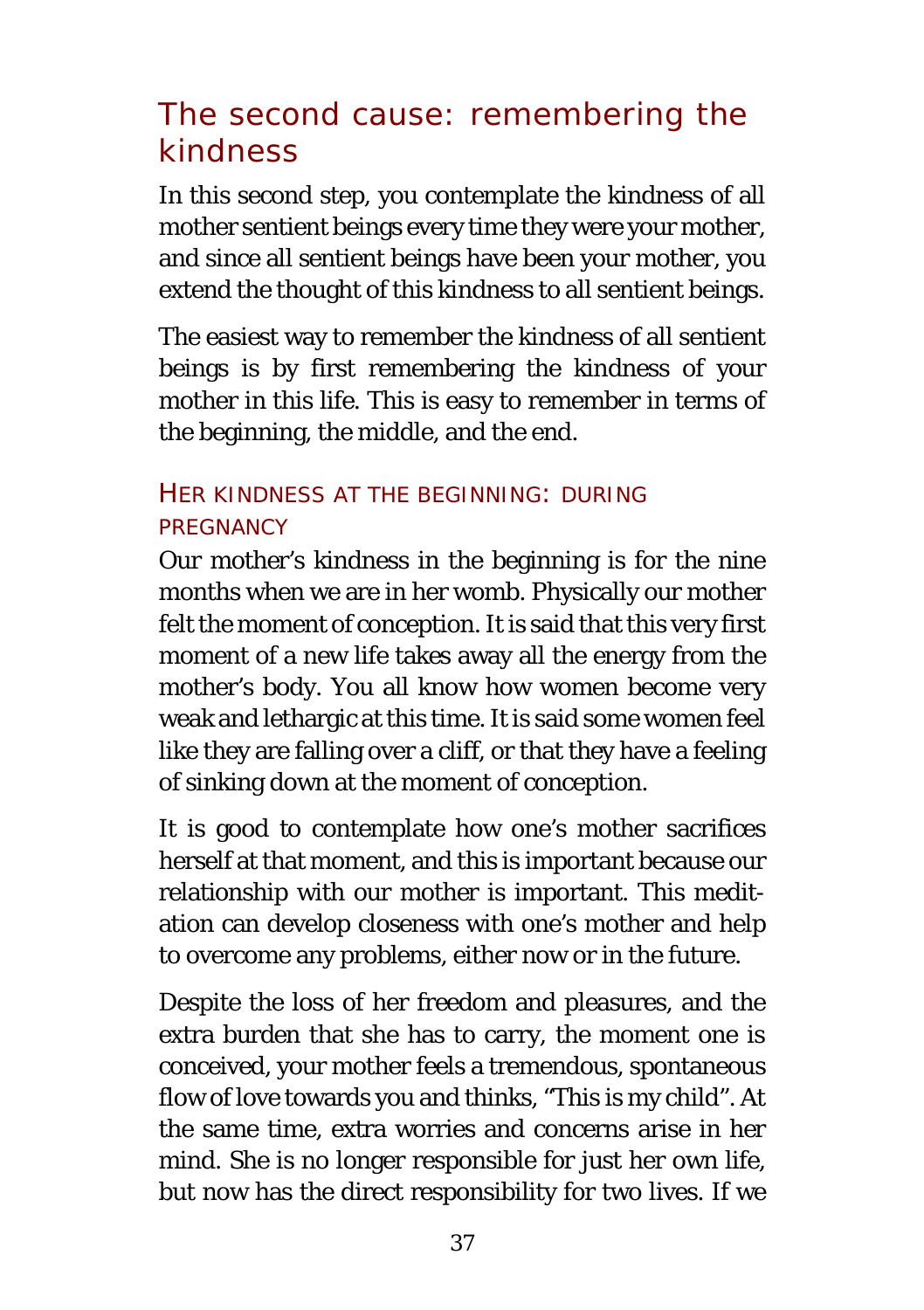## The second cause: remembering the kindness

In this second step, you contemplate the kindness of all mother sentient beings every time they were your mother, and since all sentient beings have been your mother, you extend the thought of this kindness to all sentient beings.

The easiest way to remember the kindness of all sentient beings is by first remembering the kindness of your mother in this life. This is easy to remember in terms of the beginning, the middle, and the end.

### Her kindness at the beginning: during pregnancy

Our mother's kindness in the beginning is for the nine months when we are in her womb. Physically our mother felt the moment of conception. It is said that this very first moment of a new life takes away all the energy from the mother's body. You all know how women become very weak and lethargic at this time. It is said some women feel like they are falling over a cliff, or that they have a feeling of sinking down at the moment of conception.

It is good to contemplate how one's mother sacrifices herself at that moment, and this is important because our relationship with our mother is important. This meditation can develop closeness with one's mother and help to overcome any problems, either now or in the future.

Despite the loss of her freedom and pleasures, and the extra burden that she has to carry, the moment one is conceived, your mother feels a tremendous, spontaneous flow of love towards you and thinks, "This is my child". At the same time, extra worries and concerns arise in her mind. She is no longer responsible for just her own life, but now has the direct responsibility for two lives. If we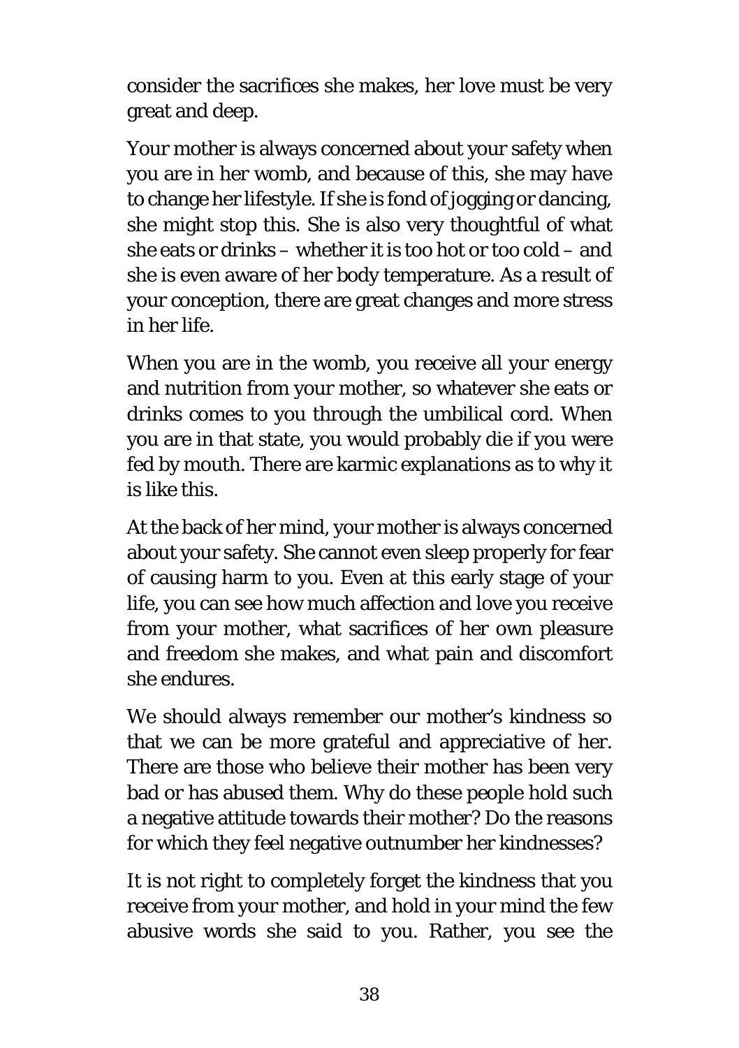consider the sacrifices she makes, her love must be very great and deep.

Your mother is always concerned about your safety when you are in her womb, and because of this, she may have to change her lifestyle. If she is fond of jogging or dancing, she might stop this. She is also very thoughtful of what she eats or drinks – whether it is too hot or too cold – and she is even aware of her body temperature. As a result of your conception, there are great changes and more stress in her life.

When you are in the womb, you receive all your energy and nutrition from your mother, so whatever she eats or drinks comes to you through the umbilical cord. When you are in that state, you would probably die if you were fed by mouth. There are karmic explanations as to why it is like this.

At the back of her mind, your mother is always concerned about your safety. She cannot even sleep properly for fear of causing harm to you. Even at this early stage of your life, you can see how much affection and love you receive from your mother, what sacrifices of her own pleasure and freedom she makes, and what pain and discomfort she endures.

We should always remember our mother's kindness so that we can be more grateful and appreciative of her. There are those who believe their mother has been very bad or has abused them. Why do these people hold such a negative attitude towards their mother? Do the reasons for which they feel negative outnumber her kindnesses?

It is not right to completely forget the kindness that you receive from your mother, and hold in your mind the few abusive words she said to you. Rather, you see the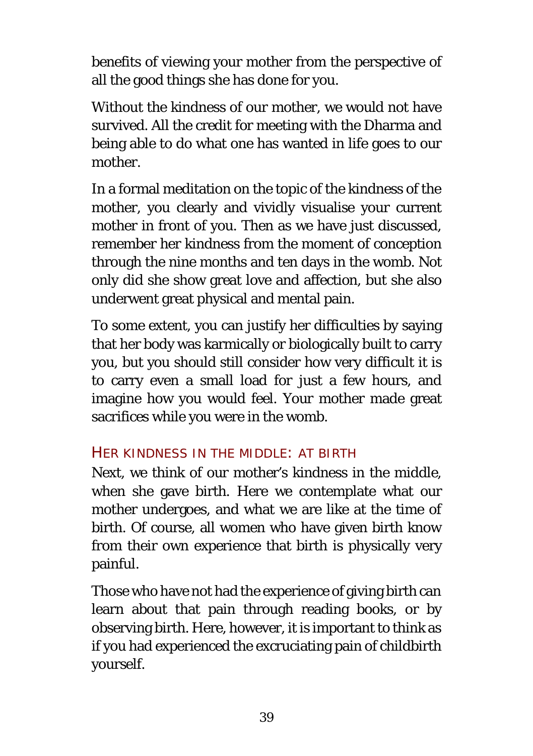benefits of viewing your mother from the perspective of all the good things she has done for you.

Without the kindness of our mother, we would not have survived. All the credit for meeting with the Dharma and being able to do what one has wanted in life goes to our mother.

In a formal meditation on the topic of the kindness of the mother, you clearly and vividly visualise your current mother in front of you. Then as we have just discussed, remember her kindness from the moment of conception through the nine months and ten days in the womb. Not only did she show great love and affection, but she also underwent great physical and mental pain.

To some extent, you can justify her difficulties by saying that her body was karmically or biologically built to carry you, but you should still consider how very difficult it is to carry even a small load for just a few hours, and imagine how you would feel. Your mother made great sacrifices while you were in the womb.

### HER KINDNESS IN THE MIDDLE: AT BIRTH

Next, we think of our mother's kindness in the middle, when she gave birth. Here we contemplate what our mother undergoes, and what we are like at the time of birth. Of course, all women who have given birth know from their own experience that birth is physically very painful.

Those who have not had the experience of giving birth can learn about that pain through reading books, or by observing birth. Here, however, it is important to think as if you had experienced the excruciating pain of childbirth yourself.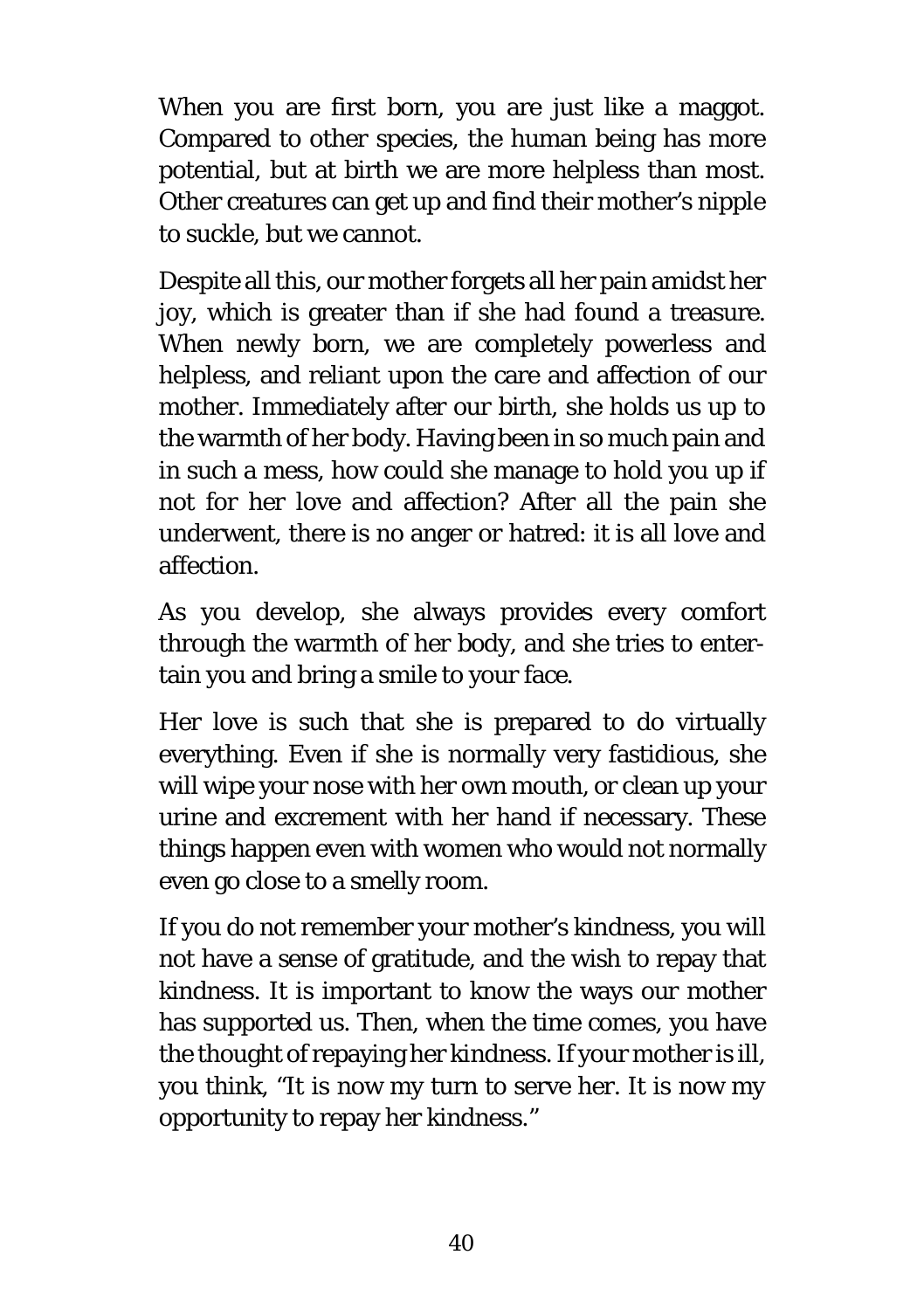When you are first born, you are just like a maggot. Compared to other species, the human being has more potential, but at birth we are more helpless than most. Other creatures can get up and find their mother's nipple to suckle, but we cannot.

Despite all this, our mother forgets all her pain amidst her joy, which is greater than if she had found a treasure. When newly born, we are completely powerless and helpless, and reliant upon the care and affection of our mother. Immediately after our birth, she holds us up to the warmth of her body. Having been in so much pain and in such a mess, how could she manage to hold you up if not for her love and affection? After all the pain she underwent, there is no anger or hatred: it is all love and affection.

As you develop, she always provides every comfort through the warmth of her body, and she tries to entertain you and bring a smile to your face.

Her love is such that she is prepared to do virtually everything. Even if she is normally very fastidious, she will wipe your nose with her own mouth, or clean up your urine and excrement with her hand if necessary. These things happen even with women who would not normally even go close to a smelly room.

If you do not remember your mother's kindness, you will not have a sense of gratitude, and the wish to repay that kindness. It is important to know the ways our mother has supported us. Then, when the time comes, you have the thought of repaying her kindness. If your mother is ill, you think, "It is now my turn to serve her. It is now my opportunity to repay her kindness."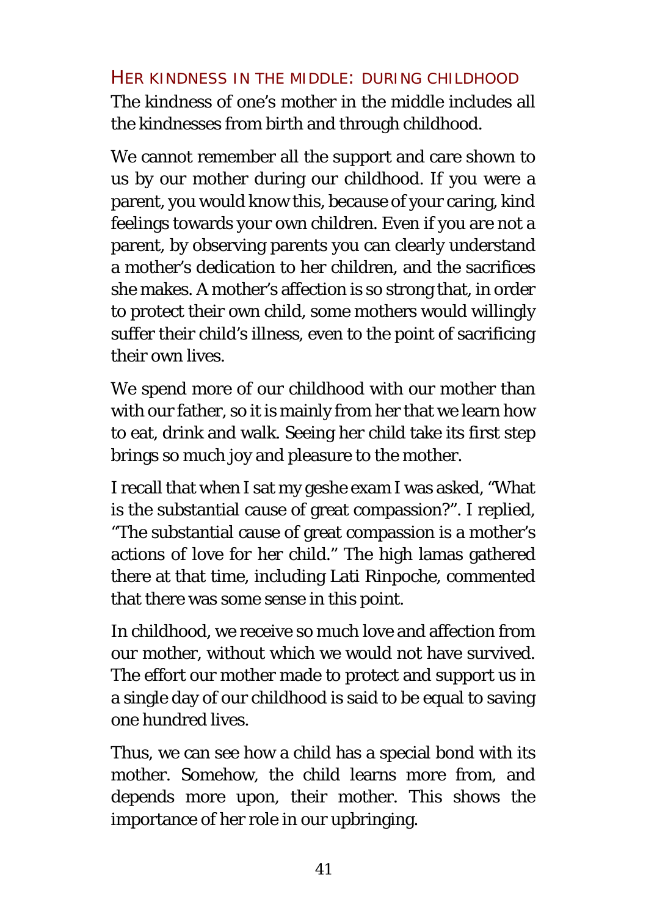### Her kindness in the middle: during childhood

The kindness of one's mother in the middle includes all the kindnesses from birth and through childhood.

We cannot remember all the support and care shown to us by our mother during our childhood. If you were a parent, you would know this, because of your caring, kind feelings towards your own children. Even if you are not a parent, by observing parents you can clearly understand a mother's dedication to her children, and the sacrifices she makes. A mother's affection is so strong that, in order to protect their own child, some mothers would willingly suffer their child's illness, even to the point of sacrificing their own lives.

We spend more of our childhood with our mother than with our father, so it is mainly from her that we learn how to eat, drink and walk. Seeing her child take its first step brings so much joy and pleasure to the mother.

I recall that when I sat my geshe exam I was asked, "What is the substantial cause of great compassion?". I replied, "The substantial cause of great compassion is a mother's actions of love for her child." The high lamas gathered there at that time, including Lati Rinpoche, commented that there was some sense in this point.

In childhood, we receive so much love and affection from our mother, without which we would not have survived. The effort our mother made to protect and support us in a single day of our childhood is said to be equal to saving one hundred lives.

Thus, we can see how a child has a special bond with its mother. Somehow, the child learns more from, and depends more upon, their mother. This shows the importance of her role in our upbringing.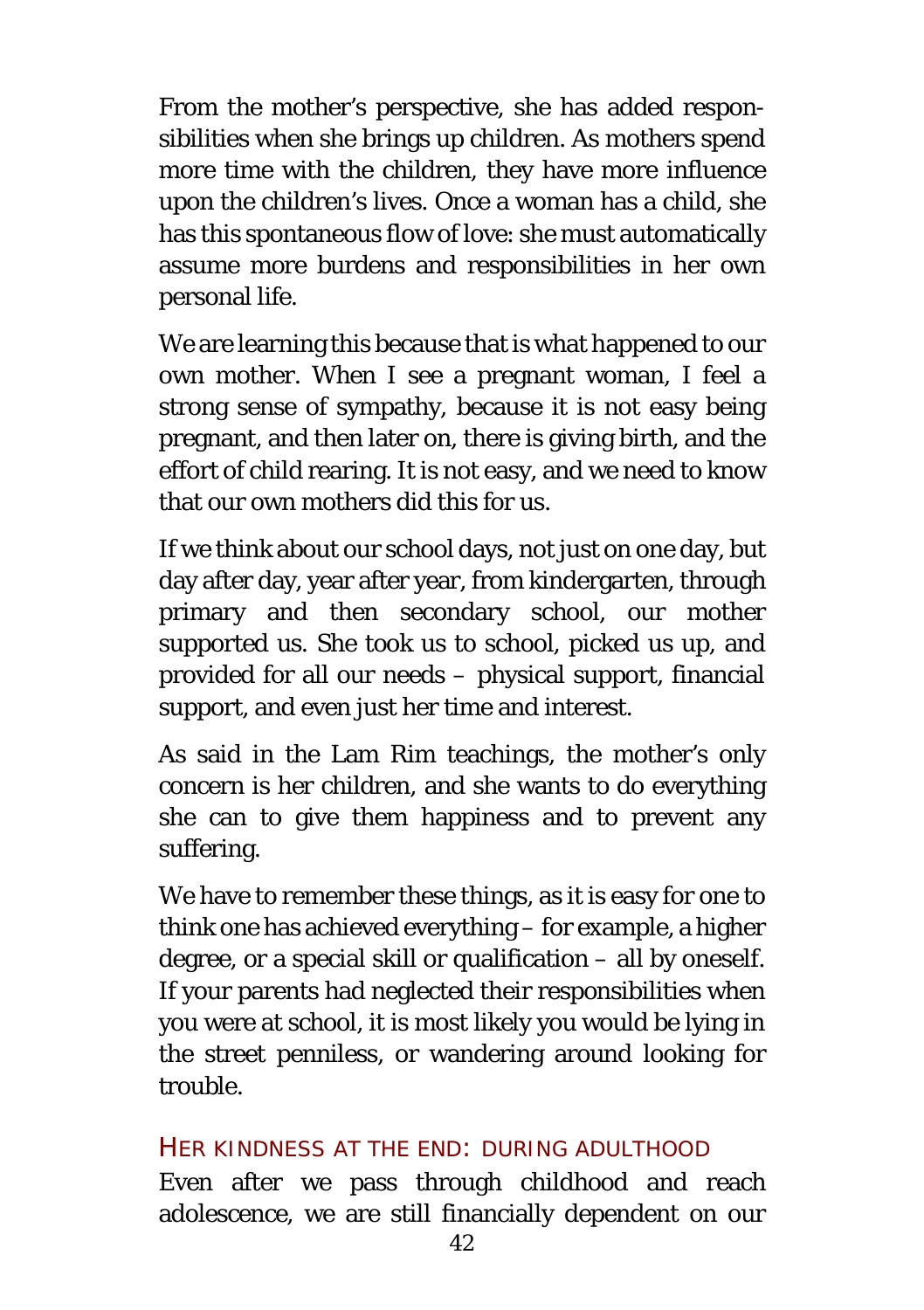From the mother's perspective, she has added responsibilities when she brings up children. As mothers spend more time with the children, they have more influence upon the children's lives. Once a woman has a child, she has this spontaneous flow of love: she must automatically assume more burdens and responsibilities in her own personal life.

We are learning this because that is what happened to our own mother. When I see a pregnant woman, I feel a strong sense of sympathy, because it is not easy being pregnant, and then later on, there is giving birth, and the effort of child rearing. It is not easy, and we need to know that our own mothers did this for us.

If we think about our school days, not just on one day, but day after day, year after year, from kindergarten, through primary and then secondary school, our mother supported us. She took us to school, picked us up, and provided for all our needs – physical support, financial support, and even just her time and interest.

As said in the Lam Rim teachings, the mother's only concern is her children, and she wants to do everything she can to give them happiness and to prevent any suffering.

We have to remember these things, as it is easy for one to think one has achieved everything – for example, a higher degree, or a special skill or qualification – all by oneself. If your parents had neglected their responsibilities when you were at school, it is most likely you would be lying in the street penniless, or wandering around looking for trouble.

### HER KINDNESS AT THE END: DURING ADULTHOOD

Even after we pass through childhood and reach adolescence, we are still financially dependent on our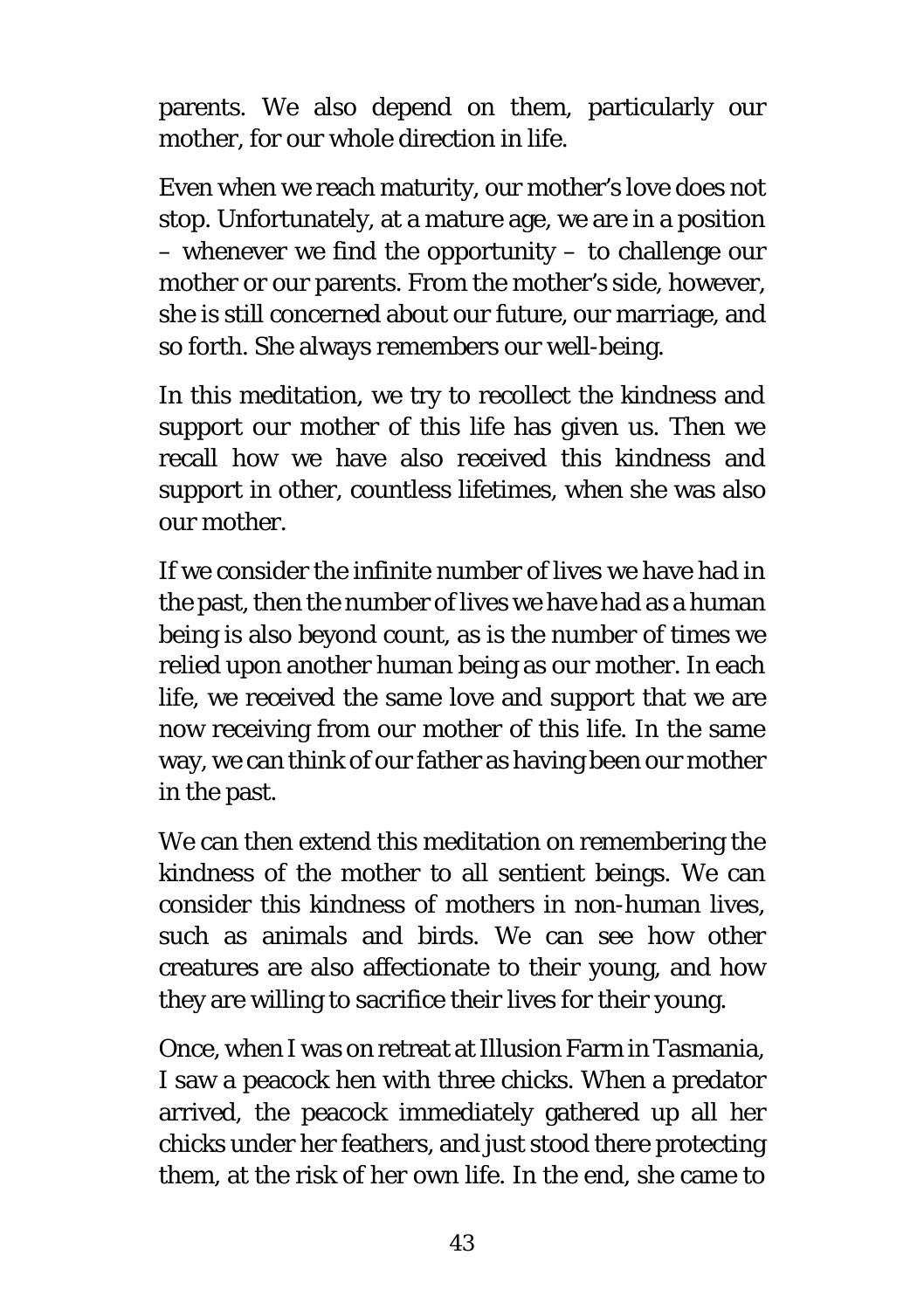parents. We also depend on them, particularly our mother, for our whole direction in life.

Even when we reach maturity, our mother's love does not stop. Unfortunately, at a mature age, we are in a position – whenever we find the opportunity – to challenge our mother or our parents. From the mother's side, however, she is still concerned about our future, our marriage, and so forth. She always remembers our well-being.

In this meditation, we try to recollect the kindness and support our mother of this life has given us. Then we recall how we have also received this kindness and support in other, countless lifetimes, when she was also our mother.

If we consider the infinite number of lives we have had in the past, then the number of lives we have had as a human being is also beyond count, as is the number of times we relied upon another human being as our mother. In each life, we received the same love and support that we are now receiving from our mother of this life. In the same way, we can think of our father as having been our mother in the past.

We can then extend this meditation on remembering the kindness of the mother to all sentient beings. We can consider this kindness of mothers in non-human lives, such as animals and birds. We can see how other creatures are also affectionate to their young, and how they are willing to sacrifice their lives for their young.

Once, when I was on retreat at Illusion Farm in Tasmania, I saw a peacock hen with three chicks. When a predator arrived, the peacock immediately gathered up all her chicks under her feathers, and just stood there protecting them, at the risk of her own life. In the end, she came to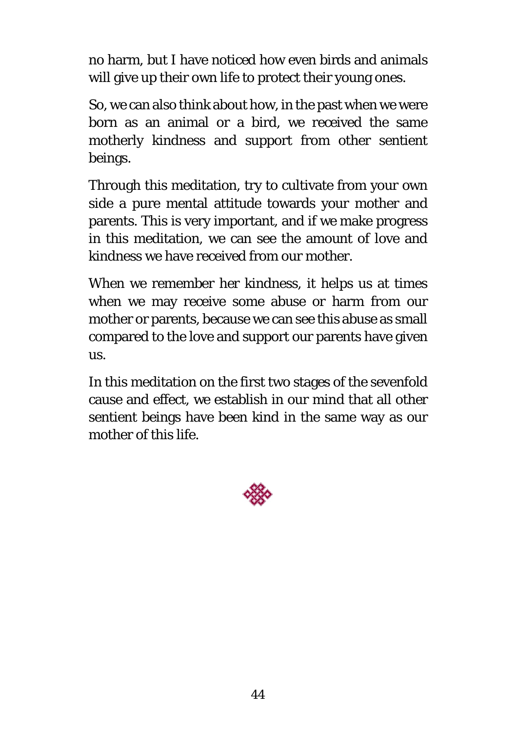no harm, but I have noticed how even birds and animals will give up their own life to protect their young ones.

So, we can also think about how, in the past when we were born as an animal or a bird, we received the same motherly kindness and support from other sentient beings.

Through this meditation, try to cultivate from your own side a pure mental attitude towards your mother and parents. This is very important, and if we make progress in this meditation, we can see the amount of love and kindness we have received from our mother.

When we remember her kindness, it helps us at times when we may receive some abuse or harm from our mother or parents, because we can see this abuse as small compared to the love and support our parents have given us.

In this meditation on the first two stages of the sevenfold cause and effect, we establish in our mind that all other sentient beings have been kind in the same way as our mother of this life.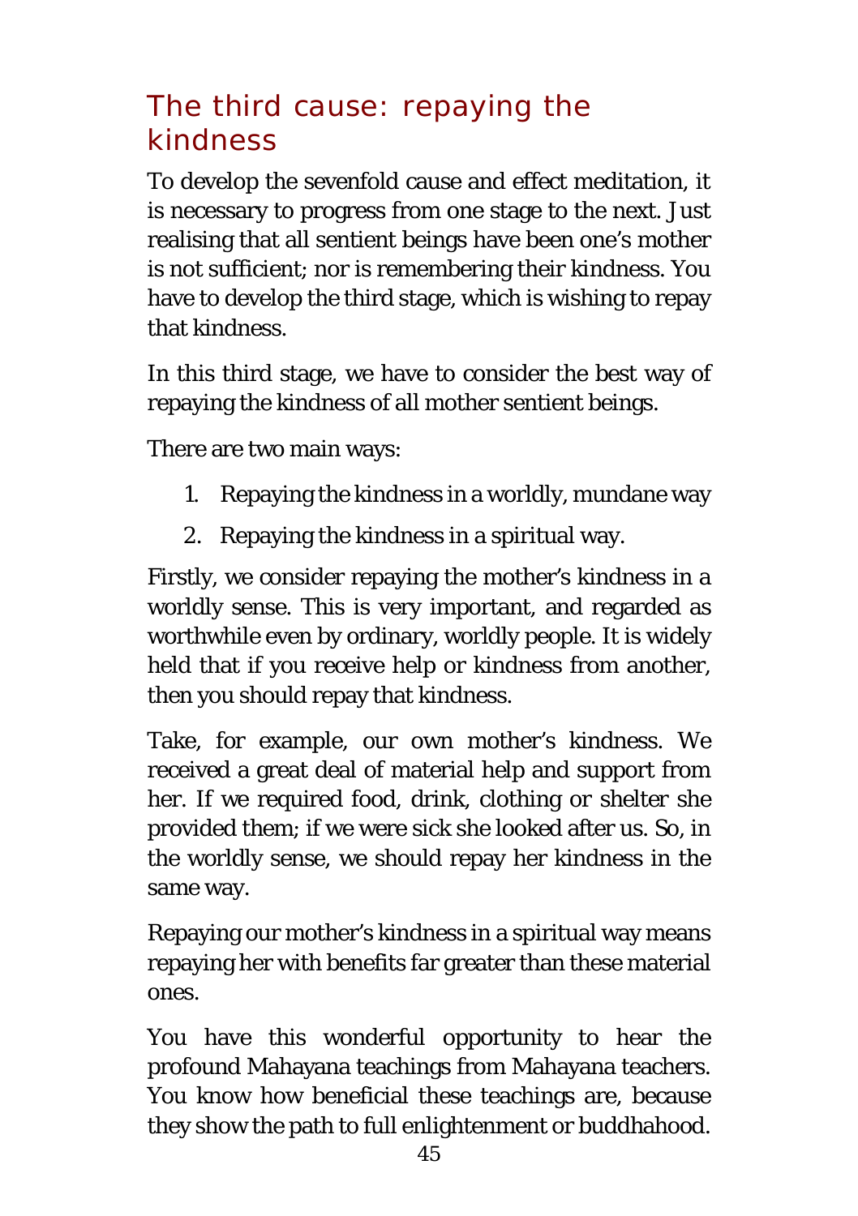## The third cause: repaying the kindness

To develop the sevenfold cause and effect meditation, it is necessary to progress from one stage to the next. Just realising that all sentient beings have been one's mother is not sufficient; nor is remembering their kindness. You have to develop the third stage, which is wishing to repay that kindness.

In this third stage, we have to consider the best way of repaying the kindness of all mother sentient beings.

There are two main ways:

1. Repaying the kindness in a worldly, mundane way
2. Repaying the kindness in a spiritual way.

Firstly, we consider repaying the mother's kindness in a worldly sense. This is very important, and regarded as worthwhile even by ordinary, worldly people. It is widely held that if you receive help or kindness from another, then you should repay that kindness.

Take, for example, our own mother's kindness. We received a great deal of material help and support from her. If we required food, drink, clothing or shelter she provided them; if we were sick she looked after us. So, in the worldly sense, we should repay her kindness in the same way.

Repaying our mother's kindness in a spiritual way means repaying her with benefits far greater than these material ones.

You have this wonderful opportunity to hear the profound Mahayana teachings from Mahayana teachers. You know how beneficial these teachings are, because they show the path to full enlightenment or buddhahood.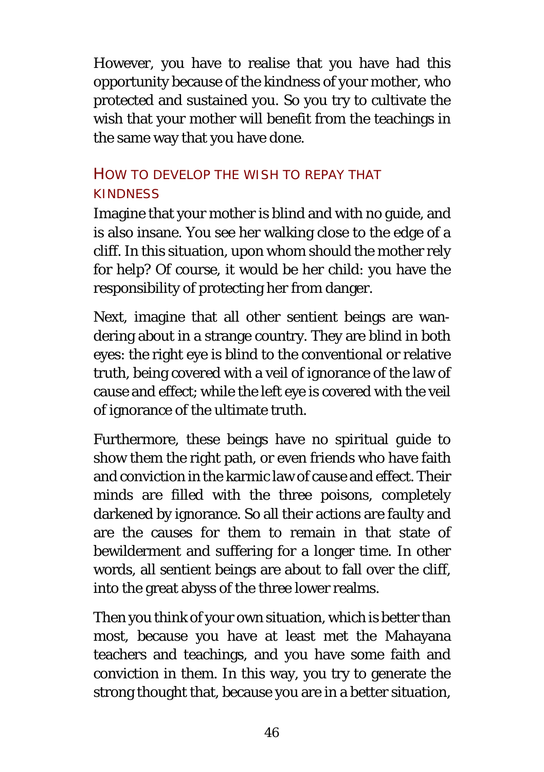However, you have to realise that you have had this opportunity because of the kindness of your mother, who protected and sustained you. So you try to cultivate the wish that your mother will benefit from the teachings in the same way that you have done.

### HOW TO DEVELOP THE WISH TO REPAY THAT KINDNESS

Imagine that your mother is blind and with no guide, and is also insane. You see her walking close to the edge of a cliff. In this situation, upon whom should the mother rely for help? Of course, it would be her child: you have the responsibility of protecting her from danger.

Next, imagine that all other sentient beings are wandering about in a strange country. They are blind in both eyes: the right eye is blind to the conventional or relative truth, being covered with a veil of ignorance of the law of cause and effect; while the left eye is covered with the veil of ignorance of the ultimate truth.

Furthermore, these beings have no spiritual guide to show them the right path, or even friends who have faith and conviction in the karmic law of cause and effect. Their minds are filled with the three poisons, completely darkened by ignorance. So all their actions are faulty and are the causes for them to remain in that state of bewilderment and suffering for a longer time. In other words, all sentient beings are about to fall over the cliff, into the great abyss of the three lower realms.

Then you think of your own situation, which is better than most, because you have at least met the Mahayana teachers and teachings, and you have some faith and conviction in them. In this way, you try to generate the strong thought that, because you are in a better situation,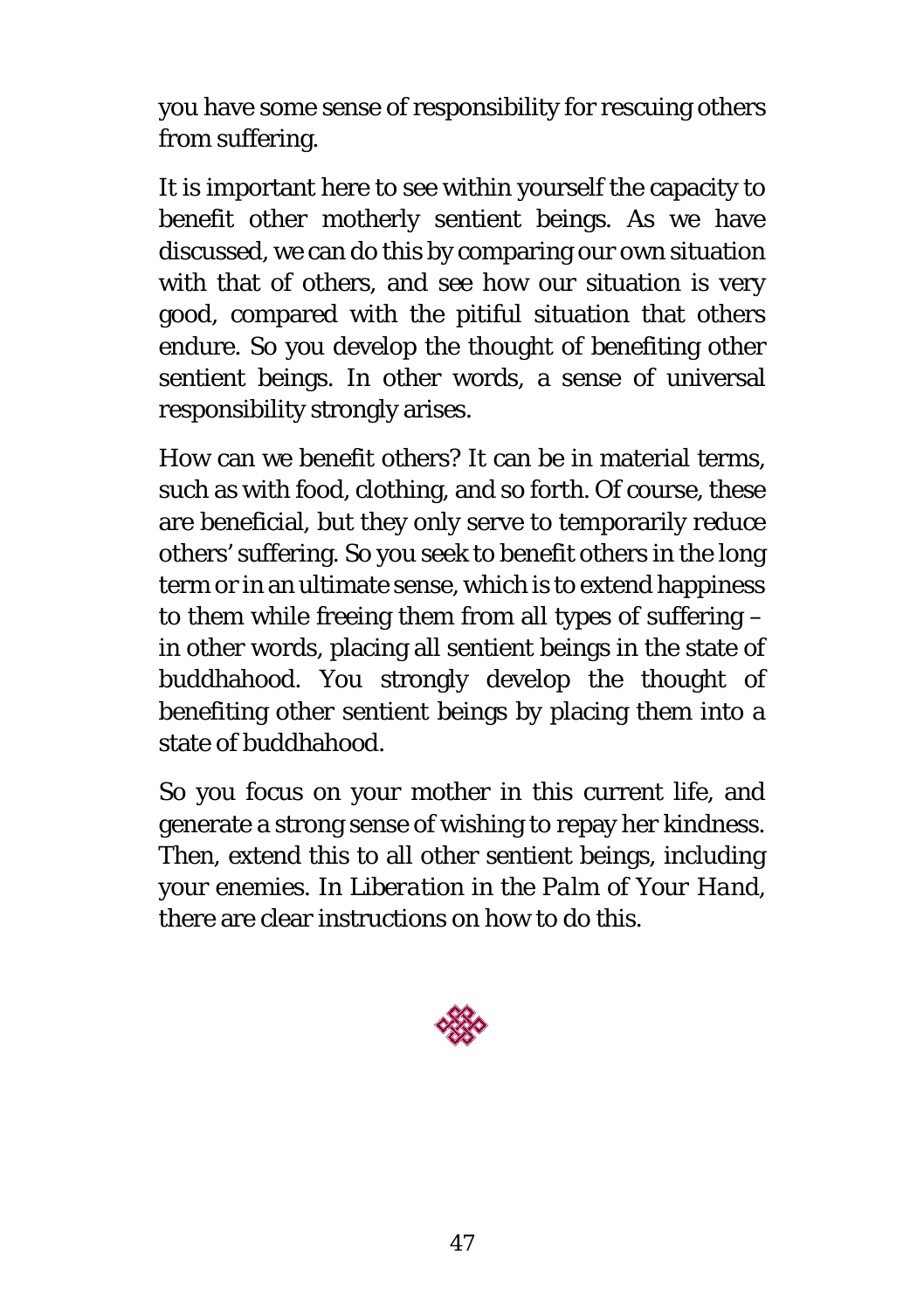you have some sense of responsibility for rescuing others from suffering.

It is important here to see within yourself the capacity to benefit other motherly sentient beings. As we have discussed, we can do this by comparing our own situation with that of others, and see how our situation is very good, compared with the pitiful situation that others endure. So you develop the thought of benefiting other sentient beings. In other words, a sense of universal responsibility strongly arises.

How can we benefit others? It can be in material terms, such as with food, clothing, and so forth. Of course, these are beneficial, but they only serve to temporarily reduce others' suffering. So you seek to benefit others in the long term or in an ultimate sense, which is to extend happiness to them while freeing them from all types of suffering – in other words, placing all sentient beings in the state of buddhahood. You strongly develop the thought of benefiting other sentient beings by placing them into a state of buddhahood.

So you focus on your mother in this current life, and generate a strong sense of wishing to repay her kindness. Then, extend this to all other sentient beings, including your enemies. In *Liberation in the Palm of Your Hand*, there are clear instructions on how to do this.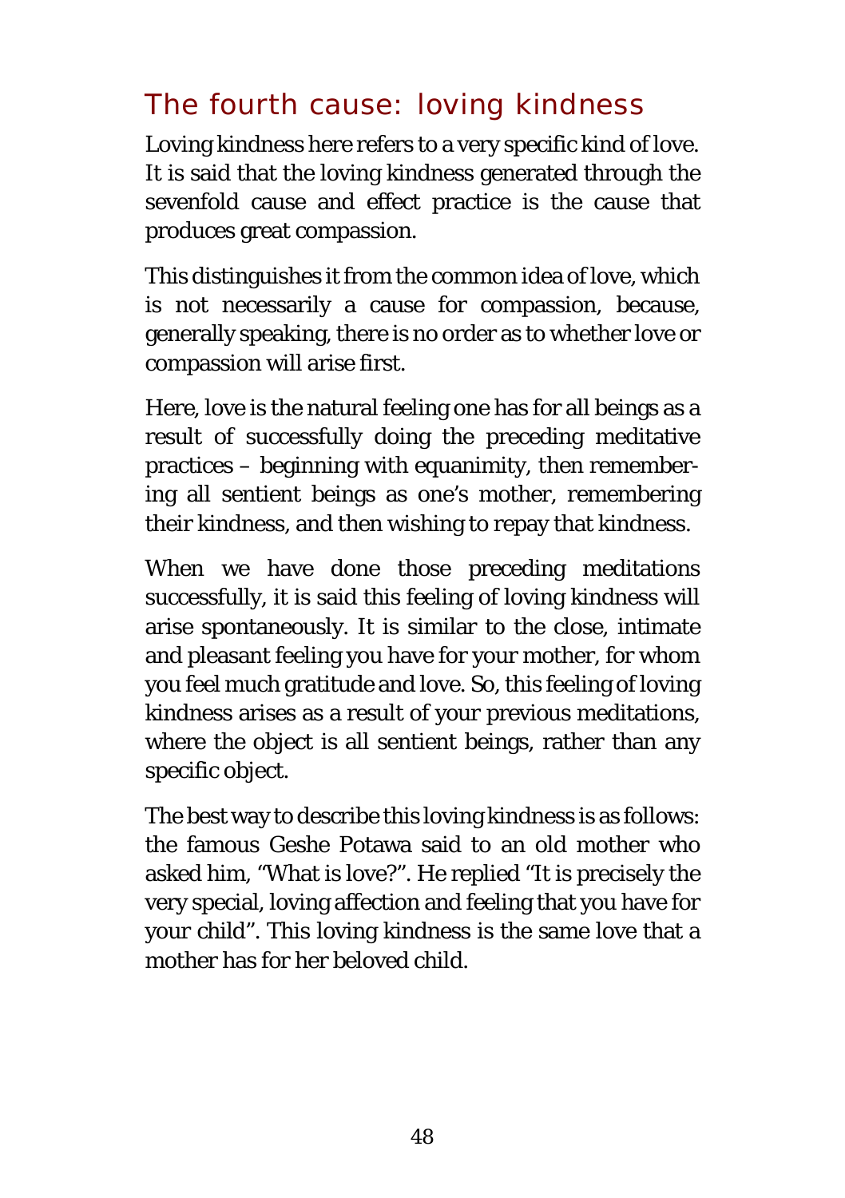## The fourth cause: loving kindness

Loving kindness here refers to a very specific kind of love. It is said that the loving kindness generated through the sevenfold cause and effect practice is the cause that produces great compassion.

This distinguishes it from the common idea of love, which is not necessarily a cause for compassion, because, generally speaking, there is no order as to whether love or compassion will arise first.

Here, love is the natural feeling one has for all beings as a result of successfully doing the preceding meditative practices – beginning with equanimity, then remembering all sentient beings as one's mother, remembering their kindness, and then wishing to repay that kindness.

When we have done those preceding meditations successfully, it is said this feeling of loving kindness will arise spontaneously. It is similar to the close, intimate and pleasant feeling you have for your mother, for whom you feel much gratitude and love. So, this feeling of loving kindness arises as a result of your previous meditations, where the object is all sentient beings, rather than any specific object.

The best way to describe this loving kindness is as follows: the famous Geshe Potawa said to an old mother who asked him, "What is love?". He replied "It is precisely the very special, loving affection and feeling that you have for your child". This loving kindness is the same love that a mother has for her beloved child.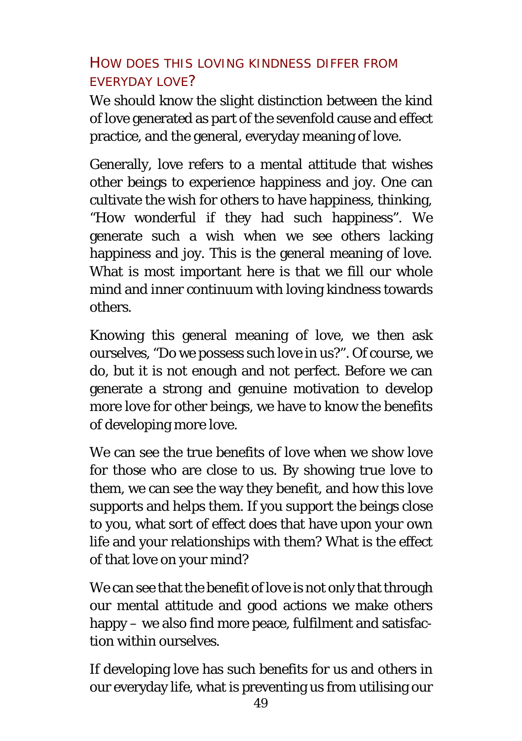### How does this loving kindness differ from everyday love?

We should know the slight distinction between the kind of love generated as part of the sevenfold cause and effect practice, and the general, everyday meaning of love.

Generally, love refers to a mental attitude that wishes other beings to experience happiness and joy. One can cultivate the wish for others to have happiness, thinking, "How wonderful if they had such happiness". We generate such a wish when we see others lacking happiness and joy. This is the general meaning of love. What is most important here is that we fill our whole mind and inner continuum with loving kindness towards others.

Knowing this general meaning of love, we then ask ourselves, "Do we possess such love in us?". Of course, we do, but it is not enough and not perfect. Before we can generate a strong and genuine motivation to develop more love for other beings, we have to know the benefits of developing more love.

We can see the true benefits of love when we show love for those who are close to us. By showing true love to them, we can see the way they benefit, and how this love supports and helps them. If you support the beings close to you, what sort of effect does that have upon your own life and your relationships with them? What is the effect of that love on your mind?

We can see that the benefit of love is not only that through our mental attitude and good actions we make others happy – we also find more peace, fulfilment and satisfaction within ourselves.

If developing love has such benefits for us and others in our everyday life, what is preventing us from utilising our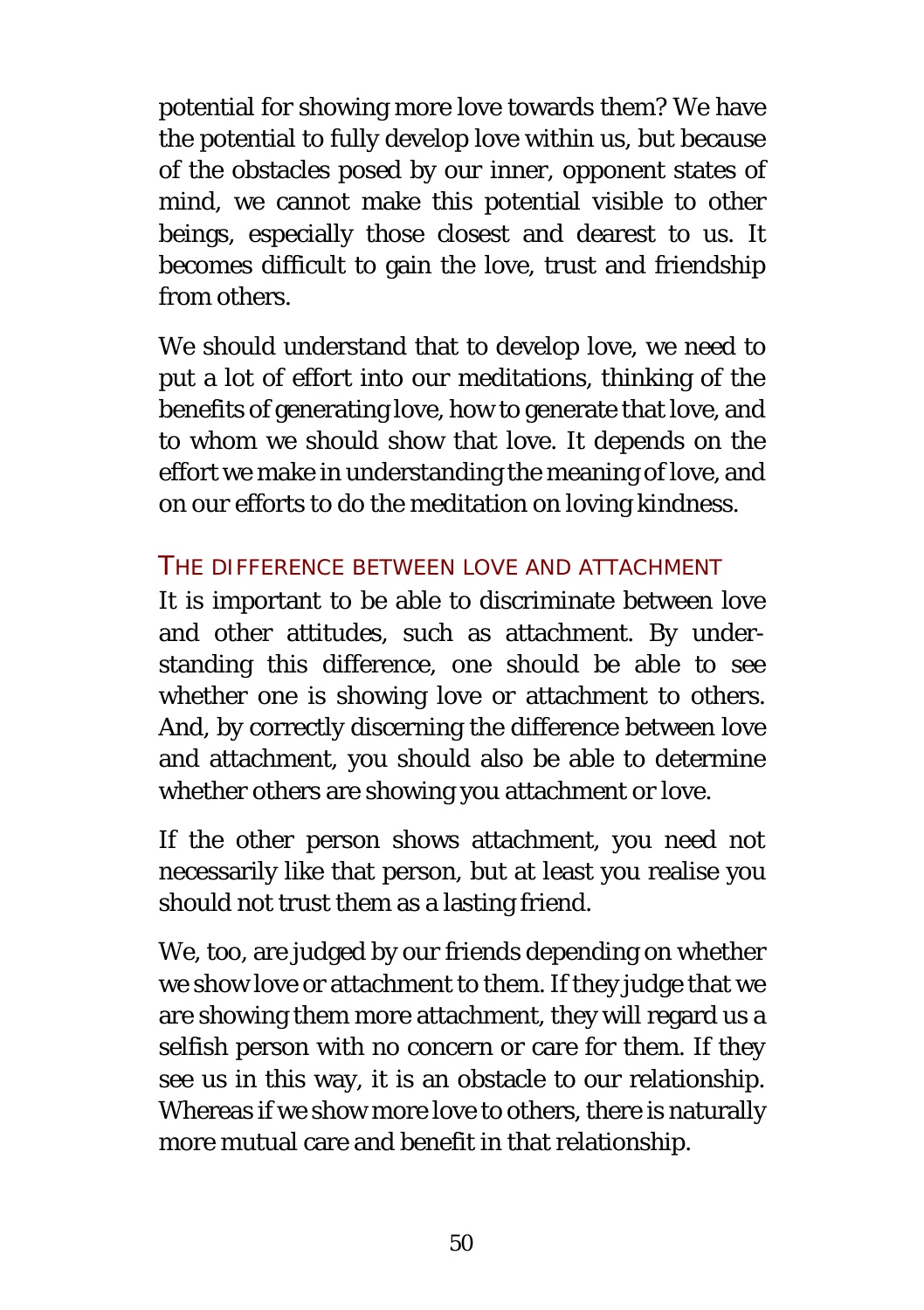potential for showing more love towards them? We have the potential to fully develop love within us, but because of the obstacles posed by our inner, opponent states of mind, we cannot make this potential visible to other beings, especially those closest and dearest to us. It becomes difficult to gain the love, trust and friendship from others.

We should understand that to develop love, we need to put a lot of effort into our meditations, thinking of the benefits of generating love, how to generate that love, and to whom we should show that love. It depends on the effort we make in understanding the meaning of love, and on our efforts to do the meditation on loving kindness.

### THE DIFFERENCE BETWEEN LOVE AND ATTACHMENT

It is important to be able to discriminate between love and other attitudes, such as attachment. By understanding this difference, one should be able to see whether one is showing love or attachment to others. And, by correctly discerning the difference between love and attachment, you should also be able to determine whether others are showing you attachment or love.

If the other person shows attachment, you need not necessarily like that person, but at least you realise you should not trust them as a lasting friend.

We, too, are judged by our friends depending on whether we show love or attachment to them. If they judge that we are showing them more attachment, they will regard us a selfish person with no concern or care for them. If they see us in this way, it is an obstacle to our relationship. Whereas if we show more love to others, there is naturally more mutual care and benefit in that relationship.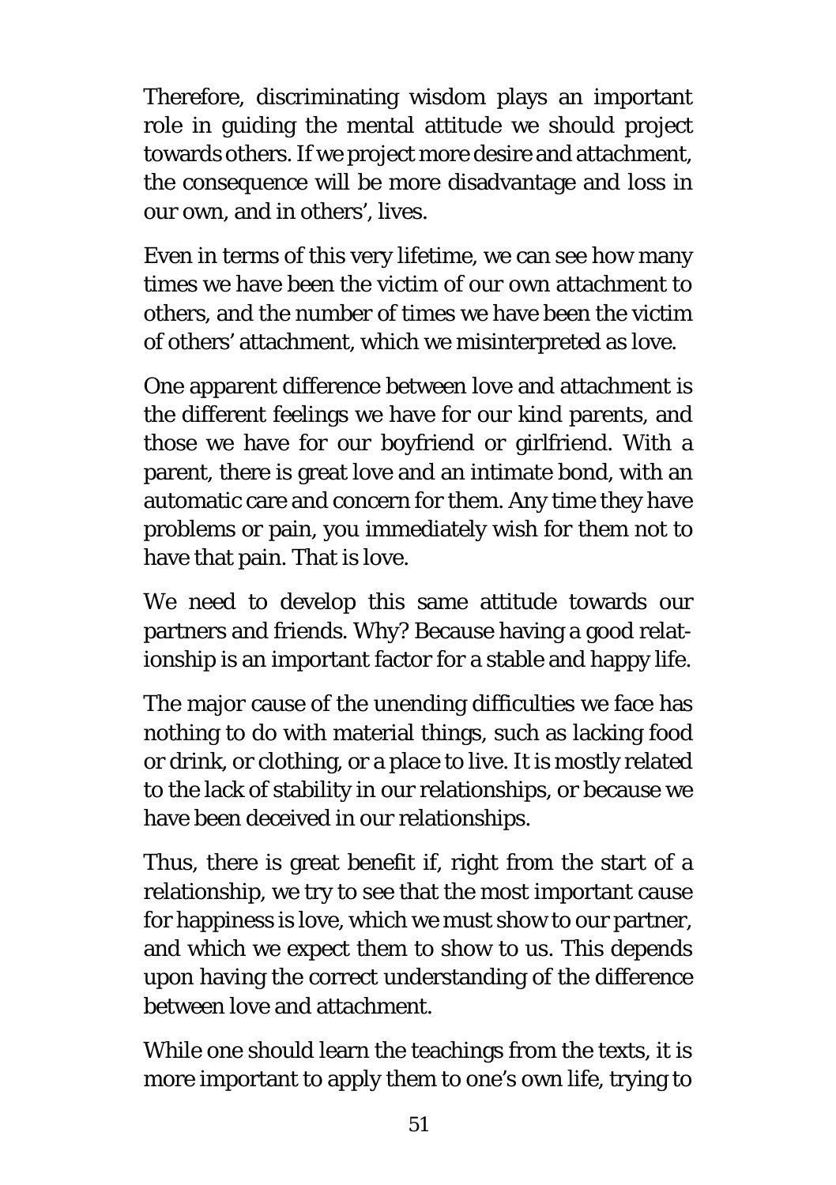Therefore, discriminating wisdom plays an important role in guiding the mental attitude we should project towards others. If we project more desire and attachment, the consequence will be more disadvantage and loss in our own, and in others', lives.

Even in terms of this very lifetime, we can see how many times we have been the victim of our own attachment to others, and the number of times we have been the victim of others' attachment, which we misinterpreted as love.

One apparent difference between love and attachment is the different feelings we have for our kind parents, and those we have for our boyfriend or girlfriend. With a parent, there is great love and an intimate bond, with an automatic care and concern for them. Any time they have problems or pain, you immediately wish for them not to have that pain. That is love.

We need to develop this same attitude towards our partners and friends. Why? Because having a good relationship is an important factor for a stable and happy life.

The major cause of the unending difficulties we face has nothing to do with material things, such as lacking food or drink, or clothing, or a place to live. It is mostly related to the lack of stability in our relationships, or because we have been deceived in our relationships.

Thus, there is great benefit if, right from the start of a relationship, we try to see that the most important cause for happiness is love, which we must show to our partner, and which we expect them to show to us. This depends upon having the correct understanding of the difference between love and attachment.

While one should learn the teachings from the texts, it is more important to apply them to one's own life, trying to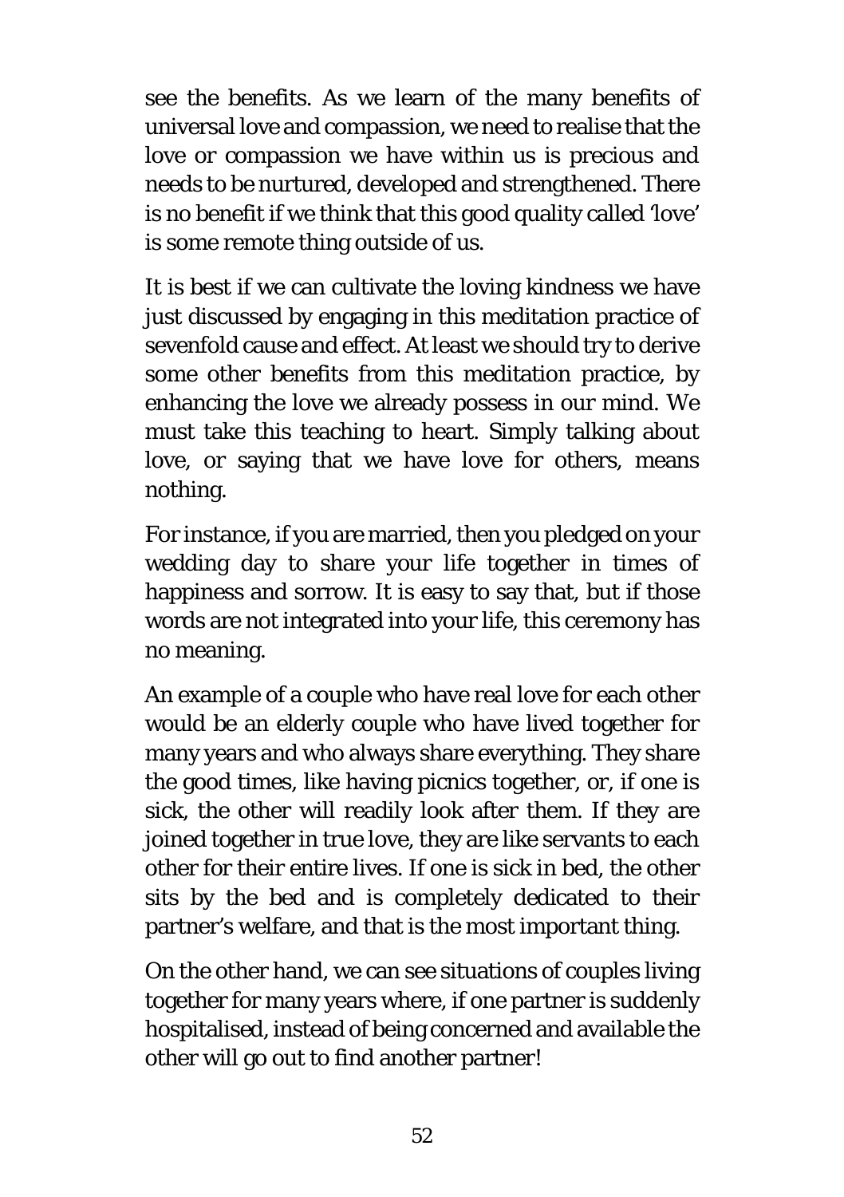see the benefits. As we learn of the many benefits of universal love and compassion, we need to realise that the love or compassion we have within us is precious and needs to be nurtured, developed and strengthened. There is no benefit if we think that this good quality called 'love' is some remote thing outside of us.

It is best if we can cultivate the loving kindness we have just discussed by engaging in this meditation practice of sevenfold cause and effect. At least we should try to derive some other benefits from this meditation practice, by enhancing the love we already possess in our mind. We must take this teaching to heart. Simply talking about love, or saying that we have love for others, means nothing.

For instance, if you are married, then you pledged on your wedding day to share your life together in times of happiness and sorrow. It is easy to say that, but if those words are not integrated into your life, this ceremony has no meaning.

An example of a couple who have real love for each other would be an elderly couple who have lived together for many years and who always share everything. They share the good times, like having picnics together, or, if one is sick, the other will readily look after them. If they are joined together in true love, they are like servants to each other for their entire lives. If one is sick in bed, the other sits by the bed and is completely dedicated to their partner's welfare, and that is the most important thing.

On the other hand, we can see situations of couples living together for many years where, if one partner is suddenly hospitalised, instead of being concerned and available the other will go out to find another partner!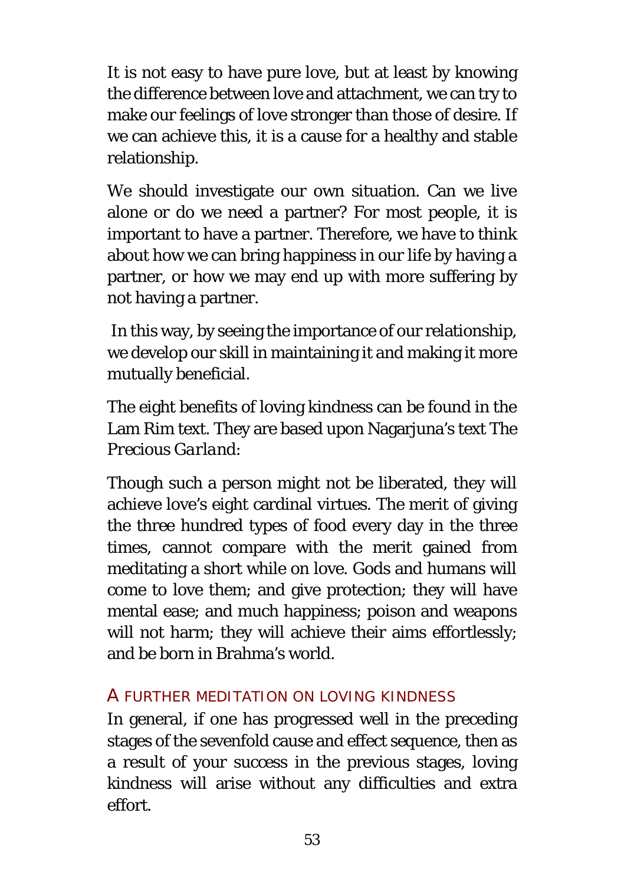It is not easy to have pure love, but at least by knowing the difference between love and attachment, we can try to make our feelings of love stronger than those of desire. If we can achieve this, it is a cause for a healthy and stable relationship.

We should investigate our own situation. Can we live alone or do we need a partner? For most people, it is important to have a partner. Therefore, we have to think about how we can bring happiness in our life by having a partner, or how we may end up with more suffering by not having a partner.

In this way, by seeing the importance of our relationship, we develop our skill in maintaining it and making it more mutually beneficial.

The eight benefits of loving kindness can be found in the Lam Rim text. They are based upon Nagarjuna's text The *Precious Garland*:

Though such a person might not be liberated, they will achieve love's eight cardinal virtues. The merit of giving the three hundred types of food every day in the three times, cannot compare with the merit gained from meditating a short while on love. Gods and humans will come to love them; and give protection; they will have mental ease; and much happiness; poison and weapons will not harm; they will achieve their aims effortlessly; and be born in Brahma's world.

## A further meditation on loving kindness

In general, if one has progressed well in the preceding stages of the sevenfold cause and effect sequence, then as a result of your success in the previous stages, loving kindness will arise without any difficulties and extra effort.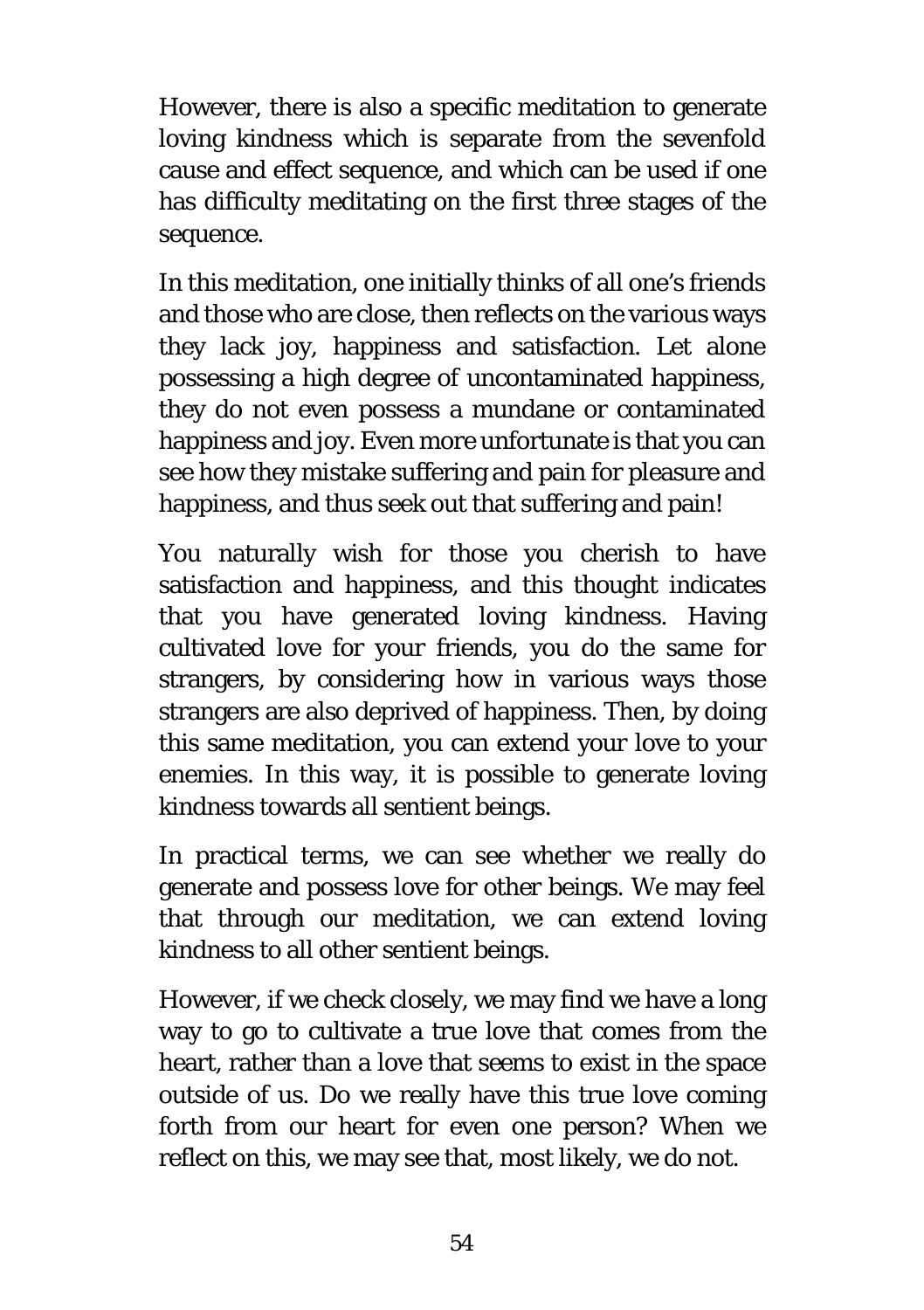However, there is also a specific meditation to generate loving kindness which is separate from the sevenfold cause and effect sequence, and which can be used if one has difficulty meditating on the first three stages of the sequence.

In this meditation, one initially thinks of all one's friends and those who are close, then reflects on the various ways they lack joy, happiness and satisfaction. Let alone possessing a high degree of uncontaminated happiness, they do not even possess a mundane or contaminated happiness and joy. Even more unfortunate is that you can see how they mistake suffering and pain for pleasure and happiness, and thus seek out that suffering and pain!

You naturally wish for those you cherish to have satisfaction and happiness, and this thought indicates that you have generated loving kindness. Having cultivated love for your friends, you do the same for strangers, by considering how in various ways those strangers are also deprived of happiness. Then, by doing this same meditation, you can extend your love to your enemies. In this way, it is possible to generate loving kindness towards all sentient beings.

In practical terms, we can see whether we really do generate and possess love for other beings. We may feel that through our meditation, we can extend loving kindness to all other sentient beings.

However, if we check closely, we may find we have a long way to go to cultivate a true love that comes from the heart, rather than a love that seems to exist in the space outside of us. Do we really have this true love coming forth from our heart for even one person? When we reflect on this, we may see that, most likely, we do not.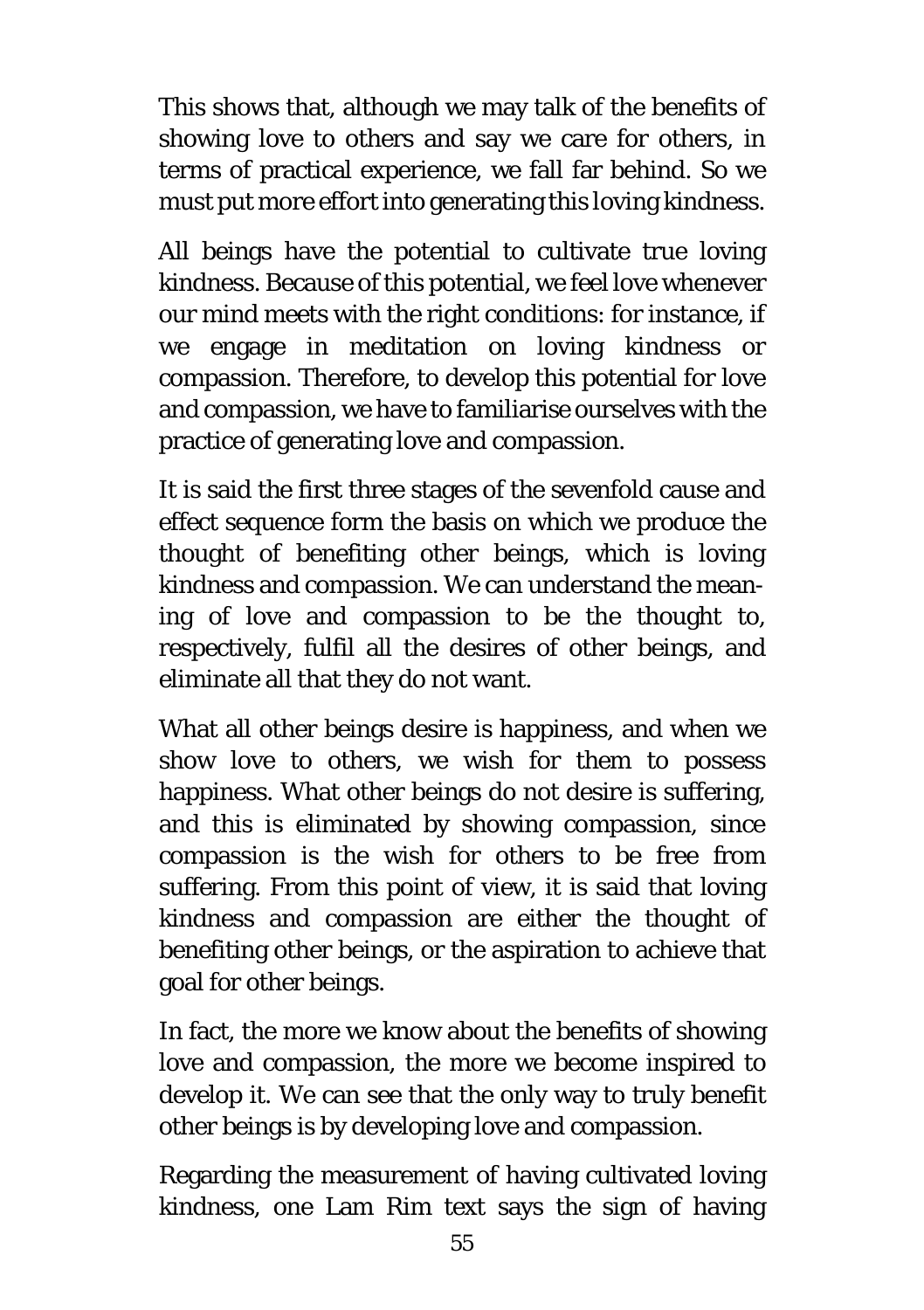This shows that, although we may talk of the benefits of showing love to others and say we care for others, in terms of practical experience, we fall far behind. So we must put more effort into generating this loving kindness.

All beings have the potential to cultivate true loving kindness. Because of this potential, we feel love whenever our mind meets with the right conditions: for instance, if we engage in meditation on loving kindness or compassion. Therefore, to develop this potential for love and compassion, we have to familiarise ourselves with the practice of generating love and compassion.

It is said the first three stages of the sevenfold cause and effect sequence form the basis on which we produce the thought of benefiting other beings, which is loving kindness and compassion. We can understand the meaning of love and compassion to be the thought to, respectively, fulfil all the desires of other beings, and eliminate all that they do not want.

What all other beings desire is happiness, and when we show love to others, we wish for them to possess happiness. What other beings do not desire is suffering, and this is eliminated by showing compassion, since compassion is the wish for others to be free from suffering. From this point of view, it is said that loving kindness and compassion are either the thought of benefiting other beings, or the aspiration to achieve that goal for other beings.

In fact, the more we know about the benefits of showing love and compassion, the more we become inspired to develop it. We can see that the only way to truly benefit other beings is by developing love and compassion.

Regarding the measurement of having cultivated loving kindness, one Lam Rim text says the sign of having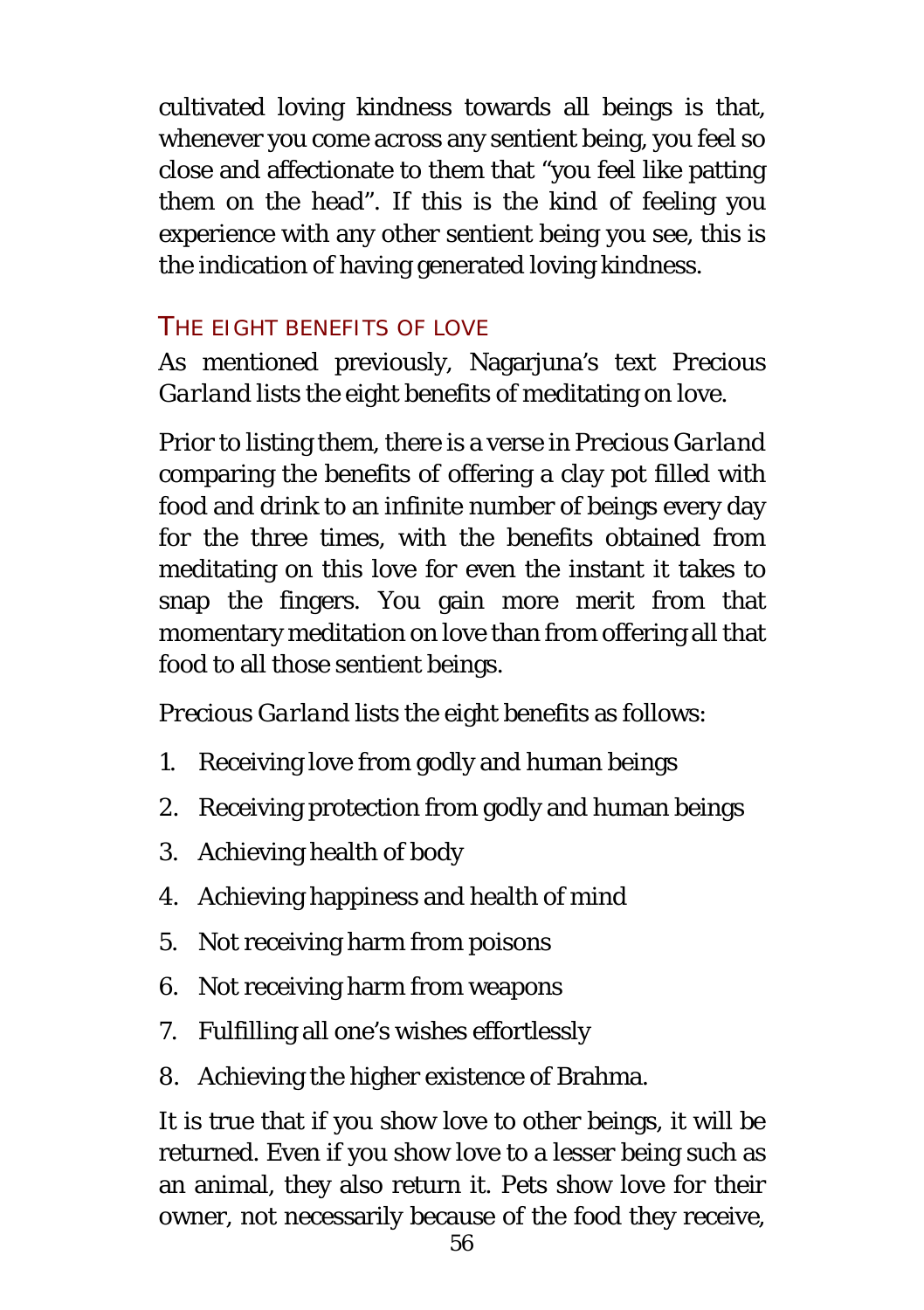cultivated loving kindness towards all beings is that, whenever you come across any sentient being, you feel so close and affectionate to them that "you feel like patting them on the head". If this is the kind of feeling you experience with any other sentient being you see, this is the indication of having generated loving kindness.

### THE EIGHT BENEFITS OF LOVE

As mentioned previously, Nagarjuna's text *Precious Garland* lists the eight benefits of meditating on love.

Prior to listing them, there is a verse in *Precious Garland* comparing the benefits of offering a clay pot filled with food and drink to an infinite number of beings every day for the three times, with the benefits obtained from meditating on this love for even the instant it takes to snap the fingers. You gain more merit from that momentary meditation on love than from offering all that food to all those sentient beings.

*Precious Garland* lists the eight benefits as follows:

1. Receiving love from godly and human beings
2. Receiving protection from godly and human beings
3. Achieving health of body
4. Achieving happiness and health of mind
5. Not receiving harm from poisons
6. Not receiving harm from weapons
7. Fulfilling all one's wishes effortlessly
8. Achieving the higher existence of Brahma.

It is true that if you show love to other beings, it will be returned. Even if you show love to a lesser being such as an animal, they also return it. Pets show love for their owner, not necessarily because of the food they receive,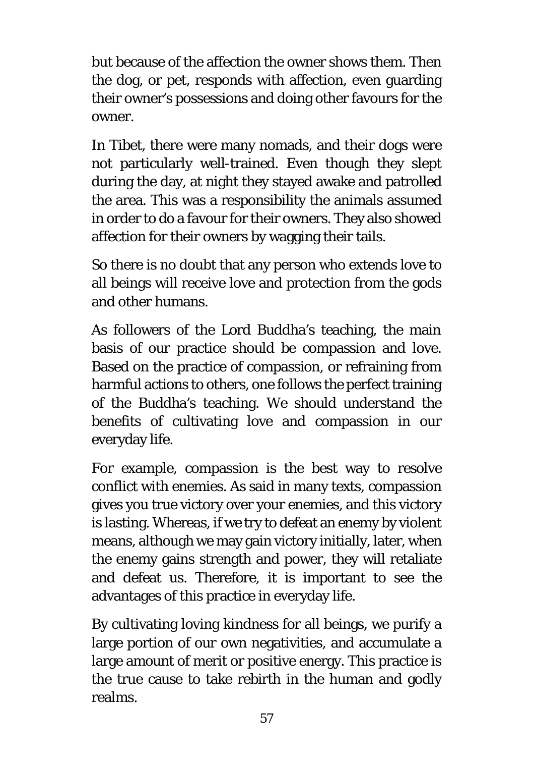but because of the affection the owner shows them. Then the dog, or pet, responds with affection, even guarding their owner's possessions and doing other favours for the owner.

In Tibet, there were many nomads, and their dogs were not particularly well-trained. Even though they slept during the day, at night they stayed awake and patrolled the area. This was a responsibility the animals assumed in order to do a favour for their owners. They also showed affection for their owners by wagging their tails.

So there is no doubt that any person who extends love to all beings will receive love and protection from the gods and other humans.

As followers of the Lord Buddha's teaching, the main basis of our practice should be compassion and love. Based on the practice of compassion, or refraining from harmful actions to others, one follows the perfect training of the Buddha's teaching. We should understand the benefits of cultivating love and compassion in our everyday life.

For example, compassion is the best way to resolve conflict with enemies. As said in many texts, compassion gives you true victory over your enemies, and this victory is lasting. Whereas, if we try to defeat an enemy by violent means, although we may gain victory initially, later, when the enemy gains strength and power, they will retaliate and defeat us. Therefore, it is important to see the advantages of this practice in everyday life.

By cultivating loving kindness for all beings, we purify a large portion of our own negativities, and accumulate a large amount of merit or positive energy. This practice is the true cause to take rebirth in the human and godly realms.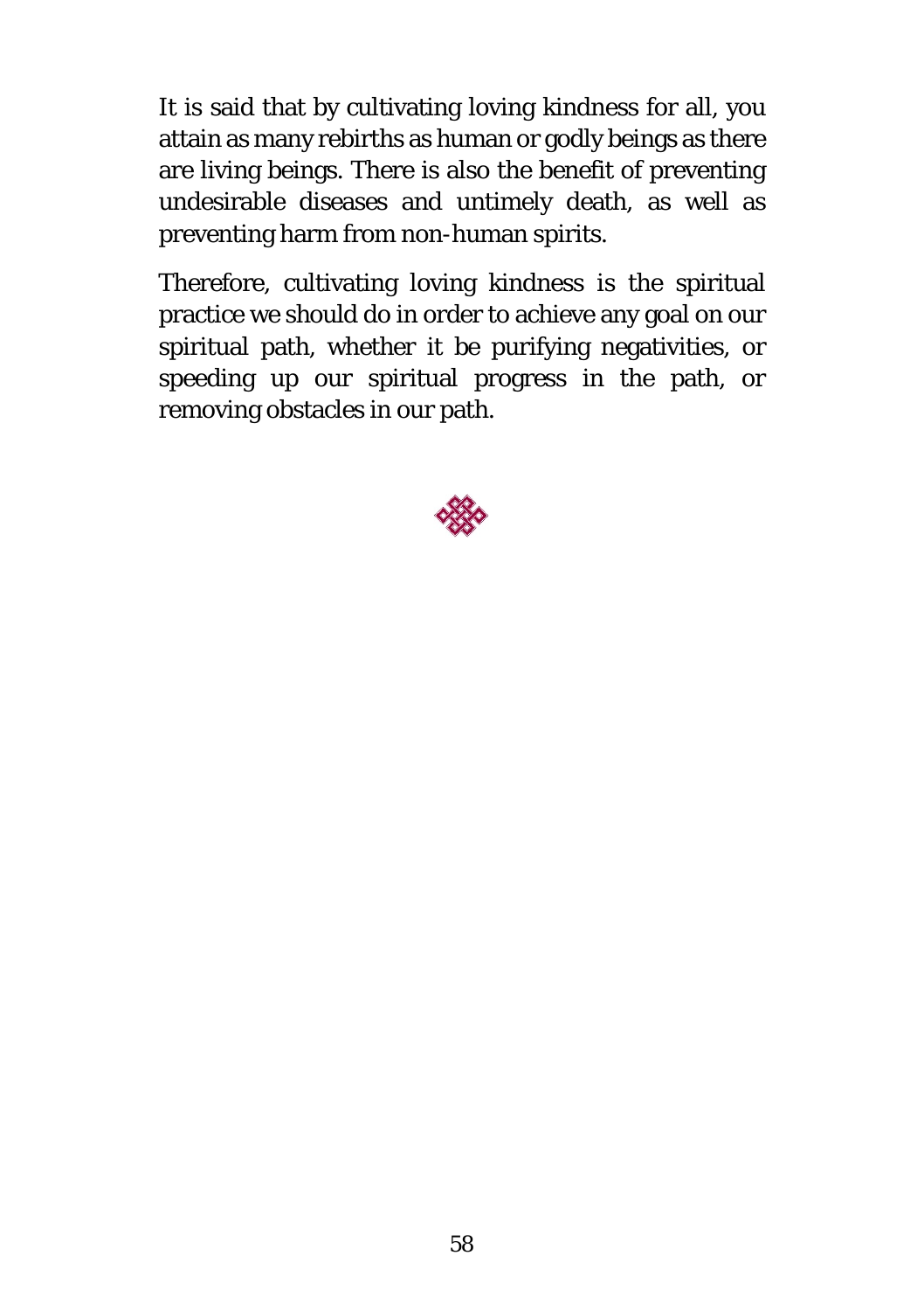It is said that by cultivating loving kindness for all, you attain as many rebirths as human or godly beings as there are living beings. There is also the benefit of preventing undesirable diseases and untimely death, as well as preventing harm from non-human spirits.

Therefore, cultivating loving kindness is the spiritual practice we should do in order to achieve any goal on our spiritual path, whether it be purifying negativities, or speeding up our spiritual progress in the path, or removing obstacles in our path.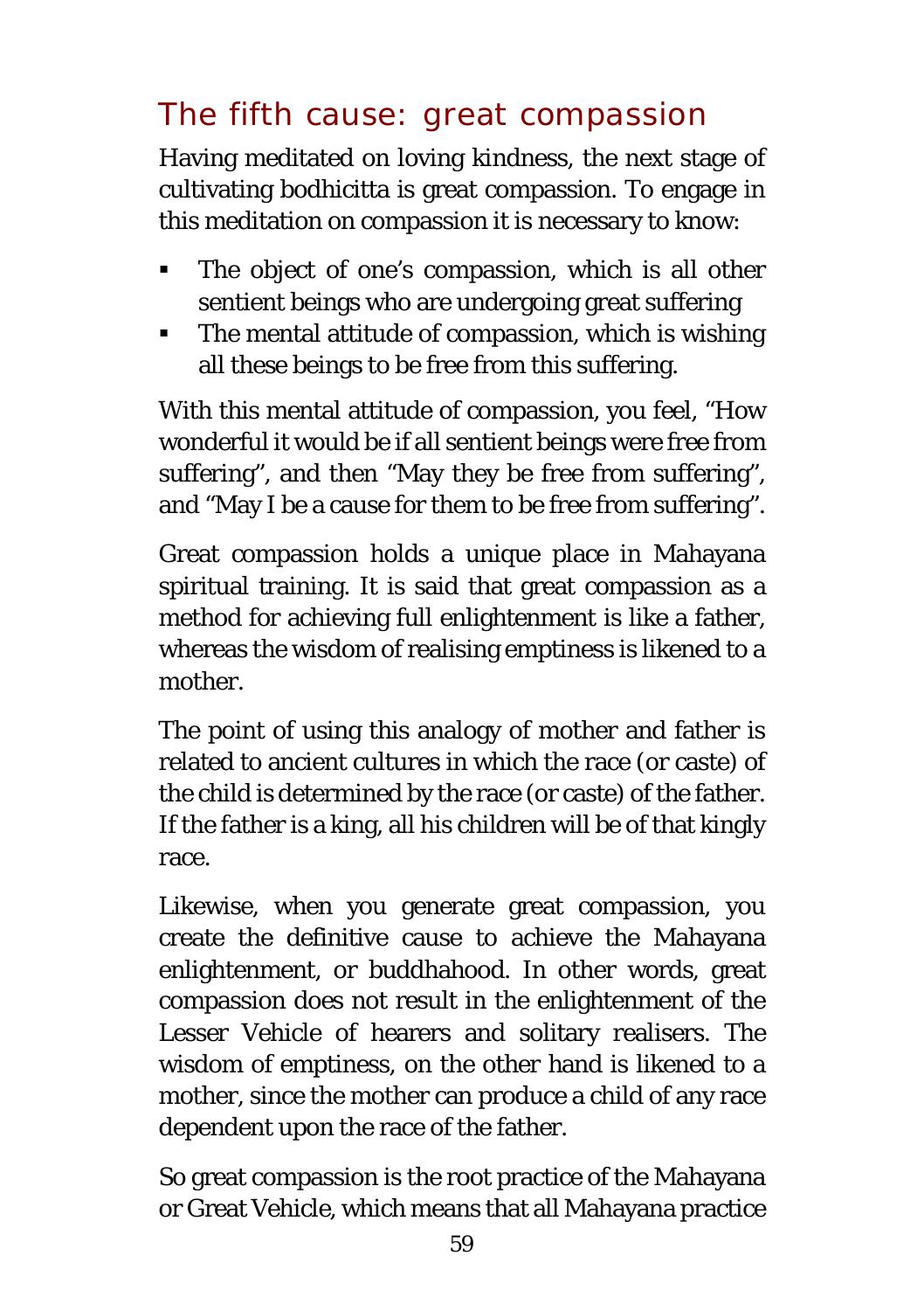## The fifth cause: great compassion

Having meditated on loving kindness, the next stage of cultivating bodhicitta is great compassion. To engage in this meditation on compassion it is necessary to know:

- The object of one's compassion, which is all other sentient beings who are undergoing great suffering
- The mental attitude of compassion, which is wishing all these beings to be free from this suffering.

With this mental attitude of compassion, you feel, "How wonderful it would be if all sentient beings were free from suffering", and then "May they be free from suffering", and "May I be a cause for them to be free from suffering".

Great compassion holds a unique place in Mahayana spiritual training. It is said that great compassion as a method for achieving full enlightenment is like a father, whereas the wisdom of realising emptiness is likened to a mother.

The point of using this analogy of mother and father is related to ancient cultures in which the race (or caste) of the child is determined by the race (or caste) of the father. If the father is a king, all his children will be of that kingly race.

Likewise, when you generate great compassion, you create the definitive cause to achieve the Mahayana enlightenment, or buddhahood. In other words, great compassion does not result in the enlightenment of the Lesser Vehicle of hearers and solitary realisers. The wisdom of emptiness, on the other hand is likened to a mother, since the mother can produce a child of any race dependent upon the race of the father.

So great compassion is the root practice of the Mahayana or Great Vehicle, which means that all Mahayana practice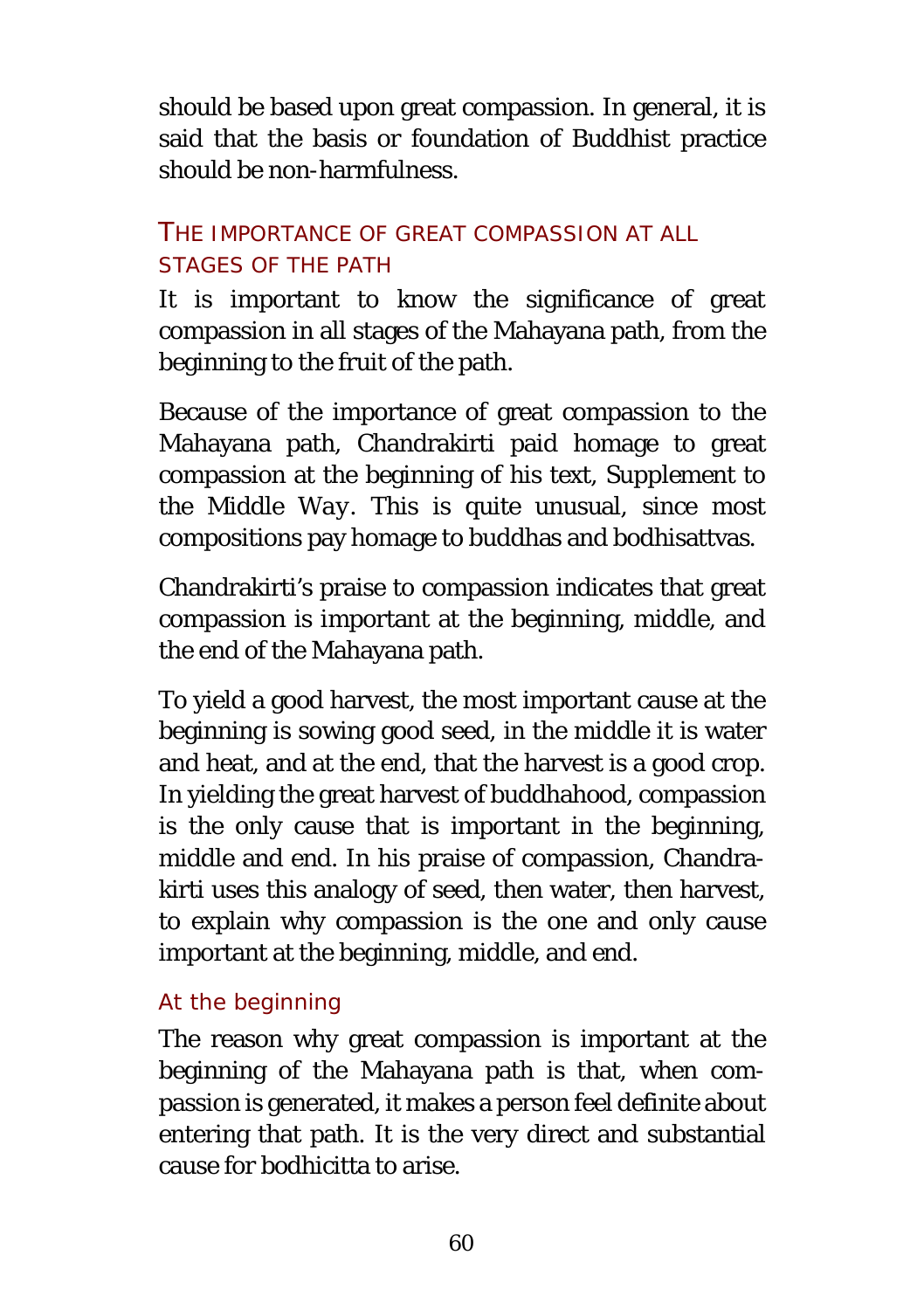should be based upon great compassion. In general, it is said that the basis or foundation of Buddhist practice should be non-harmfulness.

## THE IMPORTANCE OF GREAT COMPASSION AT ALL STAGES OF THE PATH

It is important to know the significance of great compassion in all stages of the Mahayana path, from the beginning to the fruit of the path.

Because of the importance of great compassion to the Mahayana path, Chandrakirti paid homage to great compassion at the beginning of his text, *Supplement to the Middle Way*. This is quite unusual, since most compositions pay homage to buddhas and bodhisattvas.

Chandrakirti's praise to compassion indicates that great compassion is important at the beginning, middle, and the end of the Mahayana path.

To yield a good harvest, the most important cause at the beginning is sowing good seed, in the middle it is water and heat, and at the end, that the harvest is a good crop. In yielding the great harvest of buddhahood, compassion is the only cause that is important in the beginning, middle and end. In his praise of compassion, Chandrakirti uses this analogy of seed, then water, then harvest, to explain why compassion is the one and only cause important at the beginning, middle, and end.

### At the beginning

The reason why great compassion is important at the beginning of the Mahayana path is that, when compassion is generated, it makes a person feel definite about entering that path. It is the very direct and substantial cause for bodhicitta to arise.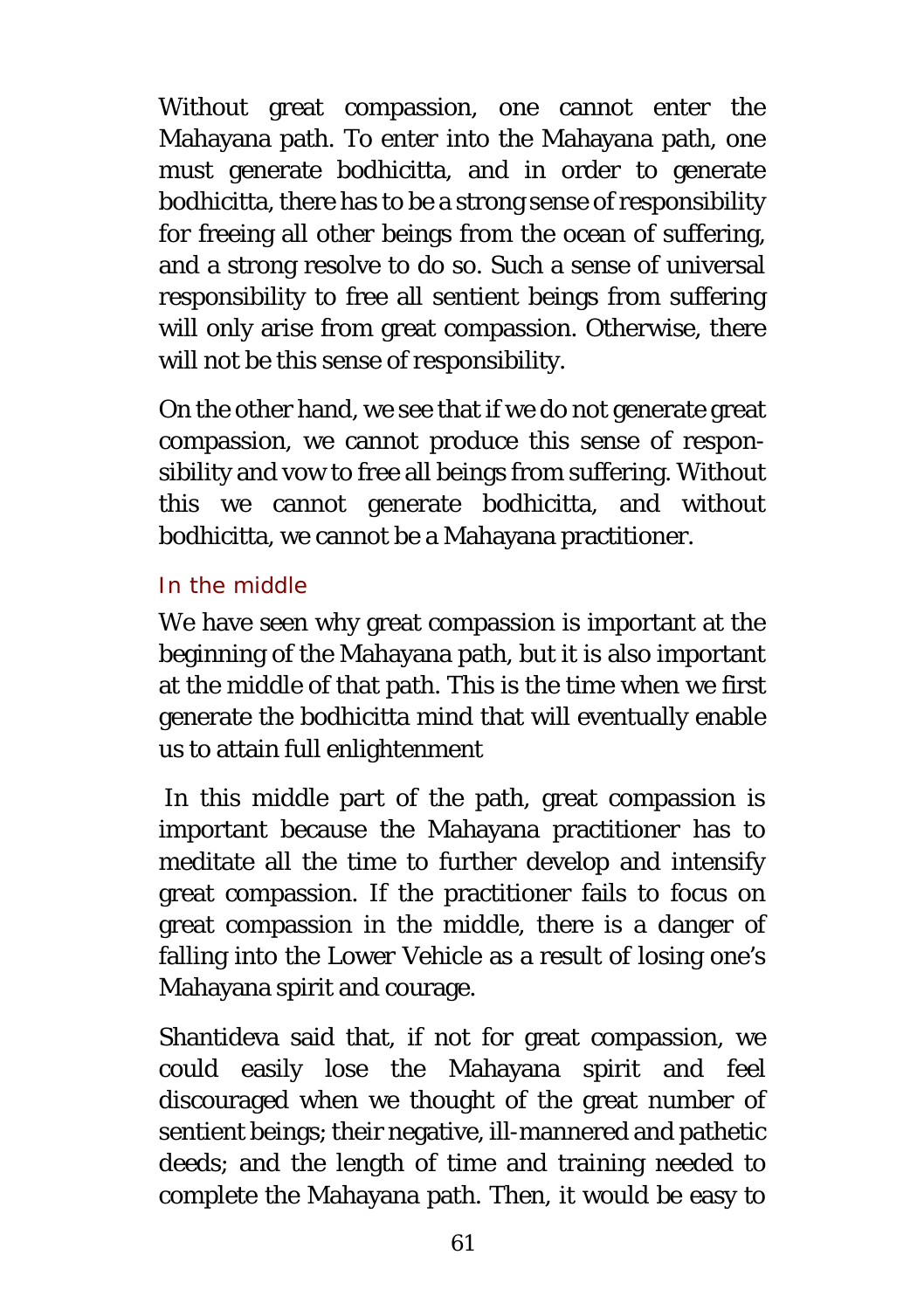Without great compassion, one cannot enter the Mahayana path. To enter into the Mahayana path, one must generate bodhicitta, and in order to generate bodhicitta, there has to be a strong sense of responsibility for freeing all other beings from the ocean of suffering, and a strong resolve to do so. Such a sense of universal responsibility to free all sentient beings from suffering will only arise from great compassion. Otherwise, there will not be this sense of responsibility.

On the other hand, we see that if we do not generate great compassion, we cannot produce this sense of responsibility and vow to free all beings from suffering. Without this we cannot generate bodhicitta, and without bodhicitta, we cannot be a Mahayana practitioner.

### In the middle

We have seen why great compassion is important at the beginning of the Mahayana path, but it is also important at the middle of that path. This is the time when we first generate the bodhicitta mind that will eventually enable us to attain full enlightenment

In this middle part of the path, great compassion is important because the Mahayana practitioner has to meditate all the time to further develop and intensify great compassion. If the practitioner fails to focus on great compassion in the middle, there is a danger of falling into the Lower Vehicle as a result of losing one's Mahayana spirit and courage.

Shantideva said that, if not for great compassion, we could easily lose the Mahayana spirit and feel discouraged when we thought of the great number of sentient beings; their negative, ill-mannered and pathetic deeds; and the length of time and training needed to complete the Mahayana path. Then, it would be easy to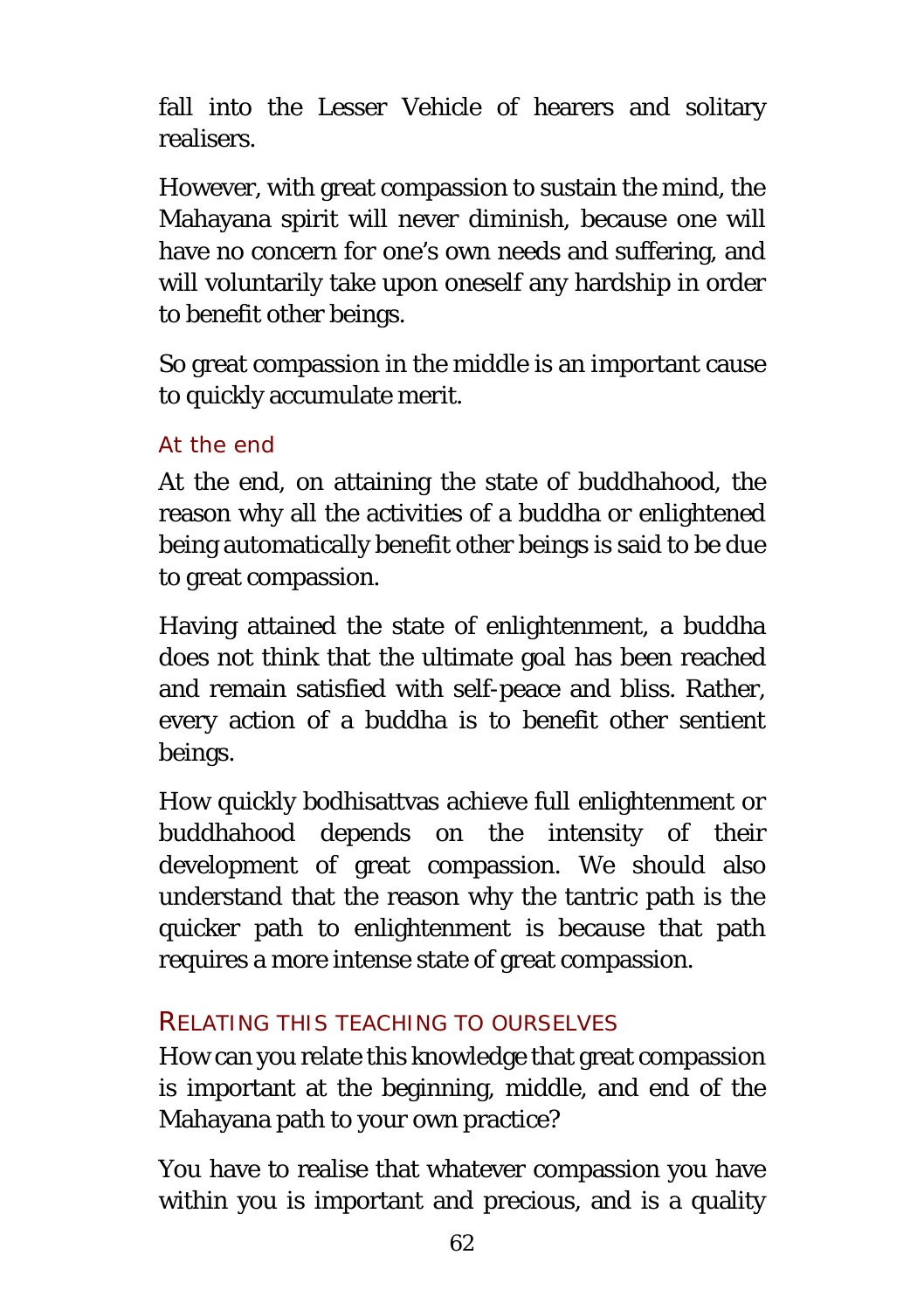fall into the Lesser Vehicle of hearers and solitary realisers.

However, with great compassion to sustain the mind, the Mahayana spirit will never diminish, because one will have no concern for one's own needs and suffering, and will voluntarily take upon oneself any hardship in order to benefit other beings.

So great compassion in the middle is an important cause to quickly accumulate merit.

### At the end

At the end, on attaining the state of buddhahood, the reason why all the activities of a buddha or enlightened being automatically benefit other beings is said to be due to great compassion.

Having attained the state of enlightenment, a buddha does not think that the ultimate goal has been reached and remain satisfied with self-peace and bliss. Rather, every action of a buddha is to benefit other sentient beings.

How quickly bodhisattvas achieve full enlightenment or buddhahood depends on the intensity of their development of great compassion. We should also understand that the reason why the tantric path is the quicker path to enlightenment is because that path requires a more intense state of great compassion.

## RELATING THIS TEACHING TO OURSELVES

How can you relate this knowledge that great compassion is important at the beginning, middle, and end of the Mahayana path to your own practice?

You have to realise that whatever compassion you have within you is important and precious, and is a quality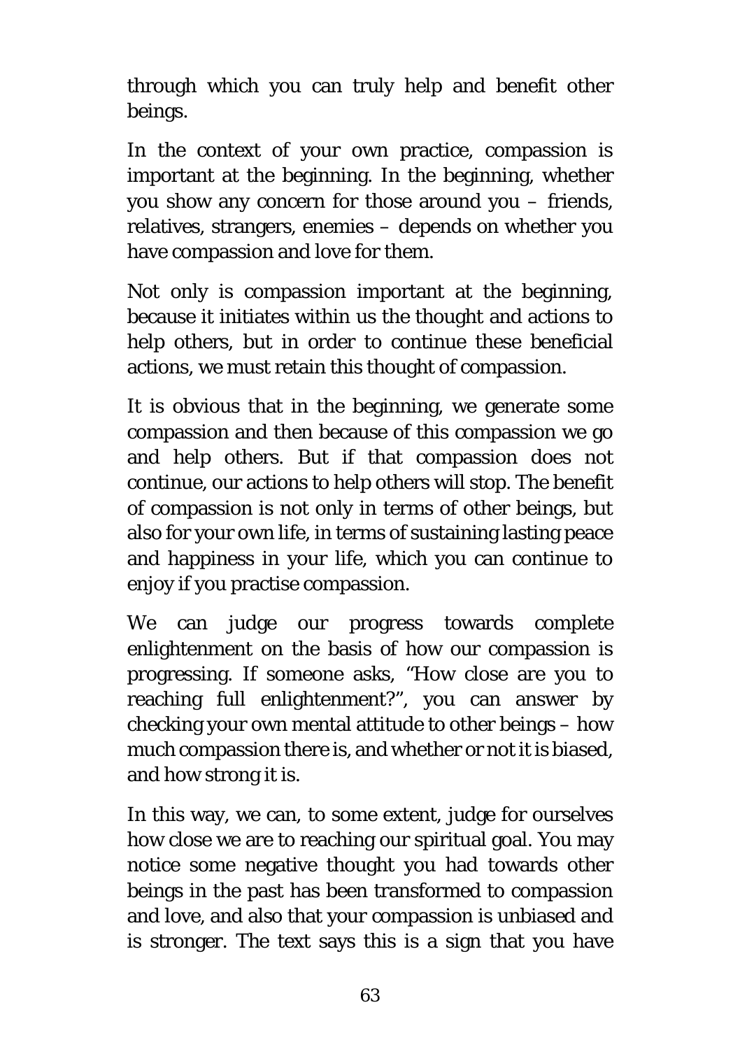through which you can truly help and benefit other beings.

In the context of your own practice, compassion is important at the beginning. In the beginning, whether you show any concern for those around you – friends, relatives, strangers, enemies – depends on whether you have compassion and love for them.

Not only is compassion important at the beginning, because it initiates within us the thought and actions to help others, but in order to continue these beneficial actions, we must retain this thought of compassion.

It is obvious that in the beginning, we generate some compassion and then because of this compassion we go and help others. But if that compassion does not continue, our actions to help others will stop. The benefit of compassion is not only in terms of other beings, but also for your own life, in terms of sustaining lasting peace and happiness in your life, which you can continue to enjoy if you practise compassion.

We can judge our progress towards complete enlightenment on the basis of how our compassion is progressing. If someone asks, "How close are you to reaching full enlightenment?", you can answer by checking your own mental attitude to other beings – how much compassion there is, and whether or not it is biased, and how strong it is.

In this way, we can, to some extent, judge for ourselves how close we are to reaching our spiritual goal. You may notice some negative thought you had towards other beings in the past has been transformed to compassion and love, and also that your compassion is unbiased and is stronger. The text says this is a sign that you have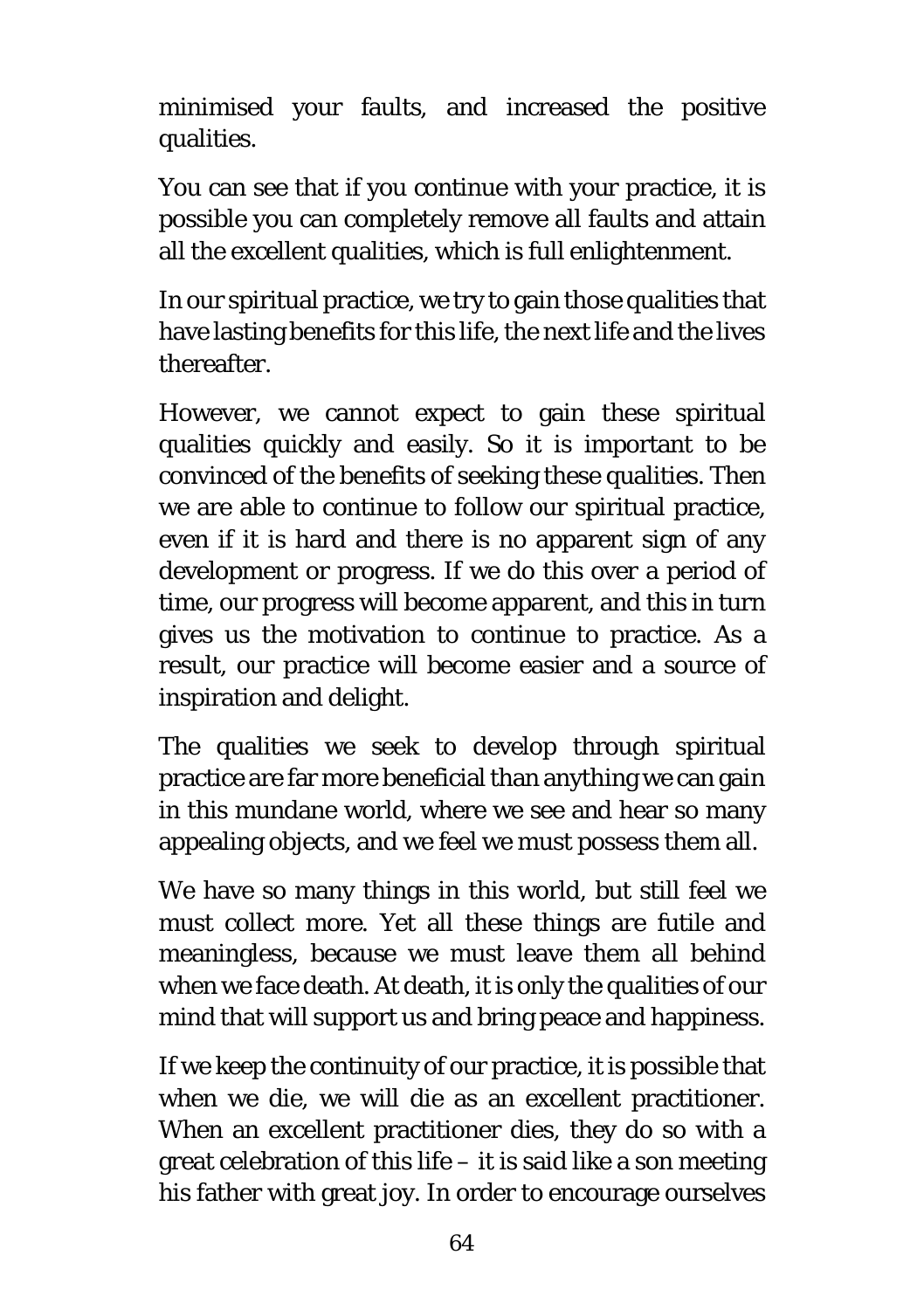minimised your faults, and increased the positive qualities.

You can see that if you continue with your practice, it is possible you can completely remove all faults and attain all the excellent qualities, which is full enlightenment.

In our spiritual practice, we try to gain those qualities that have lasting benefits for this life, the next life and the lives thereafter.

However, we cannot expect to gain these spiritual qualities quickly and easily. So it is important to be convinced of the benefits of seeking these qualities. Then we are able to continue to follow our spiritual practice, even if it is hard and there is no apparent sign of any development or progress. If we do this over a period of time, our progress will become apparent, and this in turn gives us the motivation to continue to practice. As a result, our practice will become easier and a source of inspiration and delight.

The qualities we seek to develop through spiritual practice are far more beneficial than anything we can gain in this mundane world, where we see and hear so many appealing objects, and we feel we must possess them all.

We have so many things in this world, but still feel we must collect more. Yet all these things are futile and meaningless, because we must leave them all behind when we face death. At death, it is only the qualities of our mind that will support us and bring peace and happiness.

If we keep the continuity of our practice, it is possible that when we die, we will die as an excellent practitioner. When an excellent practitioner dies, they do so with a great celebration of this life – it is said like a son meeting his father with great joy. In order to encourage ourselves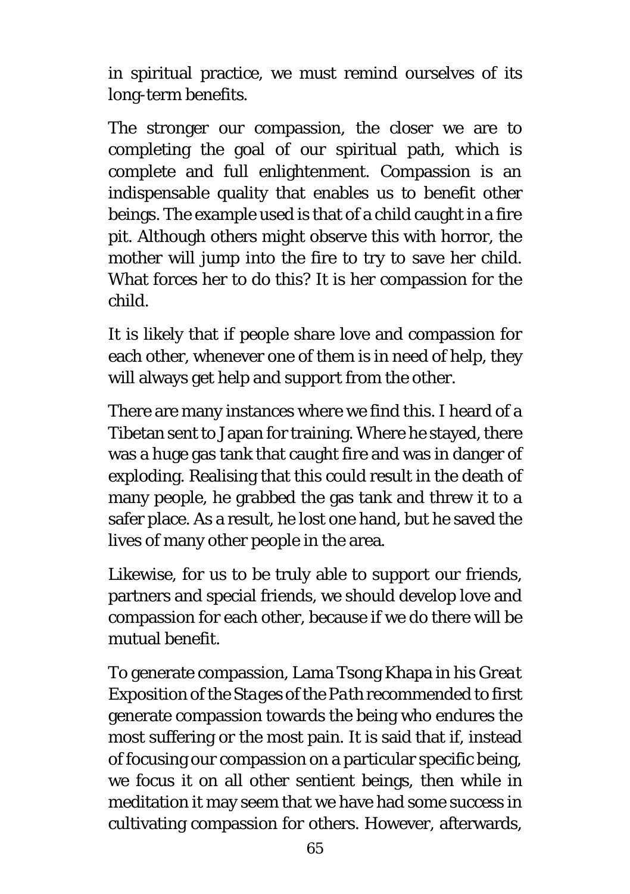in spiritual practice, we must remind ourselves of its long-term benefits.

The stronger our compassion, the closer we are to completing the goal of our spiritual path, which is complete and full enlightenment. Compassion is an indispensable quality that enables us to benefit other beings. The example used is that of a child caught in a fire pit. Although others might observe this with horror, the mother will jump into the fire to try to save her child. What forces her to do this? It is her compassion for the child.

It is likely that if people share love and compassion for each other, whenever one of them is in need of help, they will always get help and support from the other.

There are many instances where we find this. I heard of a Tibetan sent to Japan for training. Where he stayed, there was a huge gas tank that caught fire and was in danger of exploding. Realising that this could result in the death of many people, he grabbed the gas tank and threw it to a safer place. As a result, he lost one hand, but he saved the lives of many other people in the area.

Likewise, for us to be truly able to support our friends, partners and special friends, we should develop love and compassion for each other, because if we do there will be mutual benefit.

To generate compassion, Lama Tsong Khapa in his *Great Exposition of the Stages of the Path* recommended to first generate compassion towards the being who endures the most suffering or the most pain. It is said that if, instead of focusing our compassion on a particular specific being, we focus it on all other sentient beings, then while in meditation it may seem that we have had some success in cultivating compassion for others. However, afterwards,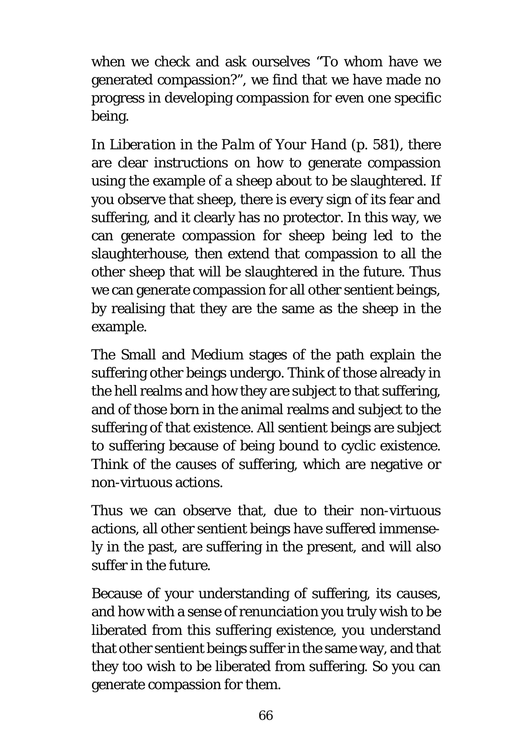when we check and ask ourselves "To whom have we generated compassion?", we find that we have made no progress in developing compassion for even one specific being.

In *Liberation in the Palm of Your Hand* (p. 581), there are clear instructions on how to generate compassion using the example of a sheep about to be slaughtered. If you observe that sheep, there is every sign of its fear and suffering, and it clearly has no protector. In this way, we can generate compassion for sheep being led to the slaughterhouse, then extend that compassion to all the other sheep that will be slaughtered in the future. Thus we can generate compassion for all other sentient beings, by realising that they are the same as the sheep in the example.

The Small and Medium stages of the path explain the suffering other beings undergo. Think of those already in the hell realms and how they are subject to that suffering, and of those born in the animal realms and subject to the suffering of that existence. All sentient beings are subject to suffering because of being bound to cyclic existence. Think of the causes of suffering, which are negative or non-virtuous actions.

Thus we can observe that, due to their non-virtuous actions, all other sentient beings have suffered immensely in the past, are suffering in the present, and will also suffer in the future.

Because of your understanding of suffering, its causes, and how with a sense of renunciation you truly wish to be liberated from this suffering existence, you understand that other sentient beings suffer in the same way, and that they too wish to be liberated from suffering. So you can generate compassion for them.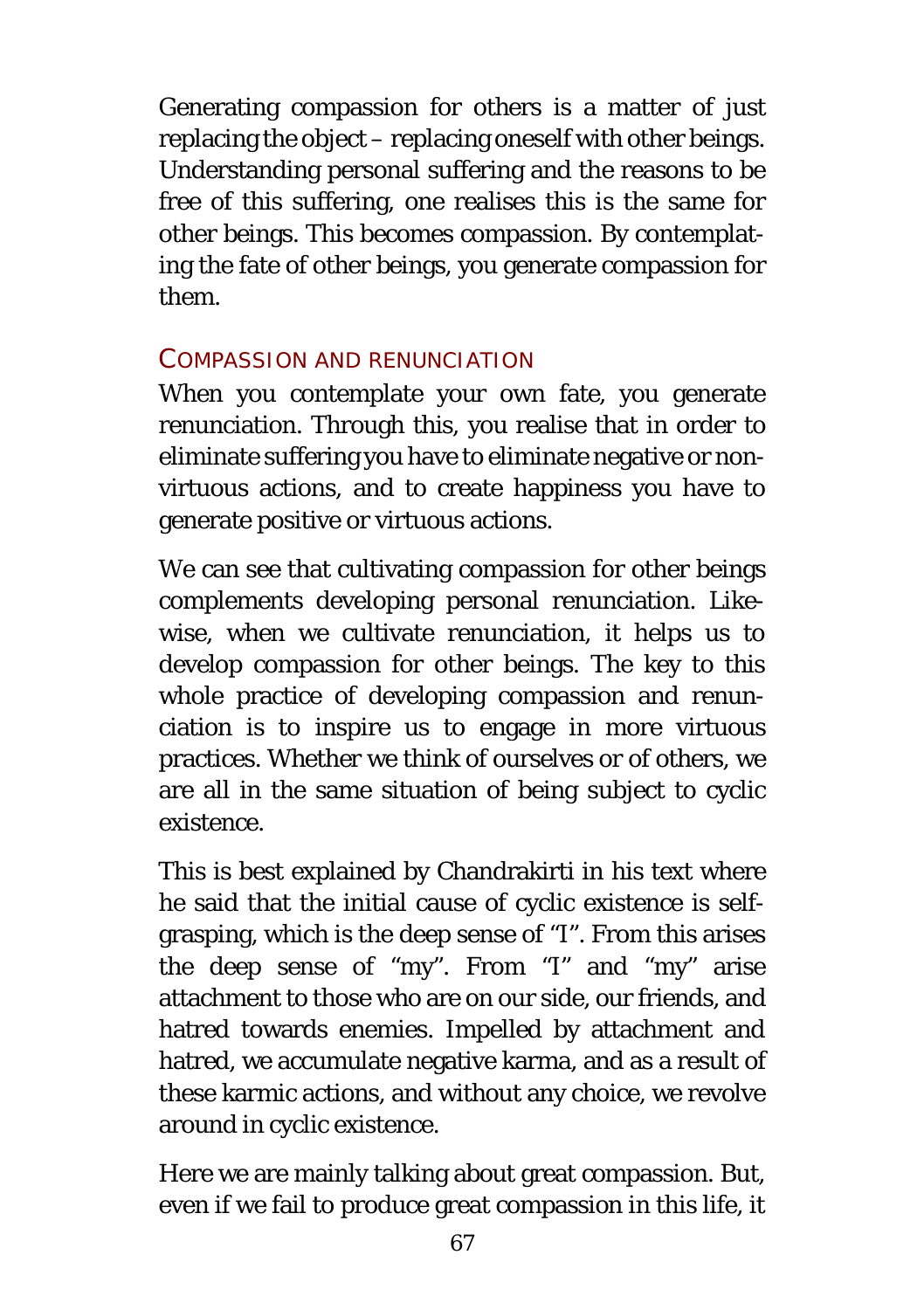Generating compassion for others is a matter of just replacing the object – replacing oneself with other beings. Understanding personal suffering and the reasons to be free of this suffering, one realises this is the same for other beings. This becomes compassion. By contemplating the fate of other beings, you generate compassion for them.

## Compassion and renunciation

When you contemplate your own fate, you generate renunciation. Through this, you realise that in order to eliminate suffering you have to eliminate negative or non-virtuous actions, and to create happiness you have to generate positive or virtuous actions.

We can see that cultivating compassion for other beings complements developing personal renunciation. Likewise, when we cultivate renunciation, it helps us to develop compassion for other beings. The key to this whole practice of developing compassion and renunciation is to inspire us to engage in more virtuous practices. Whether we think of ourselves or of others, we are all in the same situation of being subject to cyclic existence.

This is best explained by Chandrakirti in his text where he said that the initial cause of cyclic existence is self-grasping, which is the deep sense of "I". From this arises the deep sense of "my". From "I" and "my" arise attachment to those who are on our side, our friends, and hatred towards enemies. Impelled by attachment and hatred, we accumulate negative karma, and as a result of these karmic actions, and without any choice, we revolve around in cyclic existence.

Here we are mainly talking about great compassion. But, even if we fail to produce great compassion in this life, it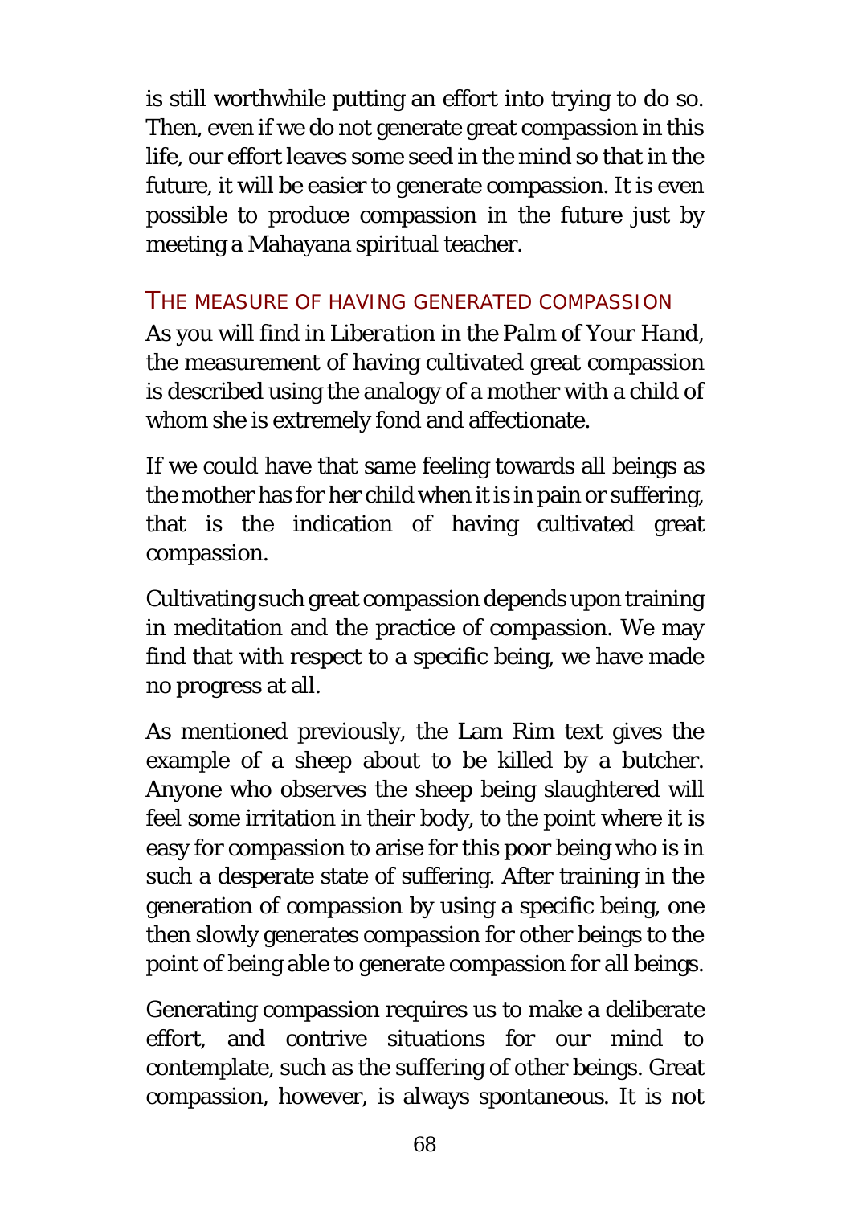is still worthwhile putting an effort into trying to do so. Then, even if we do not generate great compassion in this life, our effort leaves some seed in the mind so that in the future, it will be easier to generate compassion. It is even possible to produce compassion in the future just by meeting a Mahayana spiritual teacher.

### THE MEASURE OF HAVING GENERATED COMPASSION

As you will find in *Liberation in the Palm of Your Hand*, the measurement of having cultivated great compassion is described using the analogy of a mother with a child of whom she is extremely fond and affectionate.

If we could have that same feeling towards all beings as the mother has for her child when it is in pain or suffering, that is the indication of having cultivated great compassion.

Cultivating such great compassion depends upon training in meditation and the practice of compassion. We may find that with respect to a specific being, we have made no progress at all.

As mentioned previously, the Lam Rim text gives the example of a sheep about to be killed by a butcher. Anyone who observes the sheep being slaughtered will feel some irritation in their body, to the point where it is easy for compassion to arise for this poor being who is in such a desperate state of suffering. After training in the generation of compassion by using a specific being, one then slowly generates compassion for other beings to the point of being able to generate compassion for all beings.

Generating compassion requires us to make a deliberate effort, and contrive situations for our mind to contemplate, such as the suffering of other beings. Great compassion, however, is always spontaneous. It is not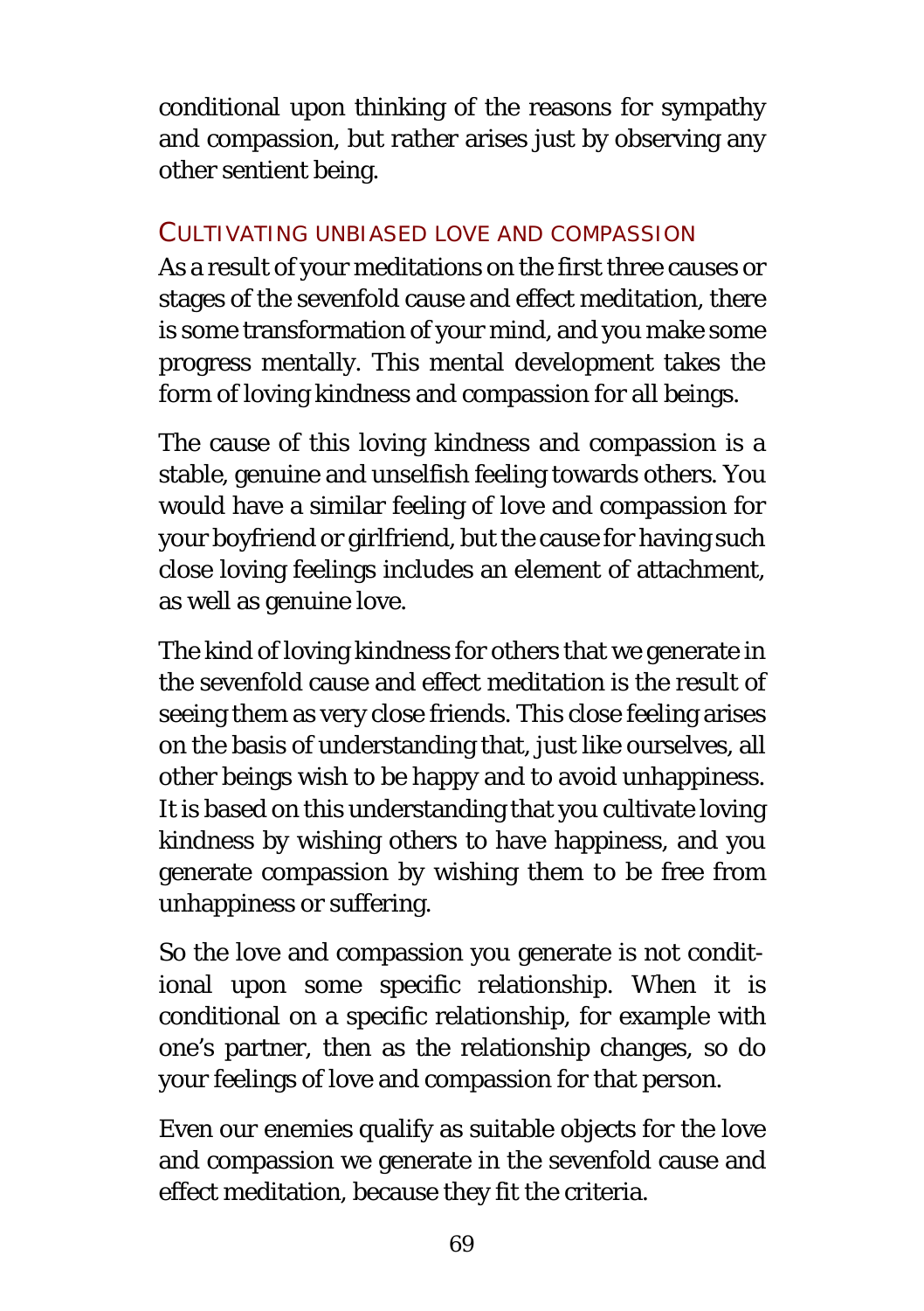conditional upon thinking of the reasons for sympathy and compassion, but rather arises just by observing any other sentient being.

## CULTIVATING UNBIASED LOVE AND COMPASSION

As a result of your meditations on the first three causes or stages of the sevenfold cause and effect meditation, there is some transformation of your mind, and you make some progress mentally. This mental development takes the form of loving kindness and compassion for all beings.

The cause of this loving kindness and compassion is a stable, genuine and unselfish feeling towards others. You would have a similar feeling of love and compassion for your boyfriend or girlfriend, but the cause for having such close loving feelings includes an element of attachment, as well as genuine love.

The kind of loving kindness for others that we generate in the sevenfold cause and effect meditation is the result of seeing them as very close friends. This close feeling arises on the basis of understanding that, just like ourselves, all other beings wish to be happy and to avoid unhappiness. It is based on this understanding that you cultivate loving kindness by wishing others to have happiness, and you generate compassion by wishing them to be free from unhappiness or suffering.

So the love and compassion you generate is not conditional upon some specific relationship. When it is conditional on a specific relationship, for example with one's partner, then as the relationship changes, so do your feelings of love and compassion for that person.

Even our enemies qualify as suitable objects for the love and compassion we generate in the sevenfold cause and effect meditation, because they fit the criteria.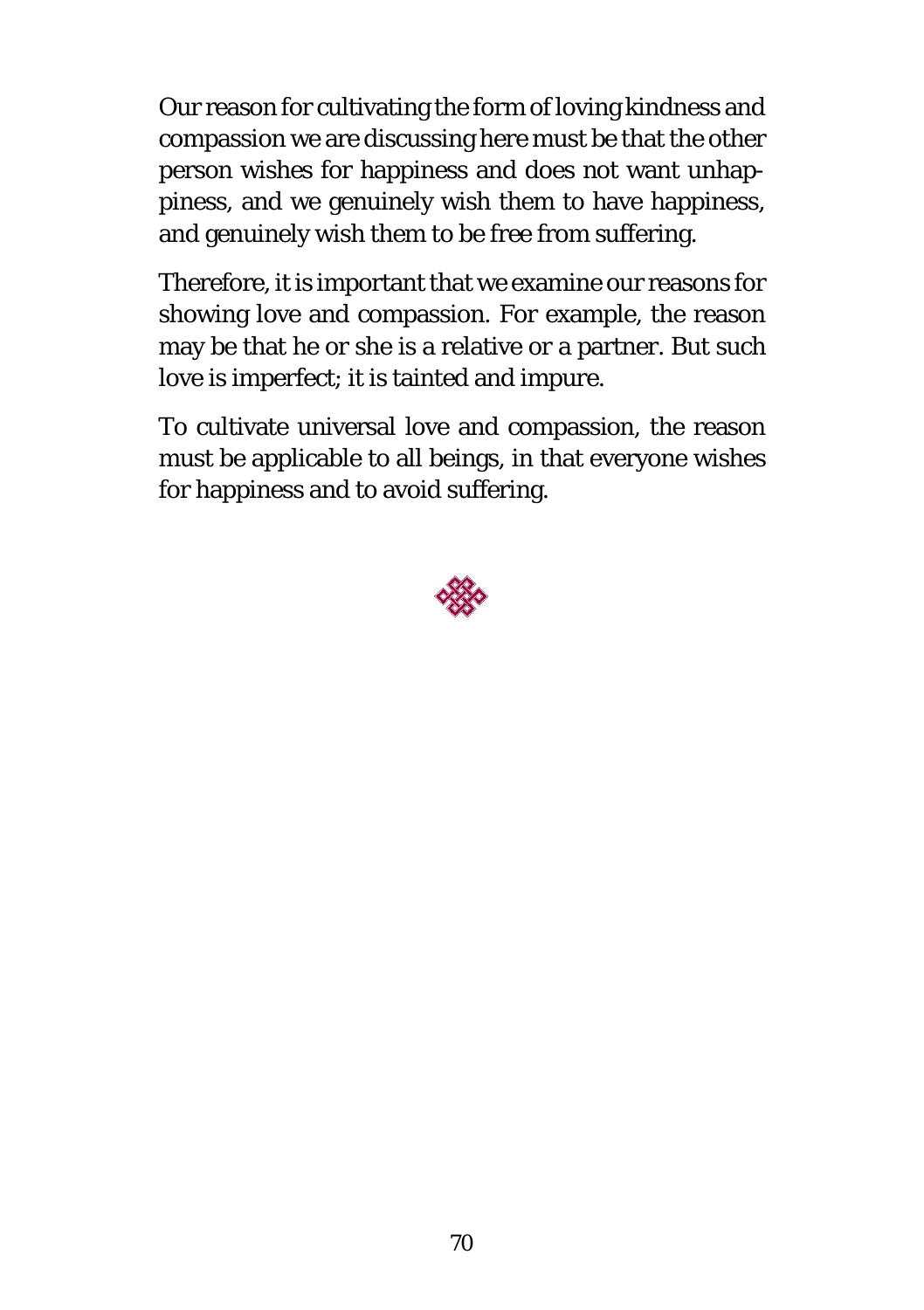Our reason for cultivating the form of loving kindness and compassion we are discussing here must be that the other person wishes for happiness and does not want unhappiness, and we genuinely wish them to have happiness, and genuinely wish them to be free from suffering.

Therefore, it is important that we examine our reasons for showing love and compassion. For example, the reason may be that he or she is a relative or a partner. But such love is imperfect; it is tainted and impure.

To cultivate universal love and compassion, the reason must be applicable to all beings, in that everyone wishes for happiness and to avoid suffering.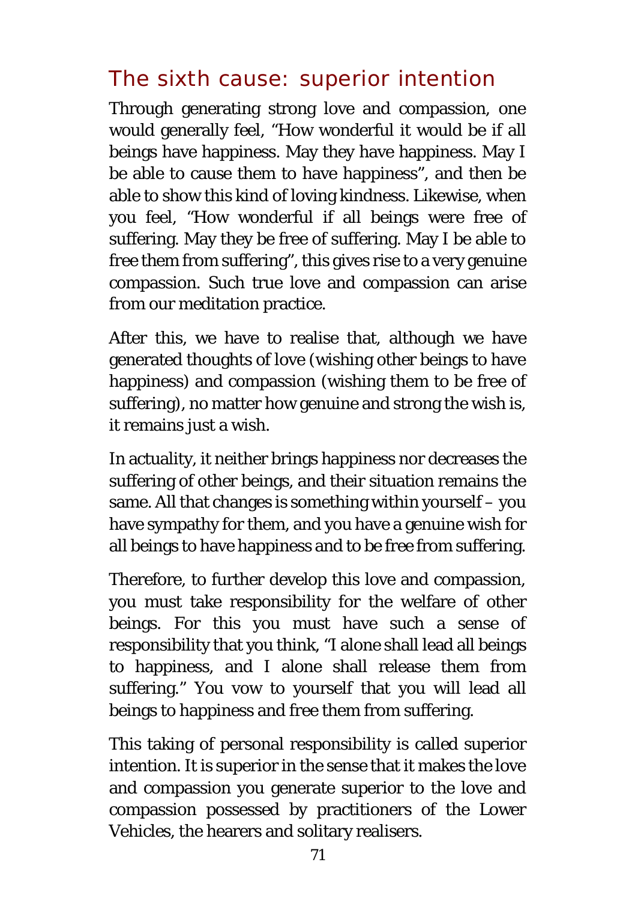## The sixth cause: superior intention

Through generating strong love and compassion, one would generally feel, "How wonderful it would be if all beings have happiness. May they have happiness. May I be able to cause them to have happiness", and then be able to show this kind of loving kindness. Likewise, when you feel, "How wonderful if all beings were free of suffering. May they be free of suffering. May I be able to free them from suffering", this gives rise to a very genuine compassion. Such true love and compassion can arise from our meditation practice.

After this, we have to realise that, although we have generated thoughts of love (wishing other beings to have happiness) and compassion (wishing them to be free of suffering), no matter how genuine and strong the wish is, it remains just a wish.

In actuality, it neither brings happiness nor decreases the suffering of other beings, and their situation remains the same. All that changes is something within yourself – you have sympathy for them, and you have a genuine wish for all beings to have happiness and to be free from suffering.

Therefore, to further develop this love and compassion, you must take responsibility for the welfare of other beings. For this you must have such a sense of responsibility that you think, "I alone shall lead all beings to happiness, and I alone shall release them from suffering." You vow to yourself that you will lead all beings to happiness and free them from suffering.

This taking of personal responsibility is called superior intention. It is superior in the sense that it makes the love and compassion you generate superior to the love and compassion possessed by practitioners of the Lower Vehicles, the hearers and solitary realisers.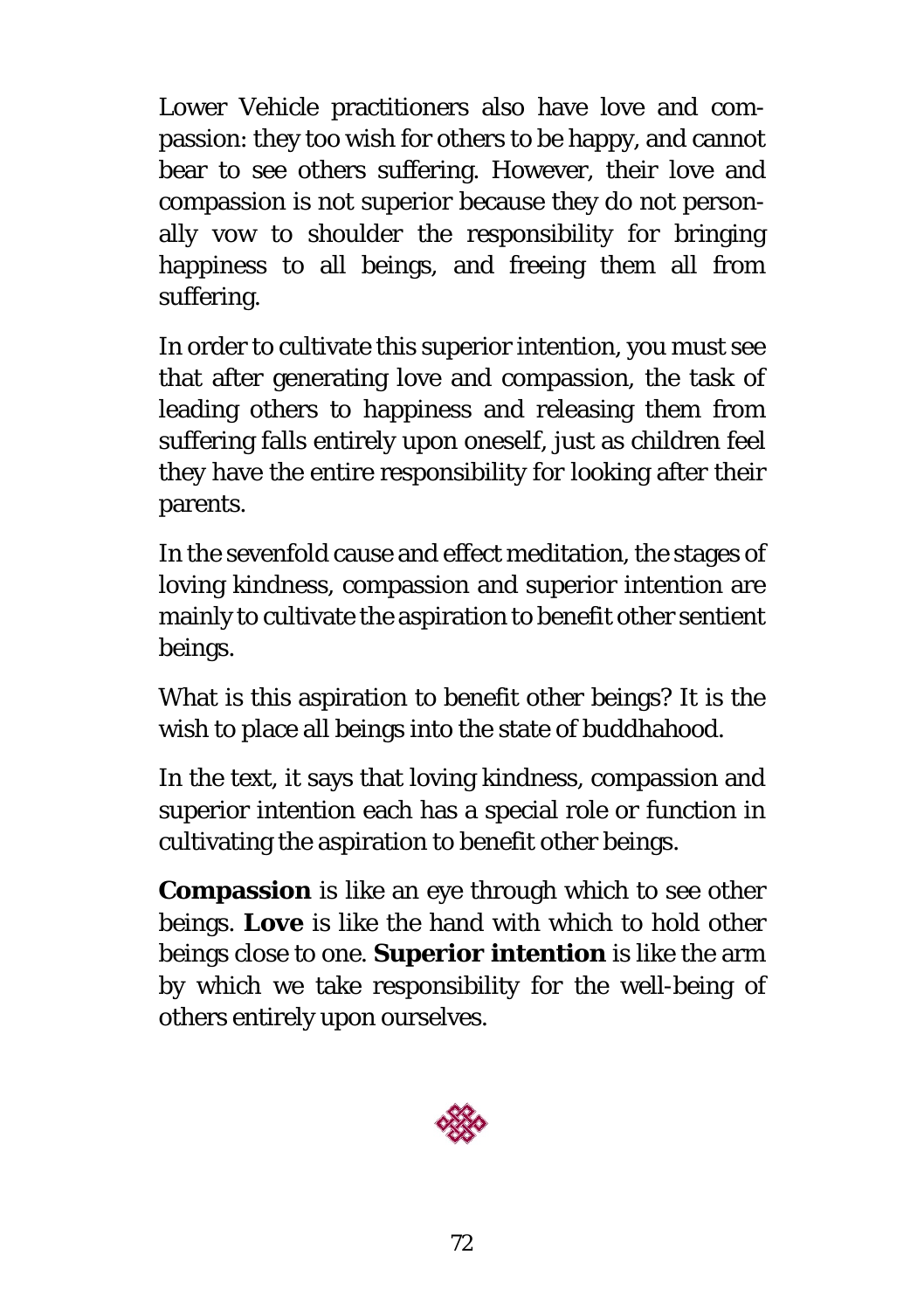Lower Vehicle practitioners also have love and compassion: they too wish for others to be happy, and cannot bear to see others suffering. However, their love and compassion is not superior because they do not personally vow to shoulder the responsibility for bringing happiness to all beings, and freeing them all from suffering.

In order to cultivate this superior intention, you must see that after generating love and compassion, the task of leading others to happiness and releasing them from suffering falls entirely upon oneself, just as children feel they have the entire responsibility for looking after their parents.

In the sevenfold cause and effect meditation, the stages of loving kindness, compassion and superior intention are mainly to cultivate the aspiration to benefit other sentient beings.

What is this aspiration to benefit other beings? It is the wish to place all beings into the state of buddhahood.

In the text, it says that loving kindness, compassion and superior intention each has a special role or function in cultivating the aspiration to benefit other beings.

**Compassion** is like an eye through which to see other beings. **Love** is like the hand with which to hold other beings close to one. **Superior intention** is like the arm by which we take responsibility for the well-being of others entirely upon ourselves.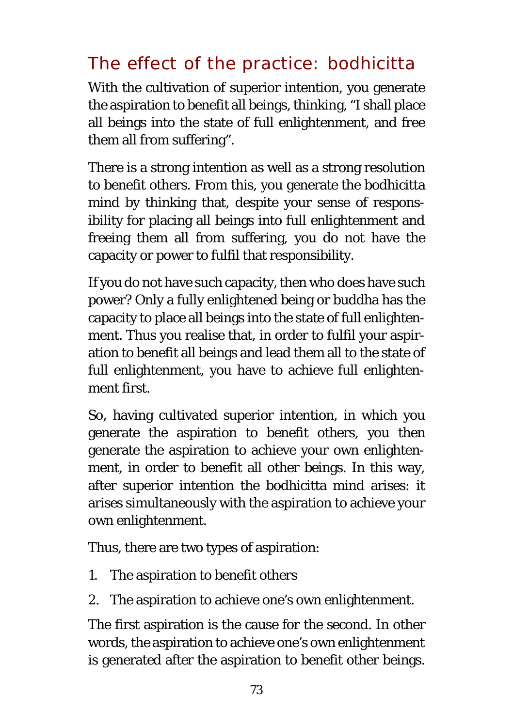## The effect of the practice: bodhicitta

With the cultivation of superior intention, you generate the aspiration to benefit all beings, thinking, "I shall place all beings into the state of full enlightenment, and free them all from suffering".

There is a strong intention as well as a strong resolution to benefit others. From this, you generate the bodhicitta mind by thinking that, despite your sense of responsibility for placing all beings into full enlightenment and freeing them all from suffering, you do not have the capacity or power to fulfil that responsibility.

If you do not have such capacity, then who does have such power? Only a fully enlightened being or buddha has the capacity to place all beings into the state of full enlightenment. Thus you realise that, in order to fulfil your aspiration to benefit all beings and lead them all to the state of full enlightenment, you have to achieve full enlightenment first.

So, having cultivated superior intention, in which you generate the aspiration to benefit others, you then generate the aspiration to achieve your own enlightenment, in order to benefit all other beings. In this way, after superior intention the bodhicitta mind arises: it arises simultaneously with the aspiration to achieve your own enlightenment.

Thus, there are two types of aspiration:

1. The aspiration to benefit others
2. The aspiration to achieve one's own enlightenment.

The first aspiration is the cause for the second. In other words, the aspiration to achieve one's own enlightenment is generated after the aspiration to benefit other beings.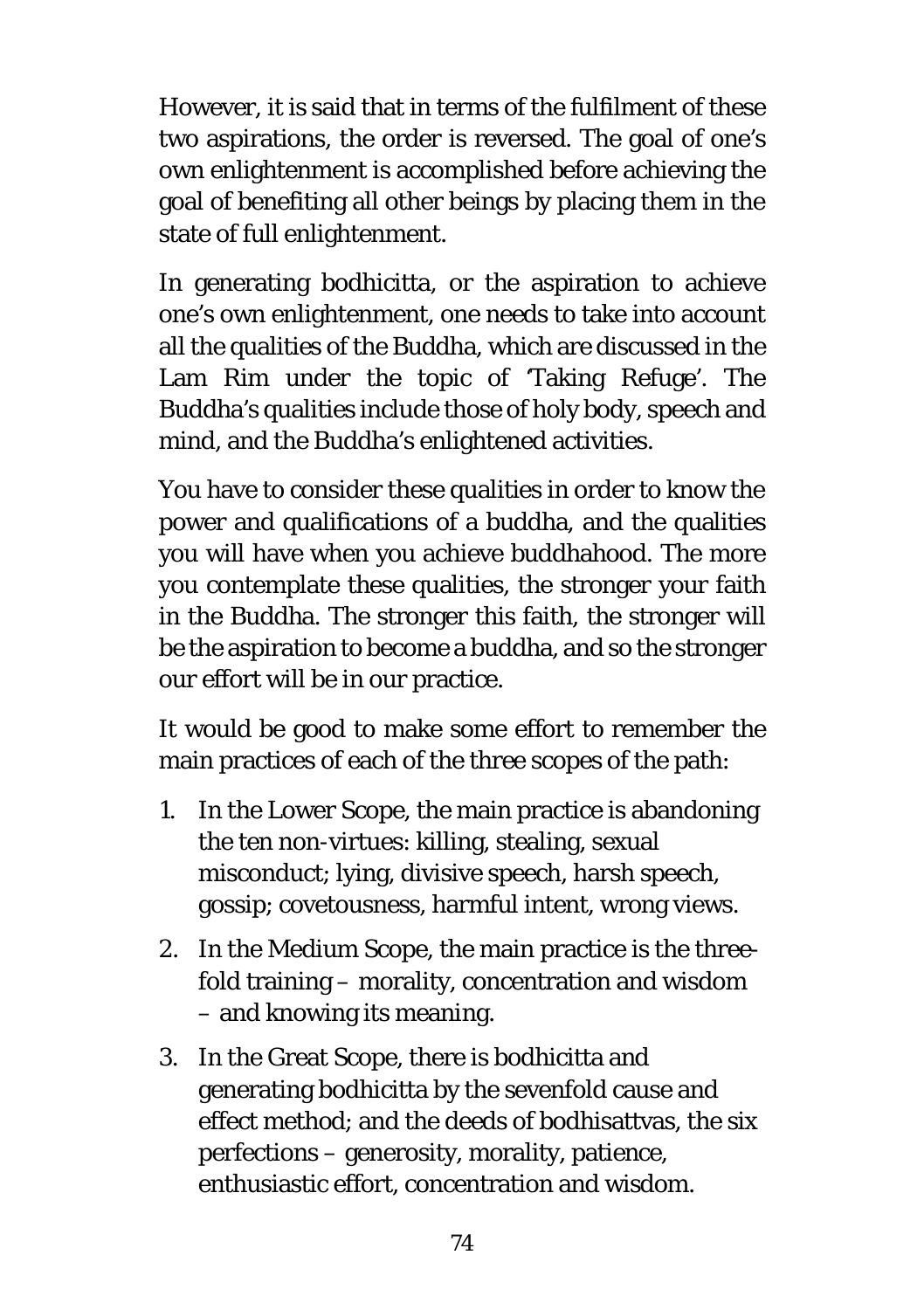However, it is said that in terms of the fulfilment of these two aspirations, the order is reversed. The goal of one's own enlightenment is accomplished before achieving the goal of benefiting all other beings by placing them in the state of full enlightenment.

In generating bodhicitta, or the aspiration to achieve one's own enlightenment, one needs to take into account all the qualities of the Buddha, which are discussed in the Lam Rim under the topic of 'Taking Refuge'. The Buddha's qualities include those of holy body, speech and mind, and the Buddha's enlightened activities.

You have to consider these qualities in order to know the power and qualifications of a buddha, and the qualities you will have when you achieve buddhahood. The more you contemplate these qualities, the stronger your faith in the Buddha. The stronger this faith, the stronger will be the aspiration to become a buddha, and so the stronger our effort will be in our practice.

It would be good to make some effort to remember the main practices of each of the three scopes of the path:

1. In the Lower Scope, the main practice is abandoning the ten non-virtues: killing, stealing, sexual misconduct; lying, divisive speech, harsh speech, gossip; covetousness, harmful intent, wrong views.
2. In the Medium Scope, the main practice is the threefold training – morality, concentration and wisdom – and knowing its meaning.
3. In the Great Scope, there is bodhicitta and generating bodhicitta by the sevenfold cause and effect method; and the deeds of bodhisattvas, the six perfections – generosity, morality, patience, enthusiastic effort, concentration and wisdom.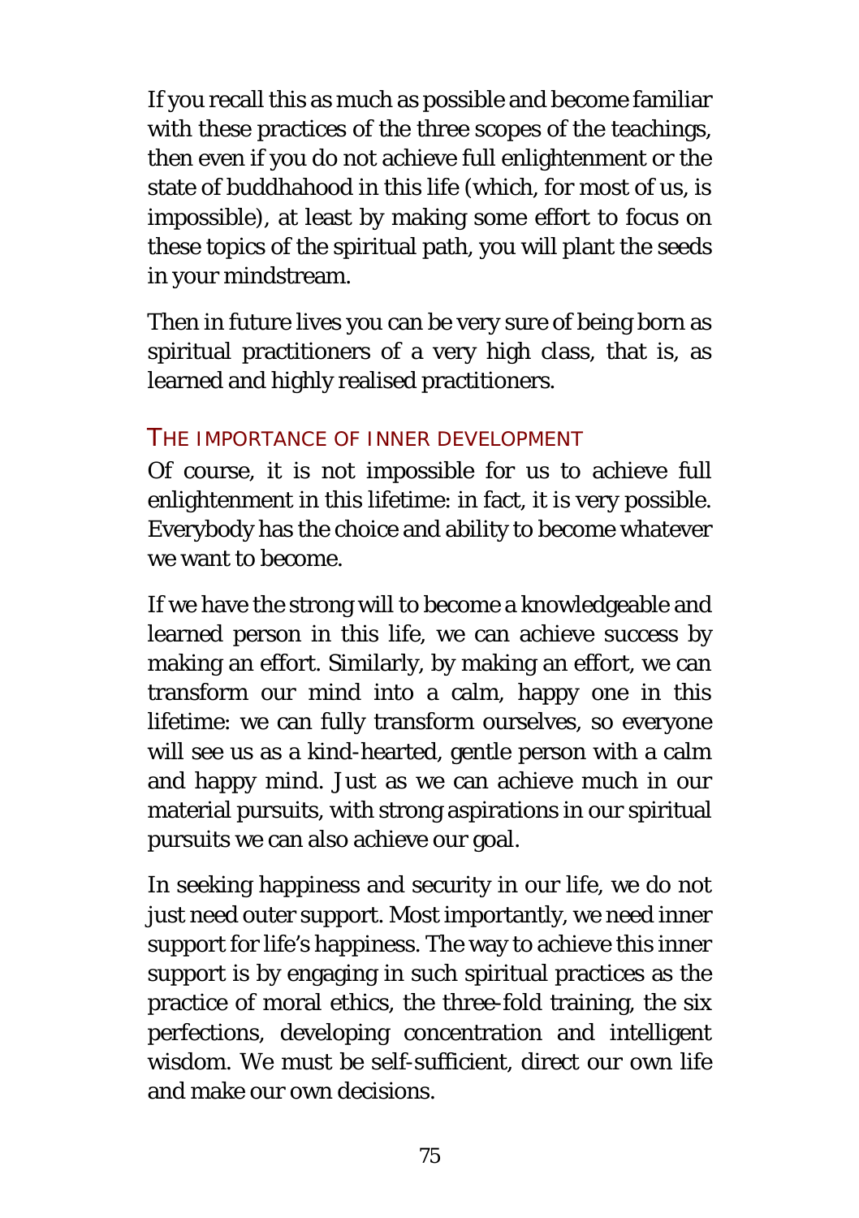If you recall this as much as possible and become familiar with these practices of the three scopes of the teachings, then even if you do not achieve full enlightenment or the state of buddhahood in this life (which, for most of us, is impossible), at least by making some effort to focus on these topics of the spiritual path, you will plant the seeds in your mindstream.

Then in future lives you can be very sure of being born as spiritual practitioners of a very high class, that is, as learned and highly realised practitioners.

## THE IMPORTANCE OF INNER DEVELOPMENT

Of course, it is not impossible for us to achieve full enlightenment in this lifetime: in fact, it is very possible. Everybody has the choice and ability to become whatever we want to become.

If we have the strong will to become a knowledgeable and learned person in this life, we can achieve success by making an effort. Similarly, by making an effort, we can transform our mind into a calm, happy one in this lifetime: we can fully transform ourselves, so everyone will see us as a kind-hearted, gentle person with a calm and happy mind. Just as we can achieve much in our material pursuits, with strong aspirations in our spiritual pursuits we can also achieve our goal.

In seeking happiness and security in our life, we do not just need outer support. Most importantly, we need inner support for life's happiness. The way to achieve this inner support is by engaging in such spiritual practices as the practice of moral ethics, the three-fold training, the six perfections, developing concentration and intelligent wisdom. We must be self-sufficient, direct our own life and make our own decisions.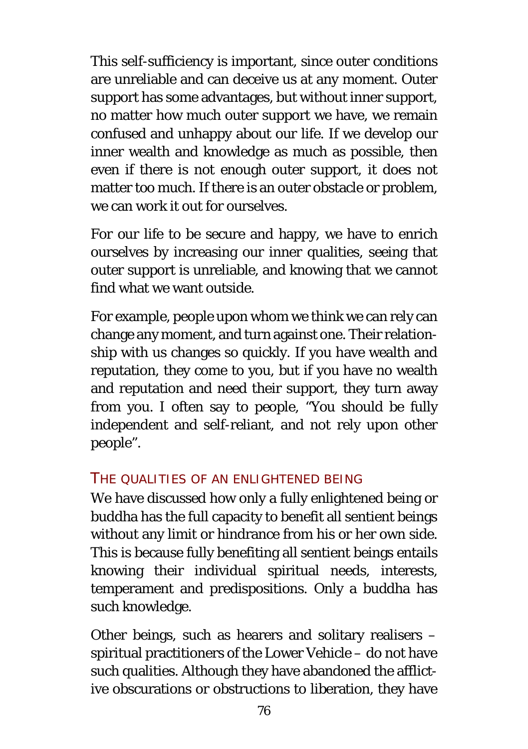This self-sufficiency is important, since outer conditions are unreliable and can deceive us at any moment. Outer support has some advantages, but without inner support, no matter how much outer support we have, we remain confused and unhappy about our life. If we develop our inner wealth and knowledge as much as possible, then even if there is not enough outer support, it does not matter too much. If there is an outer obstacle or problem, we can work it out for ourselves.

For our life to be secure and happy, we have to enrich ourselves by increasing our inner qualities, seeing that outer support is unreliable, and knowing that we cannot find what we want outside.

For example, people upon whom we think we can rely can change any moment, and turn against one. Their relationship with us changes so quickly. If you have wealth and reputation, they come to you, but if you have no wealth and reputation and need their support, they turn away from you. I often say to people, "You should be fully independent and self-reliant, and not rely upon other people".

## THE QUALITIES OF AN ENLIGHTENED BEING

We have discussed how only a fully enlightened being or buddha has the full capacity to benefit all sentient beings without any limit or hindrance from his or her own side. This is because fully benefiting all sentient beings entails knowing their individual spiritual needs, interests, temperament and predispositions. Only a buddha has such knowledge.

Other beings, such as hearers and solitary realisers – spiritual practitioners of the Lower Vehicle – do not have such qualities. Although they have abandoned the afflictive obscurations or obstructions to liberation, they have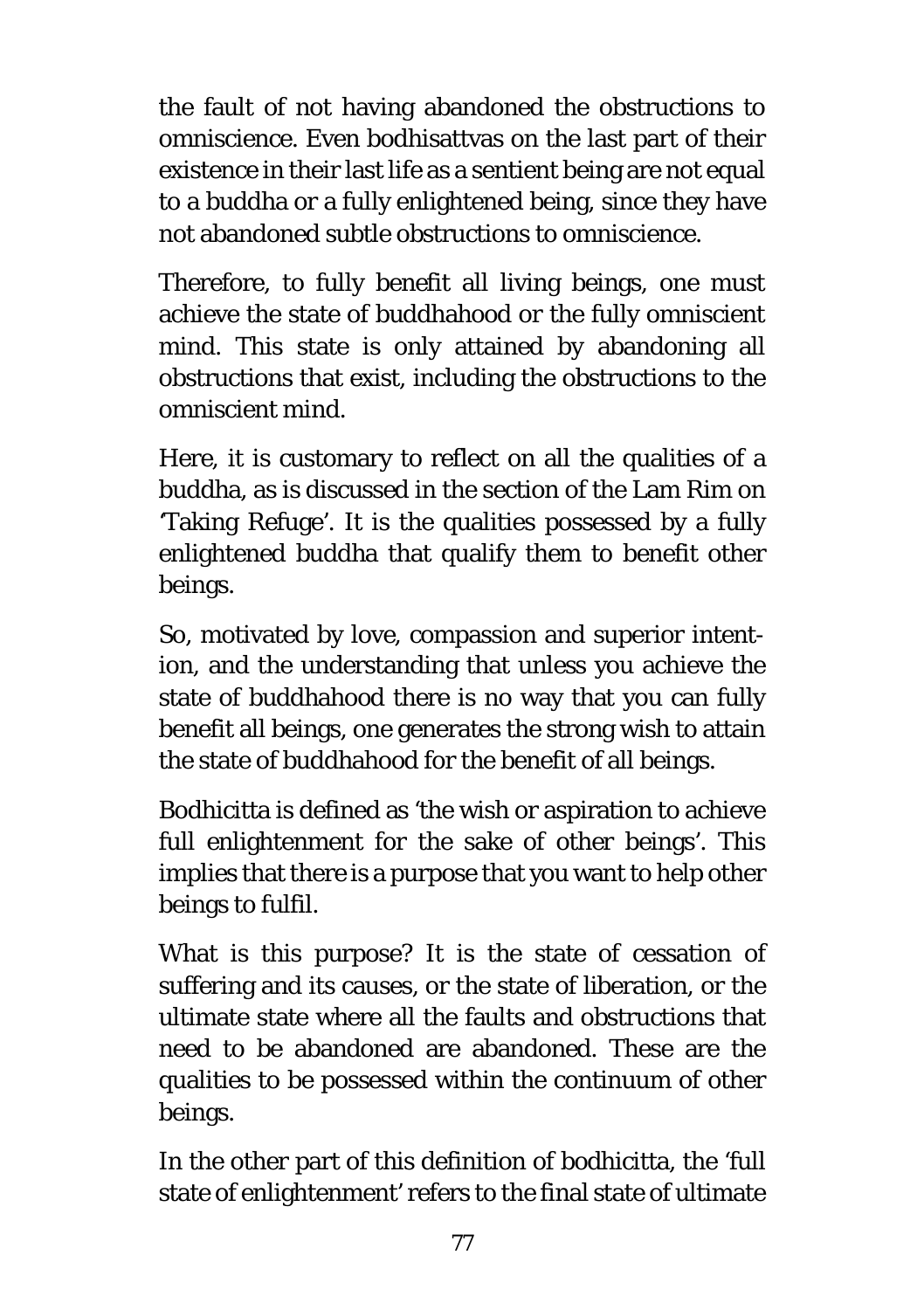the fault of not having abandoned the obstructions to omniscience. Even bodhisattvas on the last part of their existence in their last life as a sentient being are not equal to a buddha or a fully enlightened being, since they have not abandoned subtle obstructions to omniscience.

Therefore, to fully benefit all living beings, one must achieve the state of buddhahood or the fully omniscient mind. This state is only attained by abandoning all obstructions that exist, including the obstructions to the omniscient mind.

Here, it is customary to reflect on all the qualities of a buddha, as is discussed in the section of the Lam Rim on 'Taking Refuge'. It is the qualities possessed by a fully enlightened buddha that qualify them to benefit other beings.

So, motivated by love, compassion and superior intention, and the understanding that unless you achieve the state of buddhahood there is no way that you can fully benefit all beings, one generates the strong wish to attain the state of buddhahood for the benefit of all beings.

Bodhicitta is defined as 'the wish or aspiration to achieve full enlightenment for the sake of other beings'. This implies that there is a purpose that you want to help other beings to fulfil.

What is this purpose? It is the state of cessation of suffering and its causes, or the state of liberation, or the ultimate state where all the faults and obstructions that need to be abandoned are abandoned. These are the qualities to be possessed within the continuum of other beings.

In the other part of this definition of bodhicitta, the 'full state of enlightenment' refers to the final state of ultimate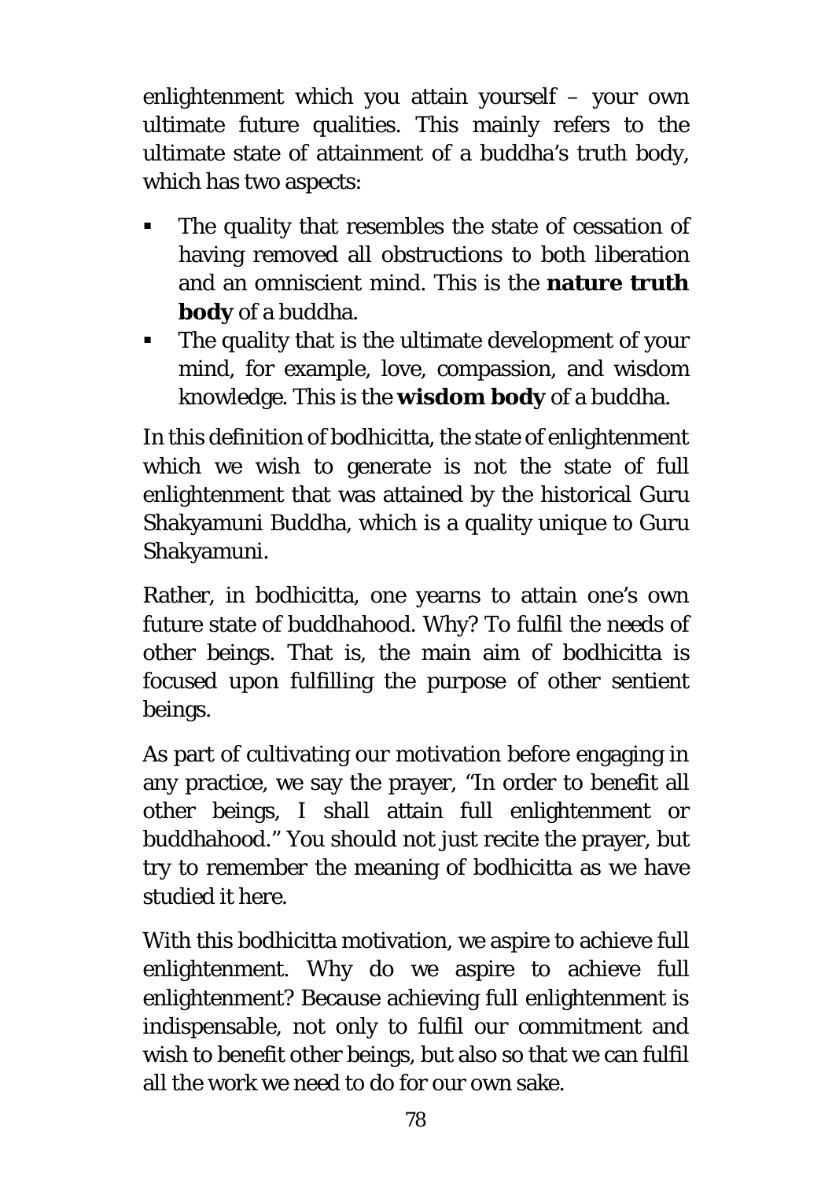enlightenment which you attain yourself – your own ultimate future qualities. This mainly refers to the ultimate state of attainment of a buddha's truth body, which has two aspects:

- The quality that resembles the state of cessation of having removed all obstructions to both liberation and an omniscient mind. This is the **nature truth body** of a buddha.
- The quality that is the ultimate development of your mind, for example, love, compassion, and wisdom knowledge. This is the **wisdom body** of a buddha.

In this definition of bodhicitta, the state of enlightenment which we wish to generate is not the state of full enlightenment that was attained by the historical Guru Shakyamuni Buddha, which is a quality unique to Guru Shakyamuni.

Rather, in bodhicitta, one yearns to attain one's own future state of buddhahood. Why? To fulfil the needs of other beings. That is, the main aim of bodhicitta is focused upon fulfilling the purpose of other sentient beings.

As part of cultivating our motivation before engaging in any practice, we say the prayer, "In order to benefit all other beings, I shall attain full enlightenment or buddhahood." You should not just recite the prayer, but try to remember the meaning of bodhicitta as we have studied it here.

With this bodhicitta motivation, we aspire to achieve full enlightenment. Why do we aspire to achieve full enlightenment? Because achieving full enlightenment is indispensable, not only to fulfil our commitment and wish to benefit other beings, but also so that we can fulfil all the work we need to do for our own sake.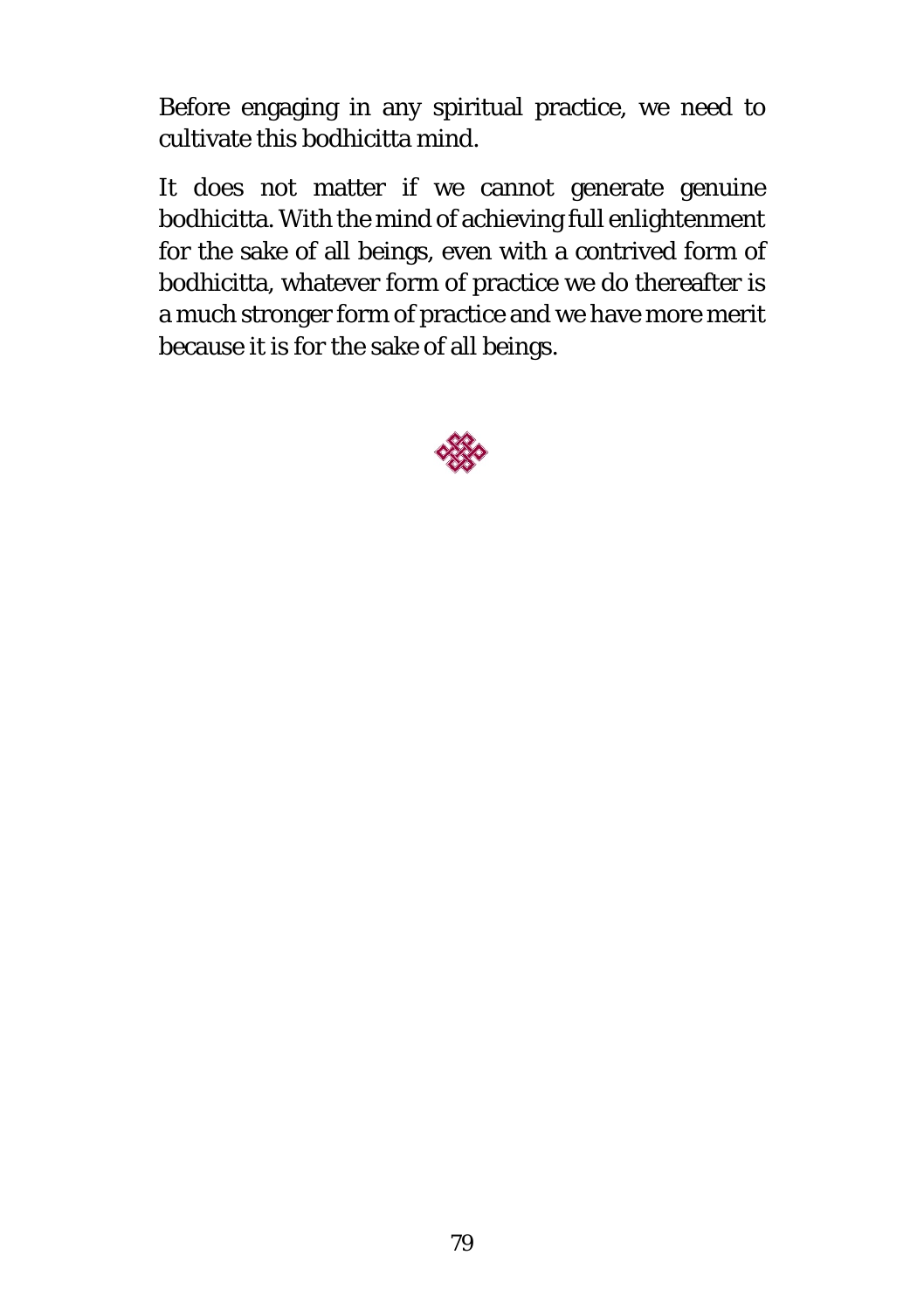Before engaging in any spiritual practice, we need to cultivate this bodhicitta mind.

It does not matter if we cannot generate genuine bodhicitta. With the mind of achieving full enlightenment for the sake of all beings, even with a contrived form of bodhicitta, whatever form of practice we do thereafter is a much stronger form of practice and we have more merit because it is for the sake of all beings.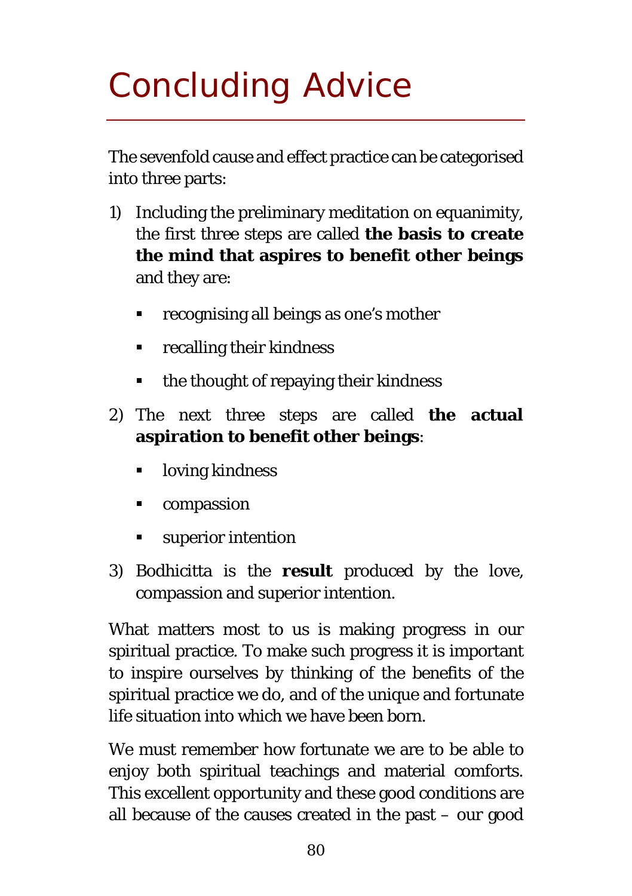# Concluding Advice

The sevenfold cause and effect practice can be categorised into three parts:

1) Including the preliminary meditation on equanimity, the first three steps are called **the basis to create the mind that aspires to benefit other beings** and they are:

    - recognising all beings as one's mother
    - recalling their kindness
    - the thought of repaying their kindness

2) The next three steps are called **the actual aspiration to benefit other beings**:

    - loving kindness
    - compassion
    - superior intention

3) Bodhicitta is the **result** produced by the love, compassion and superior intention.

What matters most to us is making progress in our spiritual practice. To make such progress it is important to inspire ourselves by thinking of the benefits of the spiritual practice we do, and of the unique and fortunate life situation into which we have been born.

We must remember how fortunate we are to be able to enjoy both spiritual teachings and material comforts. This excellent opportunity and these good conditions are all because of the causes created in the past – our good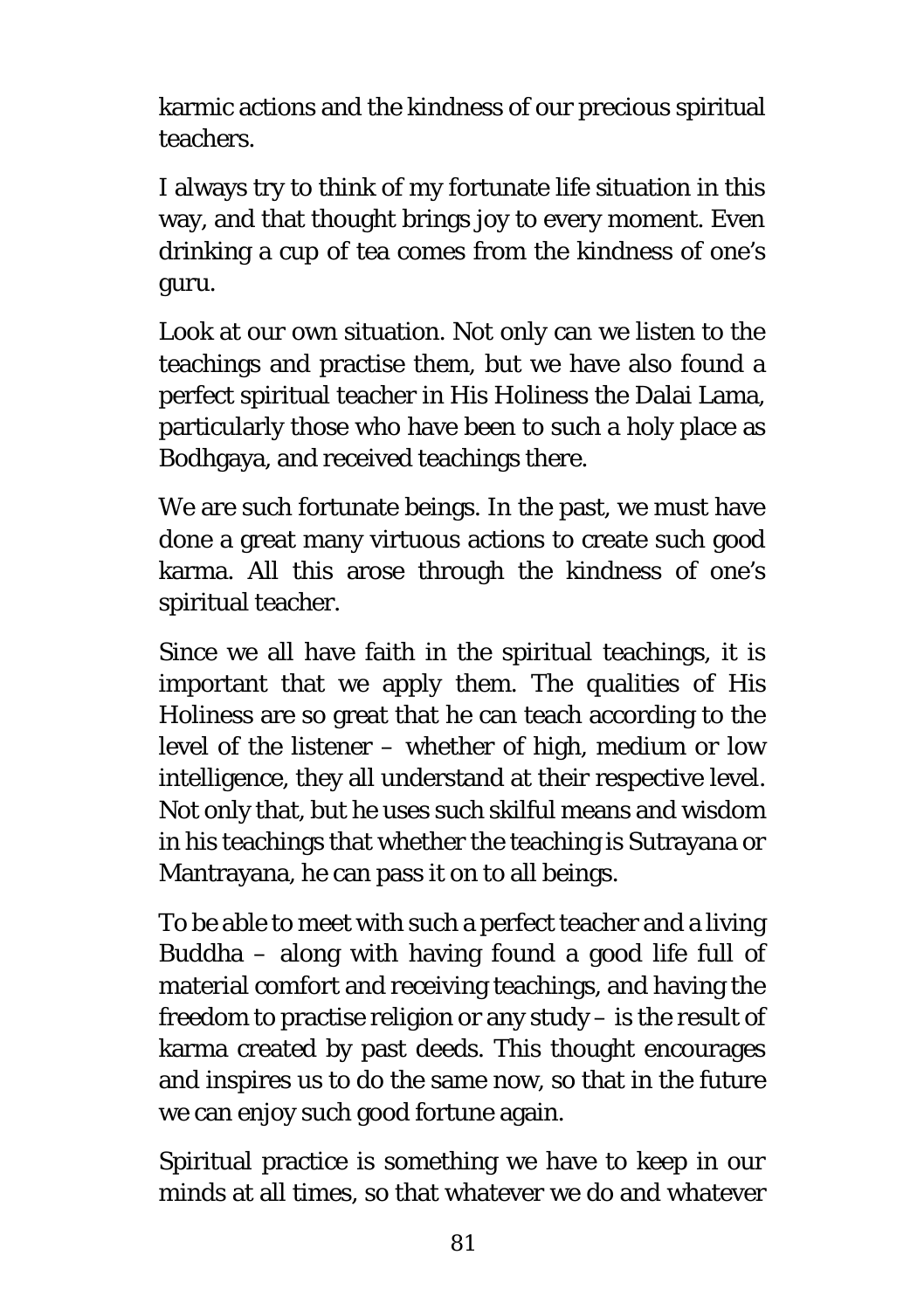karmic actions and the kindness of our precious spiritual teachers.

I always try to think of my fortunate life situation in this way, and that thought brings joy to every moment. Even drinking a cup of tea comes from the kindness of one's guru.

Look at our own situation. Not only can we listen to the teachings and practise them, but we have also found a perfect spiritual teacher in His Holiness the Dalai Lama, particularly those who have been to such a holy place as Bodhgaya, and received teachings there.

We are such fortunate beings. In the past, we must have done a great many virtuous actions to create such good karma. All this arose through the kindness of one's spiritual teacher.

Since we all have faith in the spiritual teachings, it is important that we apply them. The qualities of His Holiness are so great that he can teach according to the level of the listener – whether of high, medium or low intelligence, they all understand at their respective level. Not only that, but he uses such skilful means and wisdom in his teachings that whether the teaching is Sutrayana or Mantrayana, he can pass it on to all beings.

To be able to meet with such a perfect teacher and a living Buddha – along with having found a good life full of material comfort and receiving teachings, and having the freedom to practise religion or any study – is the result of karma created by past deeds. This thought encourages and inspires us to do the same now, so that in the future we can enjoy such good fortune again.

Spiritual practice is something we have to keep in our minds at all times, so that whatever we do and whatever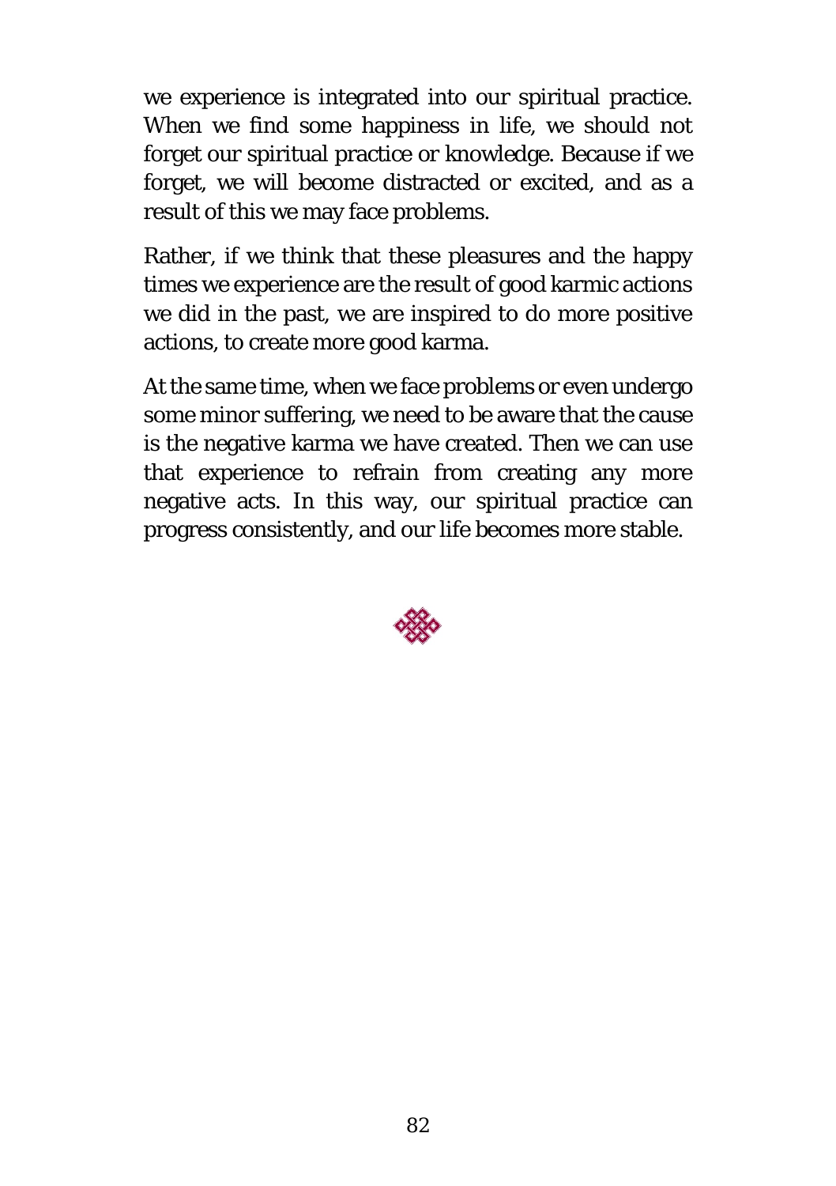we experience is integrated into our spiritual practice. When we find some happiness in life, we should not forget our spiritual practice or knowledge. Because if we forget, we will become distracted or excited, and as a result of this we may face problems.

Rather, if we think that these pleasures and the happy times we experience are the result of good karmic actions we did in the past, we are inspired to do more positive actions, to create more good karma.

At the same time, when we face problems or even undergo some minor suffering, we need to be aware that the cause is the negative karma we have created. Then we can use that experience to refrain from creating any more negative acts. In this way, our spiritual practice can progress consistently, and our life becomes more stable.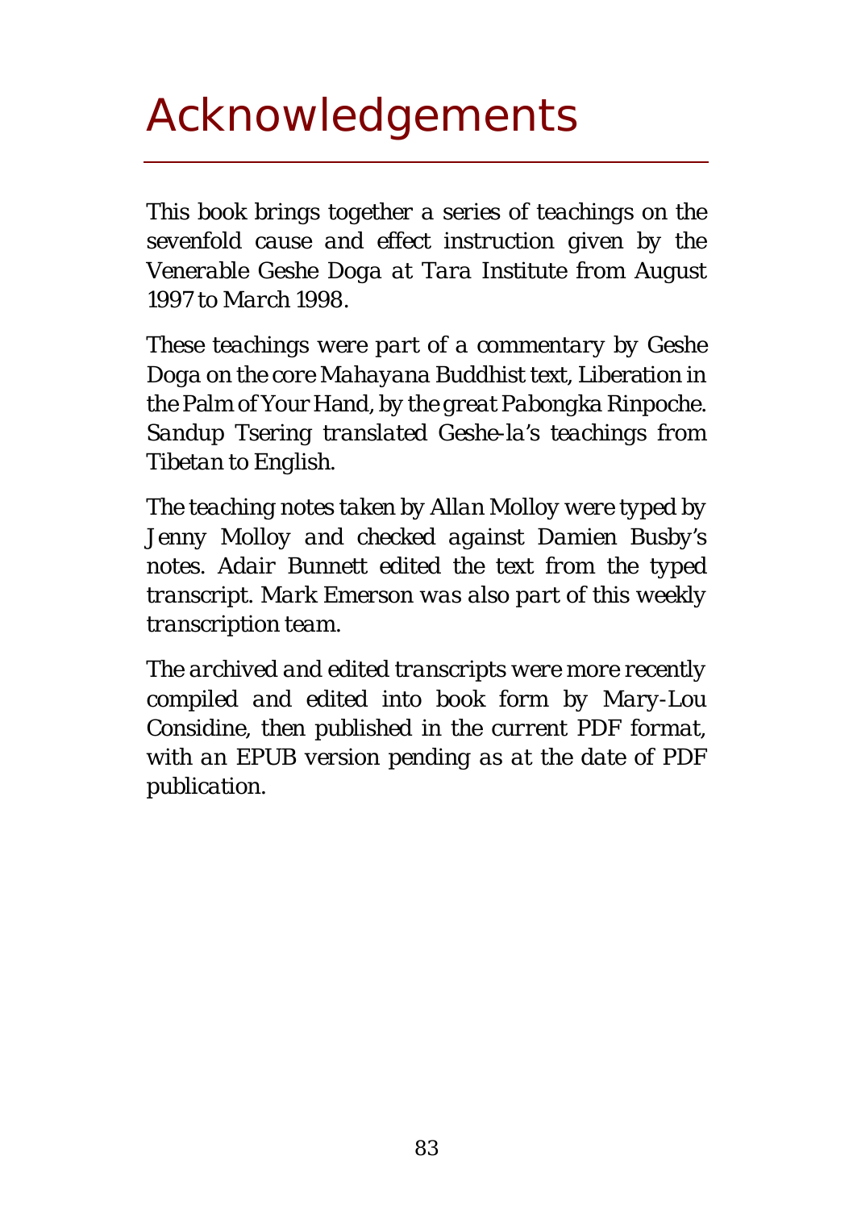# Acknowledgements

*This book brings together a series of teachings on the sevenfold cause and effect instruction given by the Venerable Geshe Doga at Tara Institute from August 1997 to March 1998.*

*These teachings were part of a commentary by Geshe Doga on the core Mahayana Buddhist text, Liberation in the Palm of Your Hand, by the great Pabongka Rinpoche. Sandup Tsering translated Geshe-la's teachings from Tibetan to English.*

*The teaching notes taken by Allan Molloy were typed by Jenny Molloy and checked against Damien Busby's notes. Adair Bunnett edited the text from the typed transcript. Mark Emerson was also part of this weekly transcription team.*

*The archived and edited transcripts were more recently compiled and edited into book form by Mary-Lou Considine, then published in the current PDF format, with an EPUB version pending as at the date of PDF publication.*